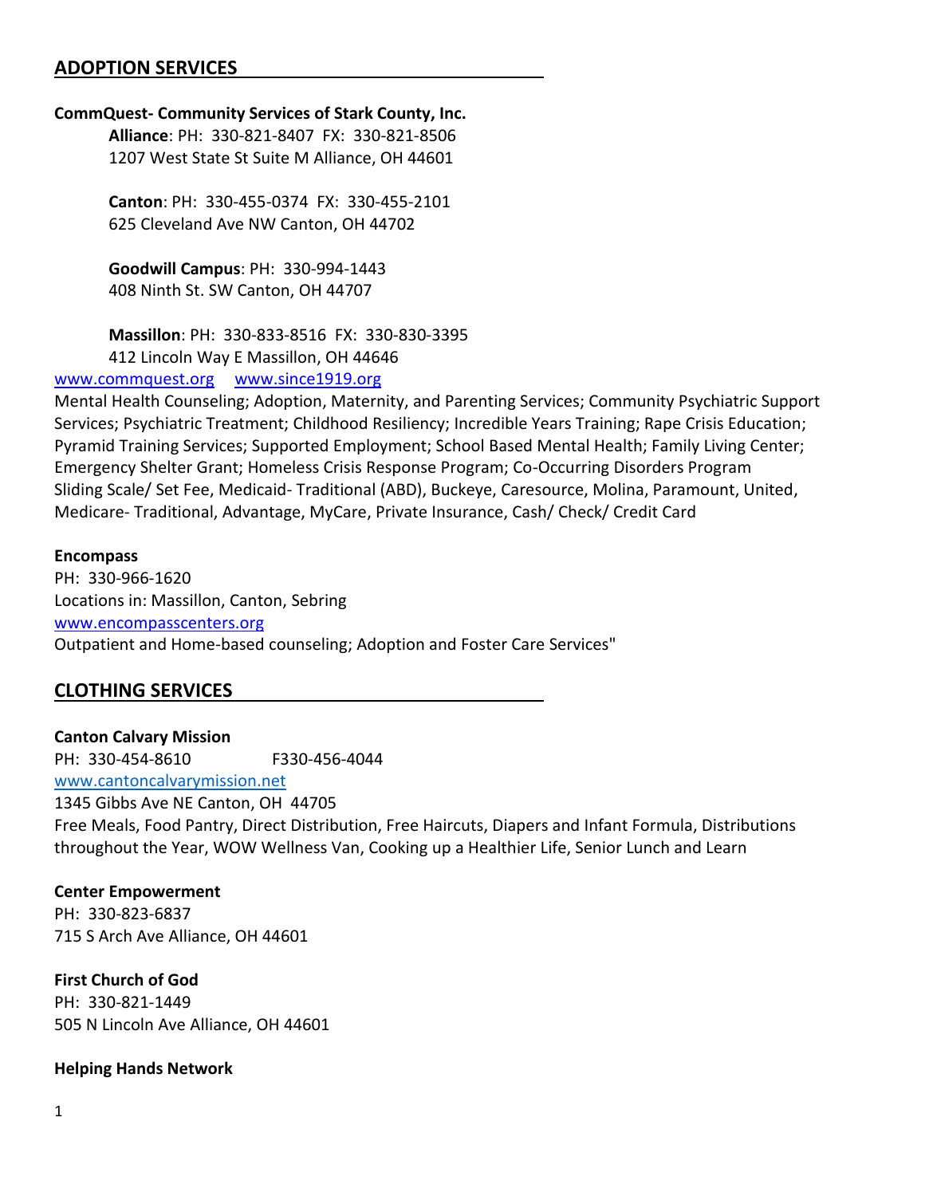## ADOPTION SERVICES

**CommQuest- Community Services of Stark County, Inc.**

**Alliance**: PH: 330-821-8407 FX: 330-821-8506
1207 West State St Suite M Alliance, OH 44601

**Canton**: PH: 330-455-0374 FX: 330-455-2101
625 Cleveland Ave NW Canton, OH 44702

**Goodwill Campus**: PH: 330-994-1443
408 Ninth St. SW Canton, OH 44707

**Massillon**: PH: 330-833-8516 FX: 330-830-3395
412 Lincoln Way E Massillon, OH 44646

www.commquest.org www.since1919.org

Mental Health Counseling; Adoption, Maternity, and Parenting Services; Community Psychiatric Support Services; Psychiatric Treatment; Childhood Resiliency; Incredible Years Training; Rape Crisis Education; Pyramid Training Services; Supported Employment; School Based Mental Health; Family Living Center; Emergency Shelter Grant; Homeless Crisis Response Program; Co-Occurring Disorders Program
Sliding Scale/ Set Fee, Medicaid- Traditional (ABD), Buckeye, Caresource, Molina, Paramount, United, Medicare- Traditional, Advantage, MyCare, Private Insurance, Cash/ Check/ Credit Card

**Encompass**
PH: 330-966-1620
Locations in: Massillon, Canton, Sebring
www.encompasscenters.org
Outpatient and Home-based counseling; Adoption and Foster Care Services"

## CLOTHING SERVICES

**Canton Calvary Mission**
PH: 330-454-8610 F330-456-4044
www.cantoncalvarymission.net
1345 Gibbs Ave NE Canton, OH 44705
Free Meals, Food Pantry, Direct Distribution, Free Haircuts, Diapers and Infant Formula, Distributions throughout the Year, WOW Wellness Van, Cooking up a Healthier Life, Senior Lunch and Learn

**Center Empowerment**
PH: 330-823-6837
715 S Arch Ave Alliance, OH 44601

**First Church of God**
PH: 330-821-1449
505 N Lincoln Ave Alliance, OH 44601

**Helping Hands Network**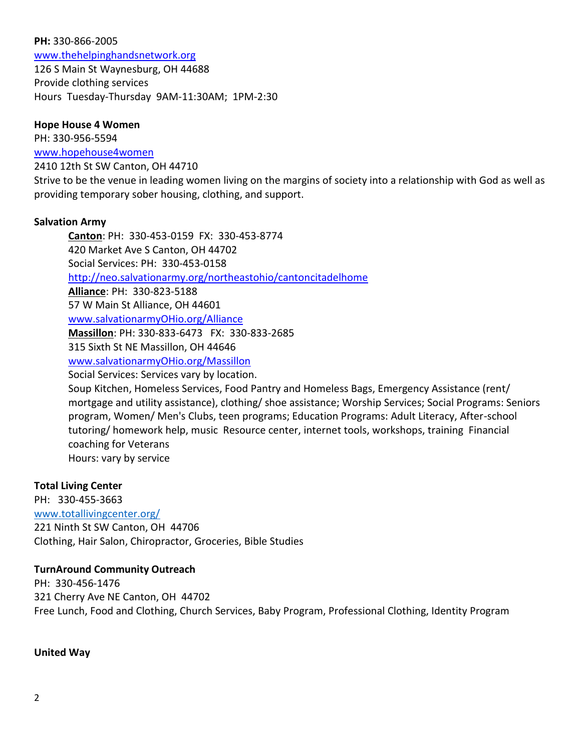**PH:** 330-866-2005
www.thehelpinghandsnetwork.org
126 S Main St Waynesburg, OH 44688
Provide clothing services
Hours Tuesday-Thursday 9AM-11:30AM; 1PM-2:30

**Hope House 4 Women**
PH: 330-956-5594
www.hopehouse4women
2410 12th St SW Canton, OH 44710
Strive to be the venue in leading women living on the margins of society into a relationship with God as well as providing temporary sober housing, clothing, and support.

**Salvation Army**

**Canton**: PH: 330-453-0159 FX: 330-453-8774
420 Market Ave S Canton, OH 44702
Social Services: PH: 330-453-0158
http://neo.salvationarmy.org/northeastohio/cantoncitadelhome
**Alliance**: PH: 330-823-5188
57 W Main St Alliance, OH 44601
www.salvationarmyOHio.org/Alliance
**Massillon**: PH: 330-833-6473 FX: 330-833-2685
315 Sixth St NE Massillon, OH 44646
www.salvationarmyOHio.org/Massillon
Social Services: Services vary by location.
Soup Kitchen, Homeless Services, Food Pantry and Homeless Bags, Emergency Assistance (rent/ mortgage and utility assistance), clothing/ shoe assistance; Worship Services; Social Programs: Seniors program, Women/ Men's Clubs, teen programs; Education Programs: Adult Literacy, After-school tutoring/ homework help, music Resource center, internet tools, workshops, training Financial coaching for Veterans
Hours: vary by service

**Total Living Center**
PH: 330-455-3663
www.totallivingcenter.org/
221 Ninth St SW Canton, OH 44706
Clothing, Hair Salon, Chiropractor, Groceries, Bible Studies

**TurnAround Community Outreach**
PH: 330-456-1476
321 Cherry Ave NE Canton, OH 44702
Free Lunch, Food and Clothing, Church Services, Baby Program, Professional Clothing, Identity Program

**United Way**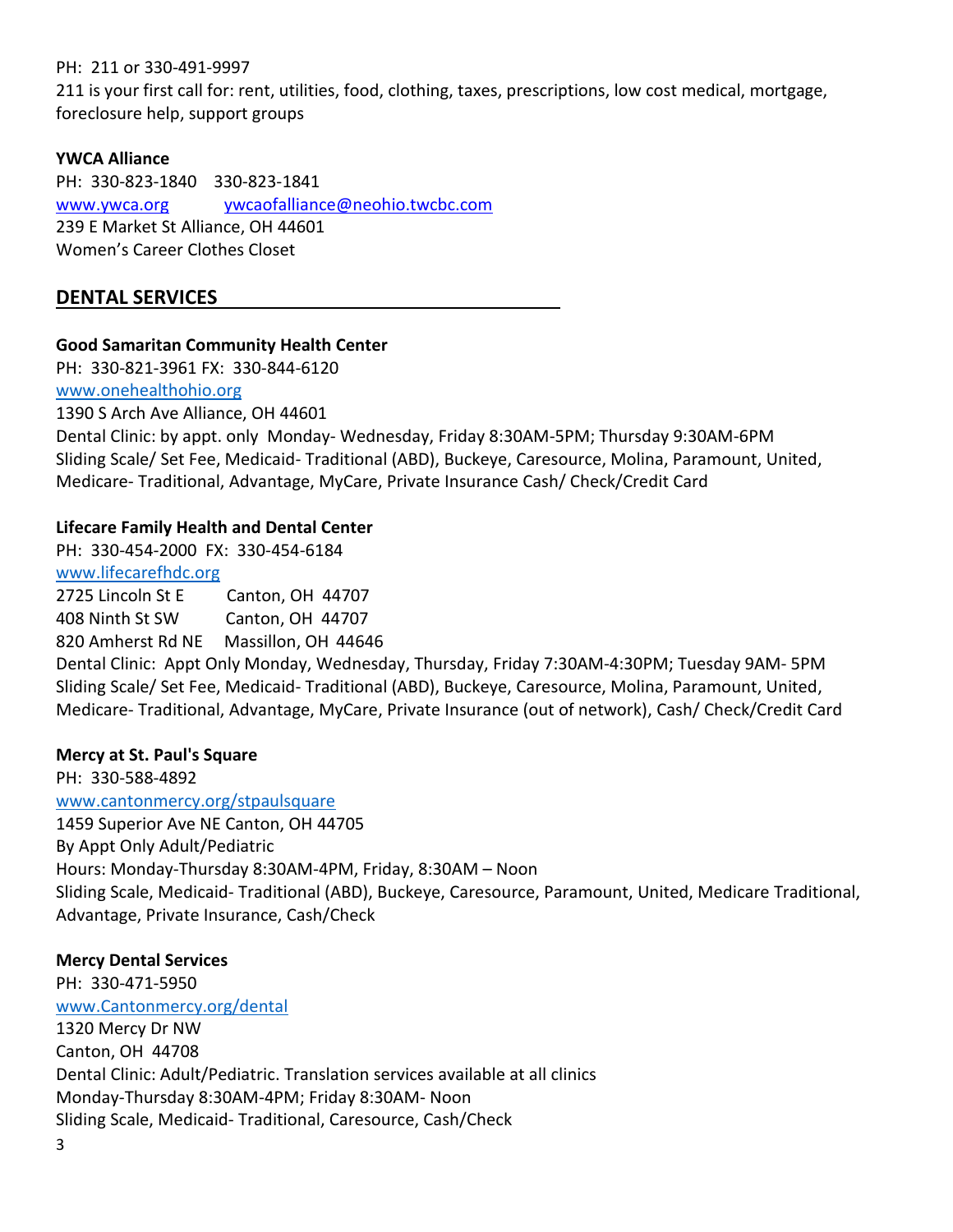PH: 211 or 330-491-9997
211 is your first call for: rent, utilities, food, clothing, taxes, prescriptions, low cost medical, mortgage, foreclosure help, support groups

**YWCA Alliance**
PH: 330-823-1840 330-823-1841
www.ywca.org ywcaofalliance@neohio.twcbc.com
239 E Market St Alliance, OH 44601
Women's Career Clothes Closet

## DENTAL SERVICES

**Good Samaritan Community Health Center**
PH: 330-821-3961 FX: 330-844-6120
www.onehealthohio.org
1390 S Arch Ave Alliance, OH 44601
Dental Clinic: by appt. only Monday- Wednesday, Friday 8:30AM-5PM; Thursday 9:30AM-6PM
Sliding Scale/ Set Fee, Medicaid- Traditional (ABD), Buckeye, Caresource, Molina, Paramount, United, Medicare- Traditional, Advantage, MyCare, Private Insurance Cash/ Check/Credit Card

**Lifecare Family Health and Dental Center**
PH: 330-454-2000 FX: 330-454-6184
www.lifecarefhdc.org
2725 Lincoln St E Canton, OH 44707
408 Ninth St SW Canton, OH 44707
820 Amherst Rd NE Massillon, OH 44646
Dental Clinic: Appt Only Monday, Wednesday, Thursday, Friday 7:30AM-4:30PM; Tuesday 9AM- 5PM
Sliding Scale/ Set Fee, Medicaid- Traditional (ABD), Buckeye, Caresource, Molina, Paramount, United, Medicare- Traditional, Advantage, MyCare, Private Insurance (out of network), Cash/ Check/Credit Card

**Mercy at St. Paul's Square**
PH: 330-588-4892
www.cantonmercy.org/stpaulsquare
1459 Superior Ave NE Canton, OH 44705
By Appt Only Adult/Pediatric
Hours: Monday-Thursday 8:30AM-4PM, Friday, 8:30AM – Noon
Sliding Scale, Medicaid- Traditional (ABD), Buckeye, Caresource, Paramount, United, Medicare Traditional, Advantage, Private Insurance, Cash/Check

**Mercy Dental Services**
PH: 330-471-5950
www.Cantonmercy.org/dental
1320 Mercy Dr NW
Canton, OH 44708
Dental Clinic: Adult/Pediatric. Translation services available at all clinics
Monday-Thursday 8:30AM-4PM; Friday 8:30AM- Noon
Sliding Scale, Medicaid- Traditional, Caresource, Cash/Check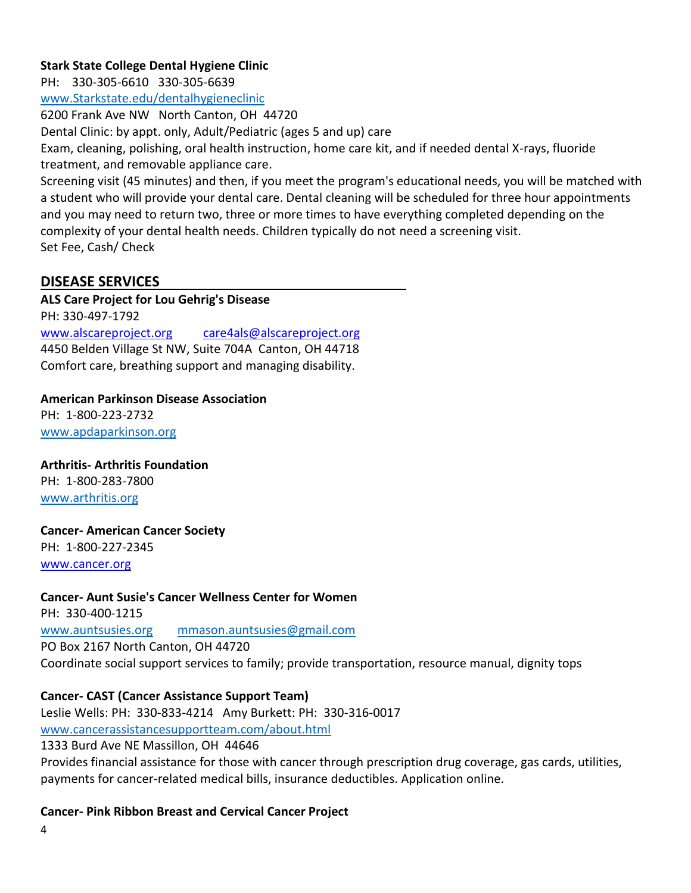**Stark State College Dental Hygiene Clinic**
PH: 330-305-6610 330-305-6639
www.Starkstate.edu/dentalhygieneclinic
6200 Frank Ave NW North Canton, OH 44720
Dental Clinic: by appt. only, Adult/Pediatric (ages 5 and up) care
Exam, cleaning, polishing, oral health instruction, home care kit, and if needed dental X-rays, fluoride treatment, and removable appliance care.
Screening visit (45 minutes) and then, if you meet the program's educational needs, you will be matched with a student who will provide your dental care. Dental cleaning will be scheduled for three hour appointments and you may need to return two, three or more times to have everything completed depending on the complexity of your dental health needs. Children typically do not need a screening visit.
Set Fee, Cash/ Check

## DISEASE SERVICES

**ALS Care Project for Lou Gehrig's Disease**
PH: 330-497-1792
www.alscareproject.org care4als@alscareproject.org
4450 Belden Village St NW, Suite 704A Canton, OH 44718
Comfort care, breathing support and managing disability.

**American Parkinson Disease Association**
PH: 1-800-223-2732
www.apdaparkinson.org

**Arthritis- Arthritis Foundation**
PH: 1-800-283-7800
www.arthritis.org

**Cancer- American Cancer Society**
PH: 1-800-227-2345
www.cancer.org

**Cancer- Aunt Susie's Cancer Wellness Center for Women**
PH: 330-400-1215
www.auntsusies.org mmason.auntsusies@gmail.com
PO Box 2167 North Canton, OH 44720
Coordinate social support services to family; provide transportation, resource manual, dignity tops

**Cancer- CAST (Cancer Assistance Support Team)**
Leslie Wells: PH: 330-833-4214 Amy Burkett: PH: 330-316-0017
www.cancerassistancesupportteam.com/about.html
1333 Burd Ave NE Massillon, OH 44646
Provides financial assistance for those with cancer through prescription drug coverage, gas cards, utilities, payments for cancer-related medical bills, insurance deductibles. Application online.

**Cancer- Pink Ribbon Breast and Cervical Cancer Project**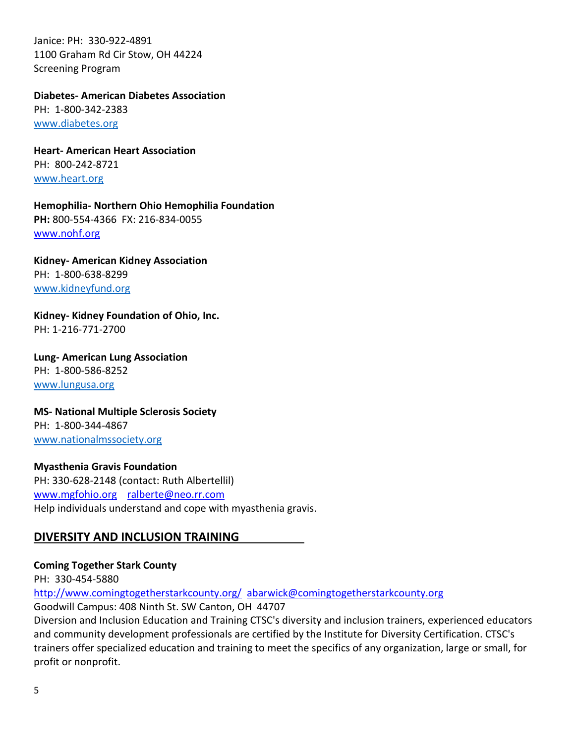Janice: PH: 330-922-4891
1100 Graham Rd Cir Stow, OH 44224
Screening Program

**Diabetes- American Diabetes Association**
PH: 1-800-342-2383
www.diabetes.org

**Heart- American Heart Association**
PH: 800-242-8721
www.heart.org

**Hemophilia- Northern Ohio Hemophilia Foundation**
**PH:** 800-554-4366 FX: 216-834-0055
www.nohf.org

**Kidney- American Kidney Association**
PH: 1-800-638-8299
www.kidneyfund.org

**Kidney- Kidney Foundation of Ohio, Inc.**
PH: 1-216-771-2700

**Lung- American Lung Association**
PH: 1-800-586-8252
www.lungusa.org

**MS- National Multiple Sclerosis Society**
PH: 1-800-344-4867
www.nationalmssociety.org

**Myasthenia Gravis Foundation**
PH: 330-628-2148 (contact: Ruth Albertellil)
www.mgfohio.org ralberte@neo.rr.com
Help individuals understand and cope with myasthenia gravis.

## DIVERSITY AND INCLUSION TRAINING

**Coming Together Stark County**
PH: 330-454-5880
http://www.comingtogetherstarkcounty.org/ abarwick@comingtogetherstarkcounty.org
Goodwill Campus: 408 Ninth St. SW Canton, OH 44707
Diversion and Inclusion Education and Training CTSC's diversity and inclusion trainers, experienced educators and community development professionals are certified by the Institute for Diversity Certification. CTSC's trainers offer specialized education and training to meet the specifics of any organization, large or small, for profit or nonprofit.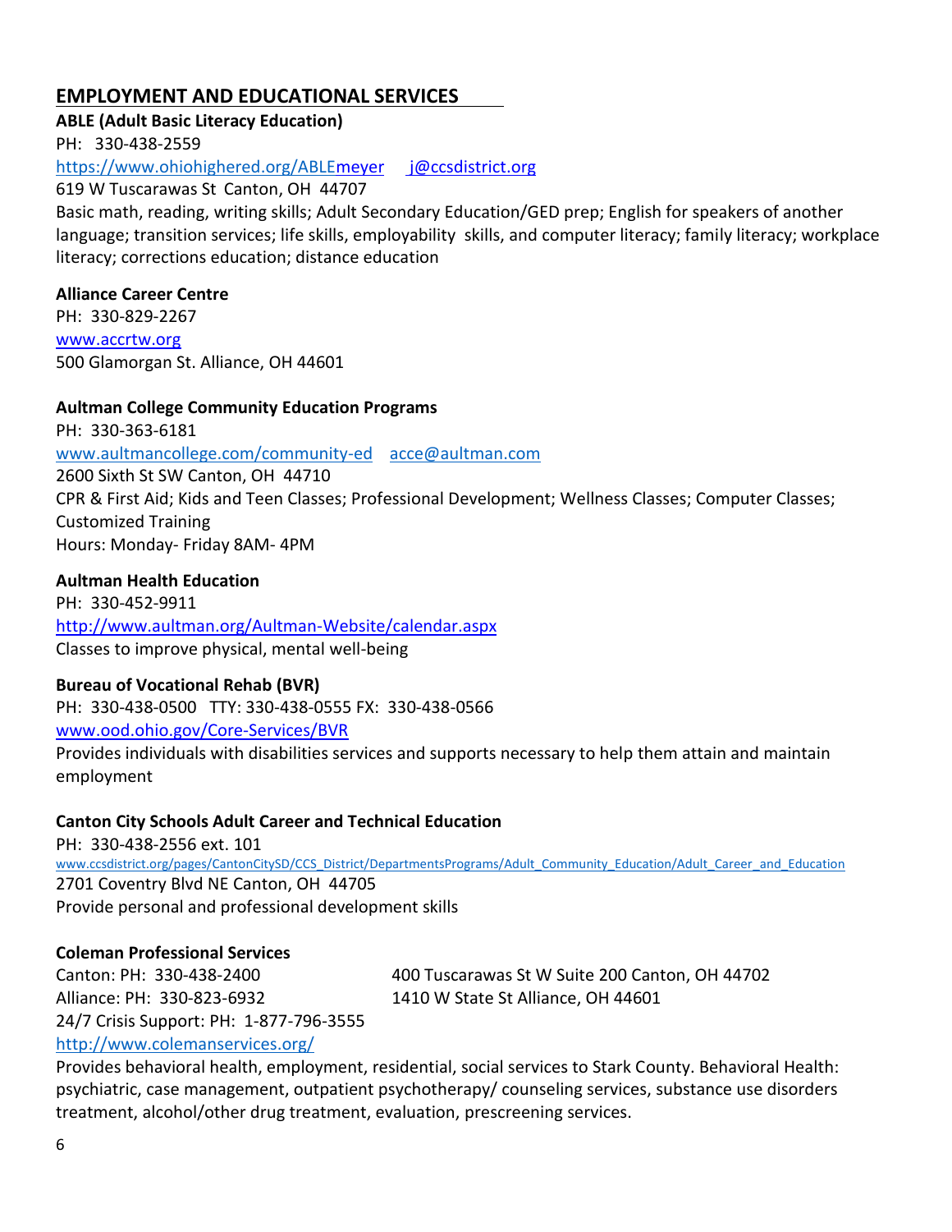## EMPLOYMENT AND EDUCATIONAL SERVICES

**ABLE (Adult Basic Literacy Education)**
PH: 330-438-2559
https://www.ohiohighered.org/ABLEmeyer j@ccsdistrict.org
619 W Tuscarawas St Canton, OH 44707
Basic math, reading, writing skills; Adult Secondary Education/GED prep; English for speakers of another language; transition services; life skills, employability skills, and computer literacy; family literacy; workplace literacy; corrections education; distance education

**Alliance Career Centre**
PH: 330-829-2267
www.accrtw.org
500 Glamorgan St. Alliance, OH 44601

**Aultman College Community Education Programs**
PH: 330-363-6181
www.aultmancollege.com/community-ed acce@aultman.com
2600 Sixth St SW Canton, OH 44710
CPR & First Aid; Kids and Teen Classes; Professional Development; Wellness Classes; Computer Classes; Customized Training
Hours: Monday- Friday 8AM- 4PM

**Aultman Health Education**
PH: 330-452-9911
http://www.aultman.org/Aultman-Website/calendar.aspx
Classes to improve physical, mental well-being

**Bureau of Vocational Rehab (BVR)**
PH: 330-438-0500 TTY: 330-438-0555 FX: 330-438-0566
www.ood.ohio.gov/Core-Services/BVR
Provides individuals with disabilities services and supports necessary to help them attain and maintain employment

**Canton City Schools Adult Career and Technical Education**
PH: 330-438-2556 ext. 101
www.ccsdistrict.org/pages/CantonCitySD/CCS_District/DepartmentsPrograms/Adult_Community_Education/Adult_Career_and_Education
2701 Coventry Blvd NE Canton, OH 44705
Provide personal and professional development skills

**Coleman Professional Services**
Canton: PH: 330-438-2400 — 400 Tuscarawas St W Suite 200 Canton, OH 44702
Alliance: PH: 330-823-6932 — 1410 W State St Alliance, OH 44601
24/7 Crisis Support: PH: 1-877-796-3555
http://www.colemanservices.org/
Provides behavioral health, employment, residential, social services to Stark County. Behavioral Health: psychiatric, case management, outpatient psychotherapy/ counseling services, substance use disorders treatment, alcohol/other drug treatment, evaluation, prescreening services.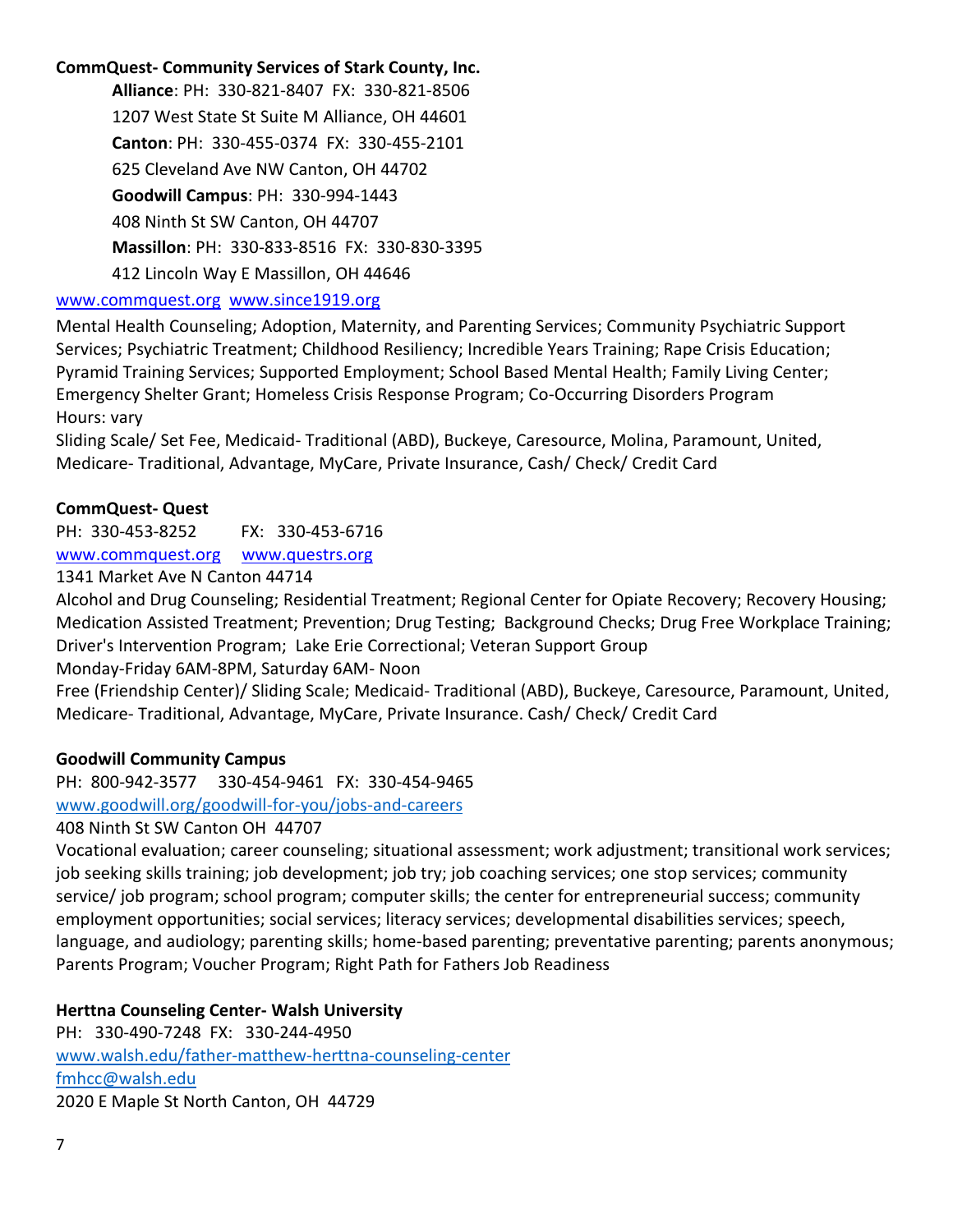**CommQuest- Community Services of Stark County, Inc.**

**Alliance**: PH: 330-821-8407 FX: 330-821-8506
1207 West State St Suite M Alliance, OH 44601
**Canton**: PH: 330-455-0374 FX: 330-455-2101
625 Cleveland Ave NW Canton, OH 44702
**Goodwill Campus**: PH: 330-994-1443
408 Ninth St SW Canton, OH 44707
**Massillon**: PH: 330-833-8516 FX: 330-830-3395
412 Lincoln Way E Massillon, OH 44646

www.commquest.org www.since1919.org

Mental Health Counseling; Adoption, Maternity, and Parenting Services; Community Psychiatric Support Services; Psychiatric Treatment; Childhood Resiliency; Incredible Years Training; Rape Crisis Education; Pyramid Training Services; Supported Employment; School Based Mental Health; Family Living Center; Emergency Shelter Grant; Homeless Crisis Response Program; Co-Occurring Disorders Program
Hours: vary
Sliding Scale/ Set Fee, Medicaid- Traditional (ABD), Buckeye, Caresource, Molina, Paramount, United, Medicare- Traditional, Advantage, MyCare, Private Insurance, Cash/ Check/ Credit Card

**CommQuest- Quest**
PH: 330-453-8252 FX: 330-453-6716
www.commquest.org www.questrs.org
1341 Market Ave N Canton 44714
Alcohol and Drug Counseling; Residential Treatment; Regional Center for Opiate Recovery; Recovery Housing; Medication Assisted Treatment; Prevention; Drug Testing; Background Checks; Drug Free Workplace Training; Driver's Intervention Program; Lake Erie Correctional; Veteran Support Group
Monday-Friday 6AM-8PM, Saturday 6AM- Noon
Free (Friendship Center)/ Sliding Scale; Medicaid- Traditional (ABD), Buckeye, Caresource, Paramount, United, Medicare- Traditional, Advantage, MyCare, Private Insurance. Cash/ Check/ Credit Card

**Goodwill Community Campus**
PH: 800-942-3577 330-454-9461 FX: 330-454-9465
www.goodwill.org/goodwill-for-you/jobs-and-careers
408 Ninth St SW Canton OH 44707
Vocational evaluation; career counseling; situational assessment; work adjustment; transitional work services; job seeking skills training; job development; job try; job coaching services; one stop services; community service/ job program; school program; computer skills; the center for entrepreneurial success; community employment opportunities; social services; literacy services; developmental disabilities services; speech, language, and audiology; parenting skills; home-based parenting; preventative parenting; parents anonymous; Parents Program; Voucher Program; Right Path for Fathers Job Readiness

**Herttna Counseling Center- Walsh University**
PH: 330-490-7248 FX: 330-244-4950
www.walsh.edu/father-matthew-herttna-counseling-center
fmhcc@walsh.edu
2020 E Maple St North Canton, OH 44729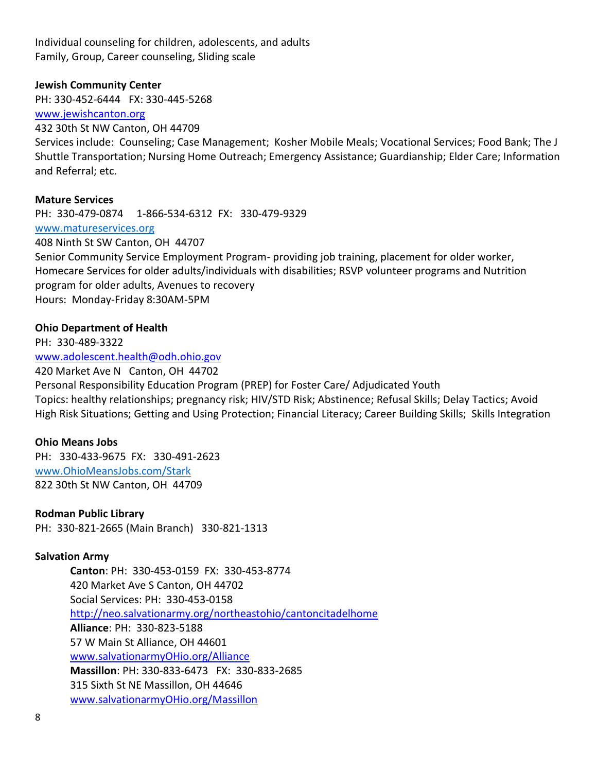Individual counseling for children, adolescents, and adults
Family, Group, Career counseling, Sliding scale

**Jewish Community Center**
PH: 330-452-6444 FX: 330-445-5268
[www.jewishcanton.org](http://www.jewishcanton.org)
432 30th St NW Canton, OH 44709
Services include: Counseling; Case Management; Kosher Mobile Meals; Vocational Services; Food Bank; The J Shuttle Transportation; Nursing Home Outreach; Emergency Assistance; Guardianship; Elder Care; Information and Referral; etc.

**Mature Services**
PH: 330-479-0874 1-866-534-6312 FX: 330-479-9329
[www.matureservices.org](http://www.matureservices.org)
408 Ninth St SW Canton, OH 44707
Senior Community Service Employment Program- providing job training, placement for older worker, Homecare Services for older adults/individuals with disabilities; RSVP volunteer programs and Nutrition program for older adults, Avenues to recovery
Hours: Monday-Friday 8:30AM-5PM

**Ohio Department of Health**
PH: 330-489-3322
www.adolescent.health@odh.ohio.gov
420 Market Ave N Canton, OH 44702
Personal Responsibility Education Program (PREP) for Foster Care/ Adjudicated Youth
Topics: healthy relationships; pregnancy risk; HIV/STD Risk; Abstinence; Refusal Skills; Delay Tactics; Avoid High Risk Situations; Getting and Using Protection; Financial Literacy; Career Building Skills; Skills Integration

**Ohio Means Jobs**
PH: 330-433-9675 FX: 330-491-2623
[www.OhioMeansJobs.com/Stark](http://www.OhioMeansJobs.com/Stark)
822 30th St NW Canton, OH 44709

**Rodman Public Library**
PH: 330-821-2665 (Main Branch) 330-821-1313

**Salvation Army**

> **Canton**: PH: 330-453-0159 FX: 330-453-8774
> 420 Market Ave S Canton, OH 44702
> Social Services: PH: 330-453-0158
> http://neo.salvationarmy.org/northeastohio/cantoncitadelhome
> **Alliance**: PH: 330-823-5188
> 57 W Main St Alliance, OH 44601
> [www.salvationarmyOHio.org/Alliance](http://www.salvationarmyOHio.org/Alliance)
> **Massillon**: PH: 330-833-6473 FX: 330-833-2685
> 315 Sixth St NE Massillon, OH 44646
> [www.salvationarmyOHio.org/Massillon](http://www.salvationarmyOHio.org/Massillon)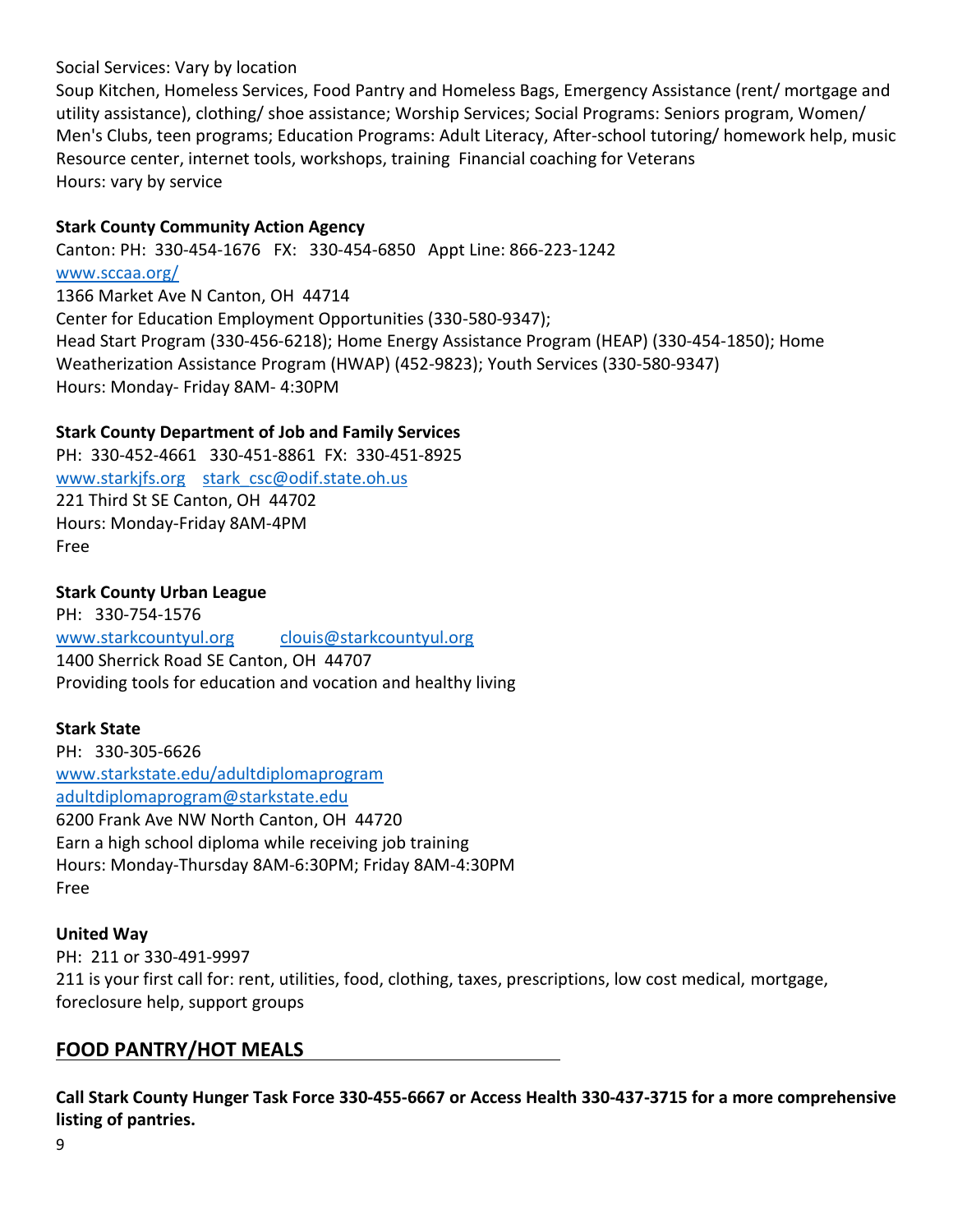Social Services: Vary by location
Soup Kitchen, Homeless Services, Food Pantry and Homeless Bags, Emergency Assistance (rent/ mortgage and utility assistance), clothing/ shoe assistance; Worship Services; Social Programs: Seniors program, Women/ Men's Clubs, teen programs; Education Programs: Adult Literacy, After-school tutoring/ homework help, music Resource center, internet tools, workshops, training  Financial coaching for Veterans
Hours: vary by service

**Stark County Community Action Agency**
Canton: PH:  330-454-1676   FX:  330-454-6850   Appt Line: 866-223-1242
[www.sccaa.org/](www.sccaa.org/)
1366 Market Ave N Canton, OH  44714
Center for Education Employment Opportunities (330-580-9347);
Head Start Program (330-456-6218); Home Energy Assistance Program (HEAP) (330-454-1850); Home Weatherization Assistance Program (HWAP) (452-9823); Youth Services (330-580-9347)
Hours: Monday- Friday 8AM- 4:30PM

**Stark County Department of Job and Family Services**
PH:  330-452-4661   330-451-8861  FX:  330-451-8925
[www.starkjfs.org](www.starkjfs.org)   [stark_csc@odif.state.oh.us](mailto:stark_csc@odif.state.oh.us)
221 Third St SE Canton, OH  44702
Hours: Monday-Friday 8AM-4PM
Free

**Stark County Urban League**
PH:   330-754-1576
[www.starkcountyul.org](www.starkcountyul.org)   [clouis@starkcountyul.org](mailto:clouis@starkcountyul.org)
1400 Sherrick Road SE Canton, OH  44707
Providing tools for education and vocation and healthy living

**Stark State**
PH:   330-305-6626
[www.starkstate.edu/adultdiplomaprogram](www.starkstate.edu/adultdiplomaprogram)
[adultdiplomaprogram@starkstate.edu](mailto:adultdiplomaprogram@starkstate.edu)
6200 Frank Ave NW North Canton, OH  44720
Earn a high school diploma while receiving job training
Hours: Monday-Thursday 8AM-6:30PM; Friday 8AM-4:30PM
Free

**United Way**
PH:  211 or 330-491-9997
211 is your first call for: rent, utilities, food, clothing, taxes, prescriptions, low cost medical, mortgage, foreclosure help, support groups

## FOOD PANTRY/HOT MEALS

**Call Stark County Hunger Task Force 330-455-6667 or Access Health 330-437-3715 for a more comprehensive listing of pantries.**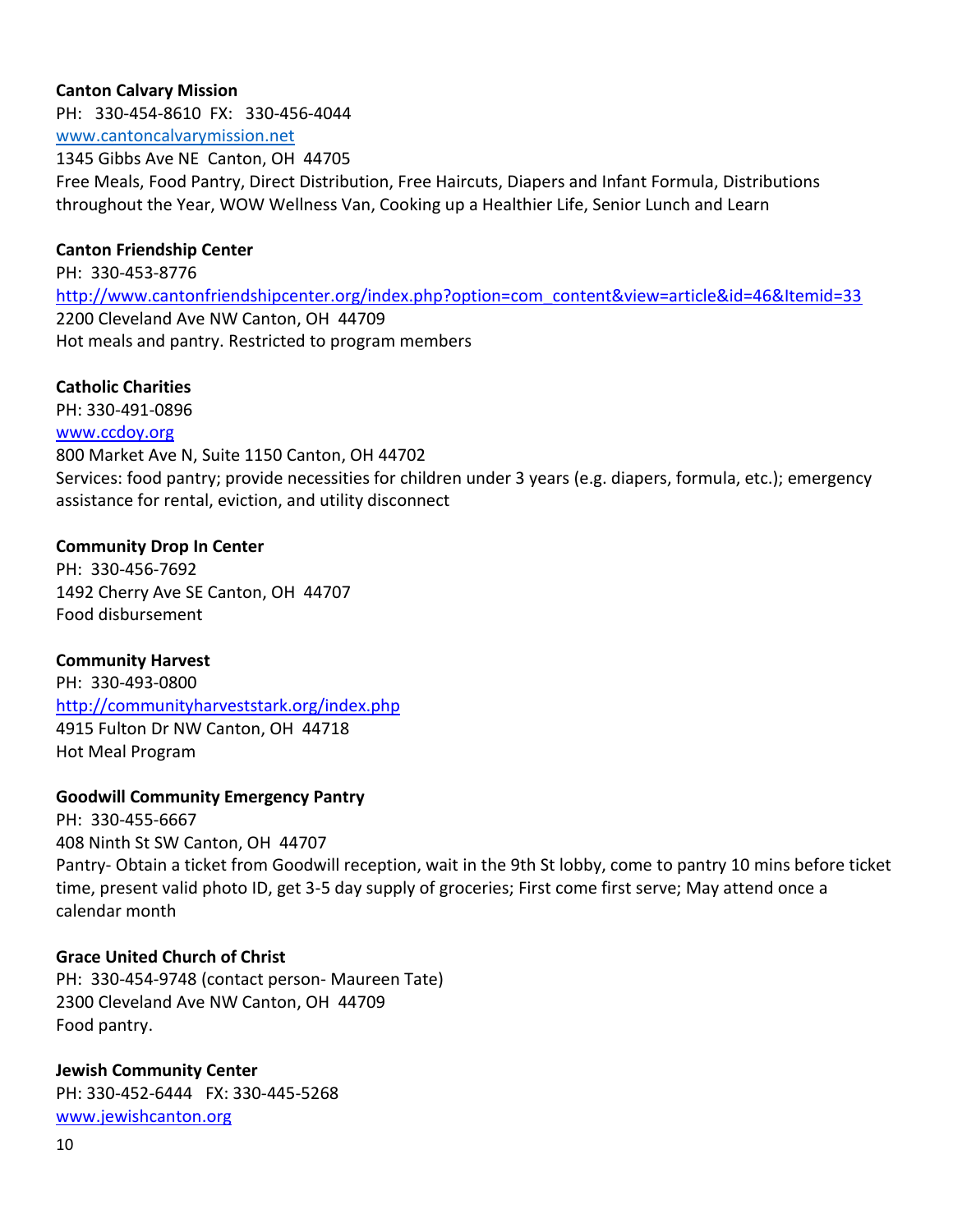**Canton Calvary Mission**
PH: 330-454-8610 FX: 330-456-4044
[www.cantoncalvarymission.net](http://www.cantoncalvarymission.net)
1345 Gibbs Ave NE Canton, OH 44705
Free Meals, Food Pantry, Direct Distribution, Free Haircuts, Diapers and Infant Formula, Distributions throughout the Year, WOW Wellness Van, Cooking up a Healthier Life, Senior Lunch and Learn

**Canton Friendship Center**
PH: 330-453-8776
[http://www.cantonfriendshipcenter.org/index.php?option=com_content&view=article&id=46&Itemid=33](http://www.cantonfriendshipcenter.org/index.php?option=com_content&view=article&id=46&Itemid=33)
2200 Cleveland Ave NW Canton, OH 44709
Hot meals and pantry. Restricted to program members

**Catholic Charities**
PH: 330-491-0896
[www.ccdoy.org](http://www.ccdoy.org)
800 Market Ave N, Suite 1150 Canton, OH 44702
Services: food pantry; provide necessities for children under 3 years (e.g. diapers, formula, etc.); emergency assistance for rental, eviction, and utility disconnect

**Community Drop In Center**
PH: 330-456-7692
1492 Cherry Ave SE Canton, OH 44707
Food disbursement

**Community Harvest**
PH: 330-493-0800
[http://communityharveststark.org/index.php](http://communityharveststark.org/index.php)
4915 Fulton Dr NW Canton, OH 44718
Hot Meal Program

**Goodwill Community Emergency Pantry**
PH: 330-455-6667
408 Ninth St SW Canton, OH 44707
Pantry- Obtain a ticket from Goodwill reception, wait in the 9th St lobby, come to pantry 10 mins before ticket time, present valid photo ID, get 3-5 day supply of groceries; First come first serve; May attend once a calendar month

**Grace United Church of Christ**
PH: 330-454-9748 (contact person- Maureen Tate)
2300 Cleveland Ave NW Canton, OH 44709
Food pantry.

**Jewish Community Center**
PH: 330-452-6444 FX: 330-445-5268
[www.jewishcanton.org](http://www.jewishcanton.org)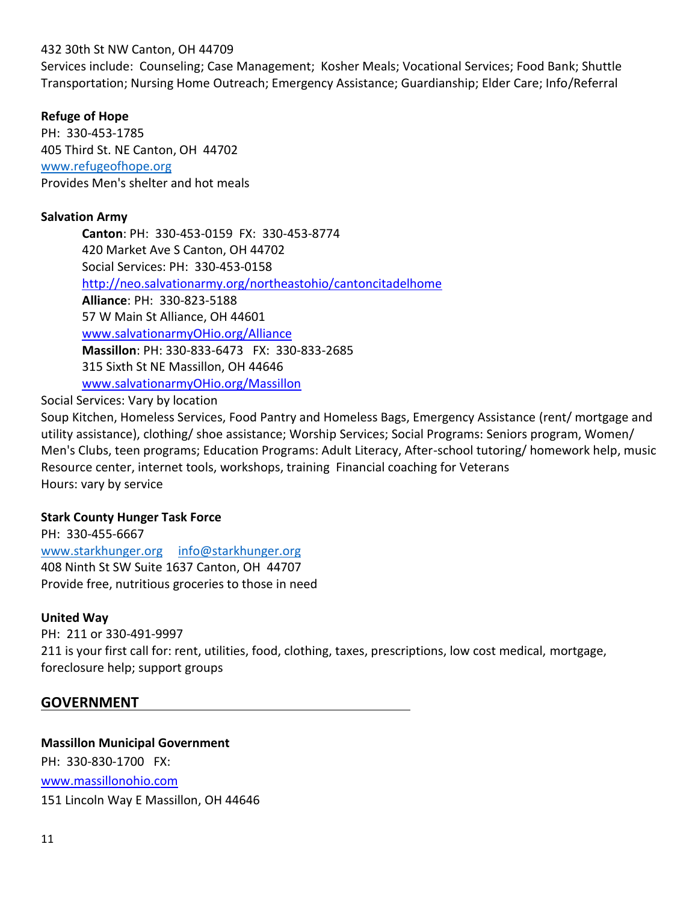432 30th St NW Canton, OH 44709
Services include: Counseling; Case Management; Kosher Meals; Vocational Services; Food Bank; Shuttle Transportation; Nursing Home Outreach; Emergency Assistance; Guardianship; Elder Care; Info/Referral

**Refuge of Hope**
PH: 330-453-1785
405 Third St. NE Canton, OH 44702
www.refugeofhope.org
Provides Men's shelter and hot meals

**Salvation Army**

> **Canton**: PH: 330-453-0159 FX: 330-453-8774
> 420 Market Ave S Canton, OH 44702
> Social Services: PH: 330-453-0158
> http://neo.salvationarmy.org/northeastohio/cantoncitadelhome
> **Alliance**: PH: 330-823-5188
> 57 W Main St Alliance, OH 44601
> www.salvationarmyOHio.org/Alliance
> **Massillon**: PH: 330-833-6473 FX: 330-833-2685
> 315 Sixth St NE Massillon, OH 44646
> www.salvationarmyOHio.org/Massillon

Social Services: Vary by location
Soup Kitchen, Homeless Services, Food Pantry and Homeless Bags, Emergency Assistance (rent/ mortgage and utility assistance), clothing/ shoe assistance; Worship Services; Social Programs: Seniors program, Women/ Men's Clubs, teen programs; Education Programs: Adult Literacy, After-school tutoring/ homework help, music Resource center, internet tools, workshops, training Financial coaching for Veterans
Hours: vary by service

**Stark County Hunger Task Force**
PH: 330-455-6667
www.starkhunger.org info@starkhunger.org
408 Ninth St SW Suite 1637 Canton, OH 44707
Provide free, nutritious groceries to those in need

**United Way**
PH: 211 or 330-491-9997
211 is your first call for: rent, utilities, food, clothing, taxes, prescriptions, low cost medical, mortgage, foreclosure help; support groups

## GOVERNMENT

**Massillon Municipal Government**
PH: 330-830-1700 FX:
www.massillonohio.com
151 Lincoln Way E Massillon, OH 44646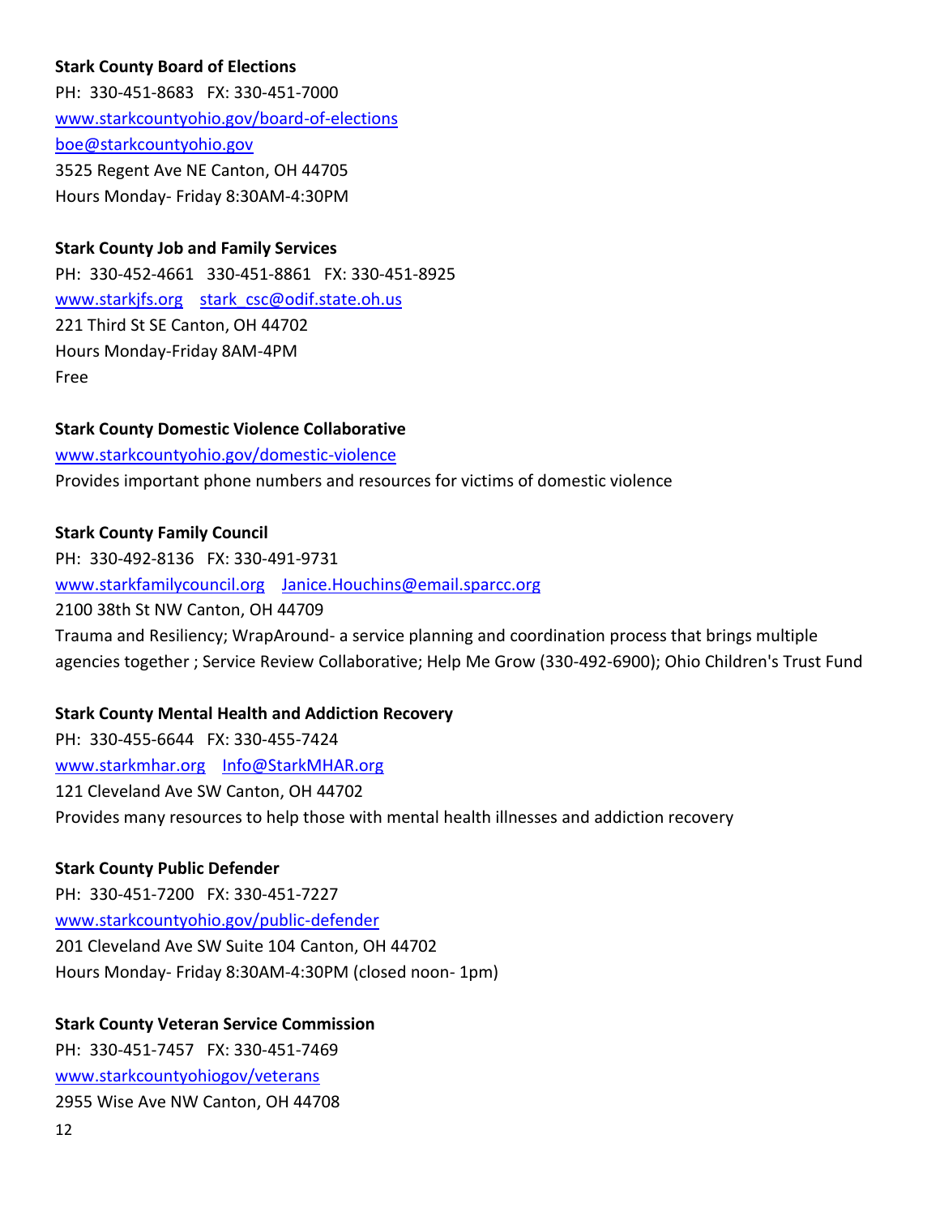**Stark County Board of Elections**
PH: 330-451-8683 FX: 330-451-7000
[www.starkcountyohio.gov/board-of-elections](www.starkcountyohio.gov/board-of-elections)
[boe@starkcountyohio.gov](mailto:boe@starkcountyohio.gov)
3525 Regent Ave NE Canton, OH 44705
Hours Monday- Friday 8:30AM-4:30PM

**Stark County Job and Family Services**
PH: 330-452-4661 330-451-8861 FX: 330-451-8925
[www.starkjfs.org](www.starkjfs.org) [stark_csc@odif.state.oh.us](mailto:stark_csc@odif.state.oh.us)
221 Third St SE Canton, OH 44702
Hours Monday-Friday 8AM-4PM
Free

**Stark County Domestic Violence Collaborative**
[www.starkcountyohio.gov/domestic-violence](www.starkcountyohio.gov/domestic-violence)
Provides important phone numbers and resources for victims of domestic violence

**Stark County Family Council**
PH: 330-492-8136 FX: 330-491-9731
[www.starkfamilycouncil.org](www.starkfamilycouncil.org) [Janice.Houchins@email.sparcc.org](mailto:Janice.Houchins@email.sparcc.org)
2100 38th St NW Canton, OH 44709
Trauma and Resiliency; WrapAround- a service planning and coordination process that brings multiple agencies together ; Service Review Collaborative; Help Me Grow (330-492-6900); Ohio Children's Trust Fund

**Stark County Mental Health and Addiction Recovery**
PH: 330-455-6644 FX: 330-455-7424
[www.starkmhar.org](www.starkmhar.org) [Info@StarkMHAR.org](mailto:Info@StarkMHAR.org)
121 Cleveland Ave SW Canton, OH 44702
Provides many resources to help those with mental health illnesses and addiction recovery

**Stark County Public Defender**
PH: 330-451-7200 FX: 330-451-7227
[www.starkcountyohio.gov/public-defender](www.starkcountyohio.gov/public-defender)
201 Cleveland Ave SW Suite 104 Canton, OH 44702
Hours Monday- Friday 8:30AM-4:30PM (closed noon- 1pm)

**Stark County Veteran Service Commission**
PH: 330-451-7457 FX: 330-451-7469
[www.starkcountyohiogov/veterans](www.starkcountyohiogov/veterans)
2955 Wise Ave NW Canton, OH 44708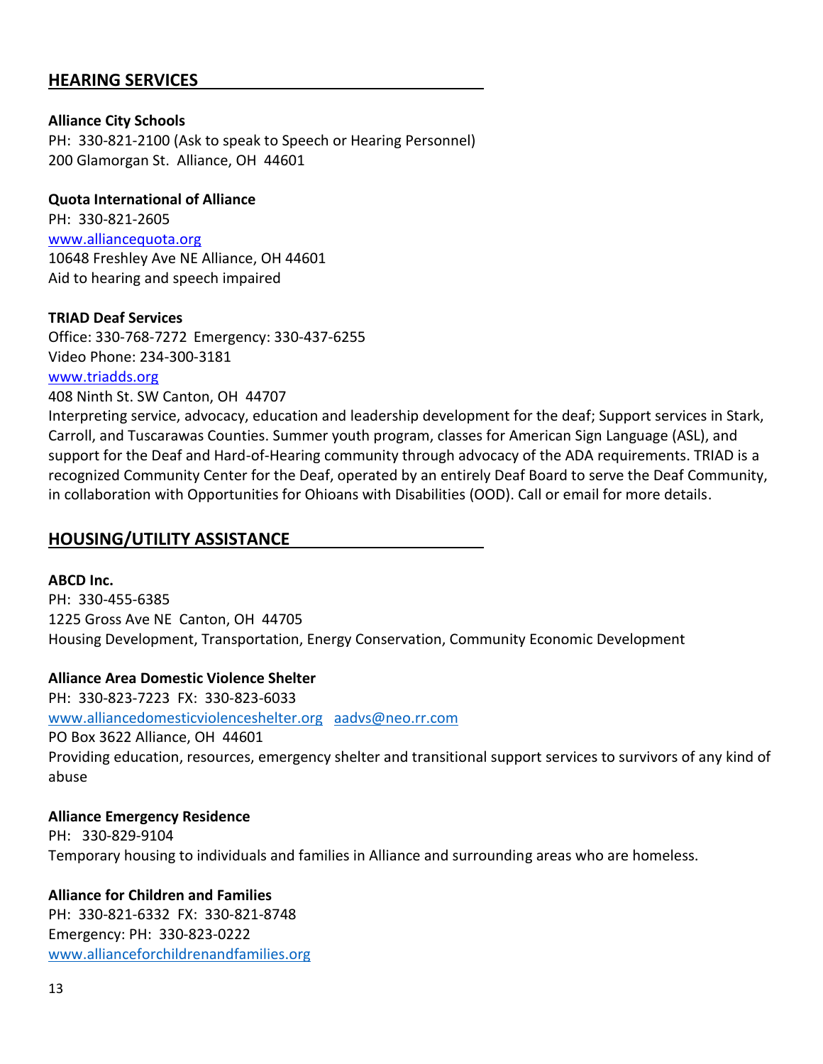## HEARING SERVICES

**Alliance City Schools**
PH: 330-821-2100 (Ask to speak to Speech or Hearing Personnel)
200 Glamorgan St. Alliance, OH 44601

**Quota International of Alliance**
PH: 330-821-2605
www.alliancequota.org
10648 Freshley Ave NE Alliance, OH 44601
Aid to hearing and speech impaired

**TRIAD Deaf Services**
Office: 330-768-7272 Emergency: 330-437-6255
Video Phone: 234-300-3181
www.triadds.org
408 Ninth St. SW Canton, OH 44707
Interpreting service, advocacy, education and leadership development for the deaf; Support services in Stark, Carroll, and Tuscarawas Counties. Summer youth program, classes for American Sign Language (ASL), and support for the Deaf and Hard-of-Hearing community through advocacy of the ADA requirements. TRIAD is a recognized Community Center for the Deaf, operated by an entirely Deaf Board to serve the Deaf Community, in collaboration with Opportunities for Ohioans with Disabilities (OOD). Call or email for more details.

## HOUSING/UTILITY ASSISTANCE

**ABCD Inc.**
PH: 330-455-6385
1225 Gross Ave NE Canton, OH 44705
Housing Development, Transportation, Energy Conservation, Community Economic Development

**Alliance Area Domestic Violence Shelter**
PH: 330-823-7223 FX: 330-823-6033
www.alliancedomesticviolenceshelter.org aadvs@neo.rr.com
PO Box 3622 Alliance, OH 44601
Providing education, resources, emergency shelter and transitional support services to survivors of any kind of abuse

**Alliance Emergency Residence**
PH: 330-829-9104
Temporary housing to individuals and families in Alliance and surrounding areas who are homeless.

**Alliance for Children and Families**
PH: 330-821-6332 FX: 330-821-8748
Emergency: PH: 330-823-0222
www.allianceforchildrenandfamilies.org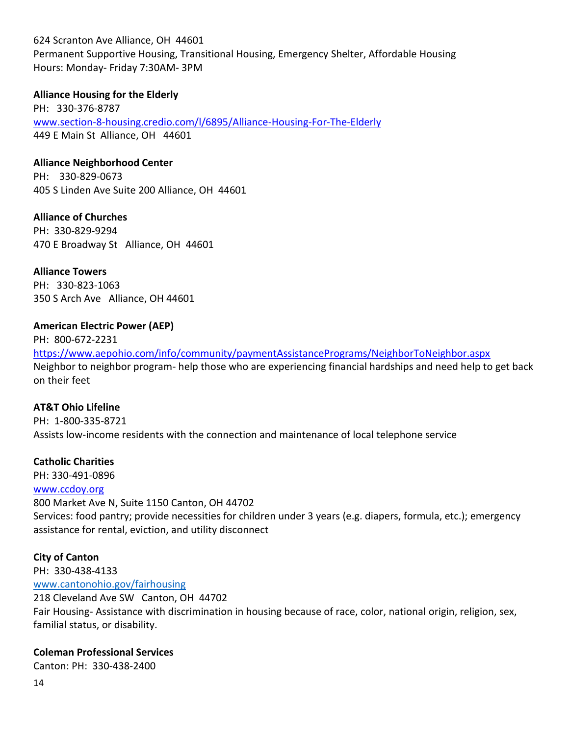624 Scranton Ave Alliance, OH 44601
Permanent Supportive Housing, Transitional Housing, Emergency Shelter, Affordable Housing
Hours: Monday- Friday 7:30AM- 3PM

**Alliance Housing for the Elderly**
PH: 330-376-8787
www.section-8-housing.credio.com/l/6895/Alliance-Housing-For-The-Elderly
449 E Main St Alliance, OH 44601

**Alliance Neighborhood Center**
PH: 330-829-0673
405 S Linden Ave Suite 200 Alliance, OH 44601

**Alliance of Churches**
PH: 330-829-9294
470 E Broadway St Alliance, OH 44601

**Alliance Towers**
PH: 330-823-1063
350 S Arch Ave Alliance, OH 44601

**American Electric Power (AEP)**
PH: 800-672-2231
https://www.aepohio.com/info/community/paymentAssistancePrograms/NeighborToNeighbor.aspx
Neighbor to neighbor program- help those who are experiencing financial hardships and need help to get back on their feet

**AT&T Ohio Lifeline**
PH: 1-800-335-8721
Assists low-income residents with the connection and maintenance of local telephone service

**Catholic Charities**
PH: 330-491-0896
www.ccdoy.org
800 Market Ave N, Suite 1150 Canton, OH 44702
Services: food pantry; provide necessities for children under 3 years (e.g. diapers, formula, etc.); emergency assistance for rental, eviction, and utility disconnect

**City of Canton**
PH: 330-438-4133
www.cantonohio.gov/fairhousing
218 Cleveland Ave SW Canton, OH 44702
Fair Housing- Assistance with discrimination in housing because of race, color, national origin, religion, sex, familial status, or disability.

**Coleman Professional Services**
Canton: PH: 330-438-2400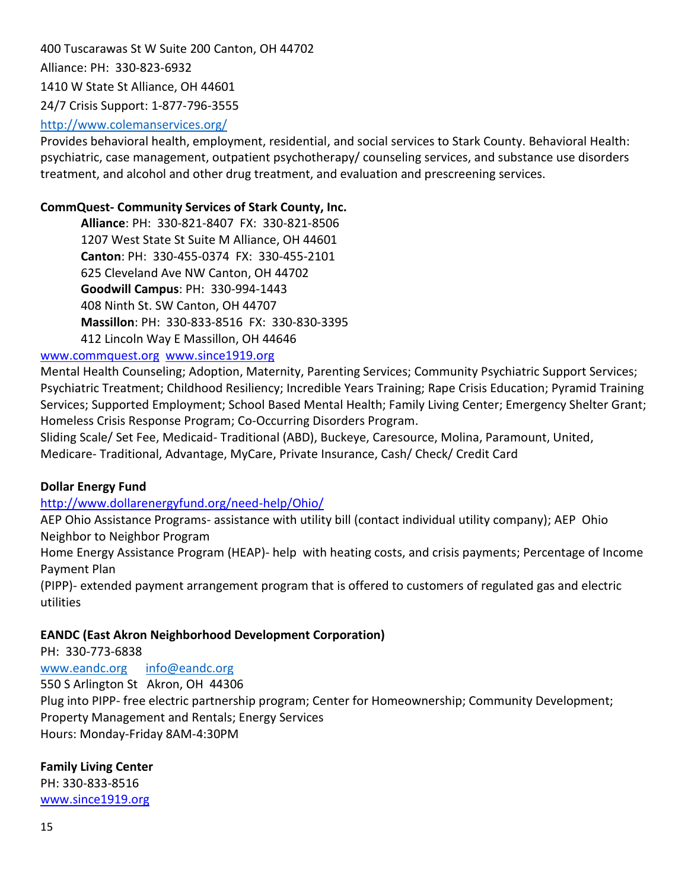400 Tuscarawas St W Suite 200 Canton, OH 44702

Alliance: PH: 330-823-6932

1410 W State St Alliance, OH 44601

24/7 Crisis Support: 1-877-796-3555

http://www.colemanservices.org/

Provides behavioral health, employment, residential, and social services to Stark County. Behavioral Health: psychiatric, case management, outpatient psychotherapy/ counseling services, and substance use disorders treatment, and alcohol and other drug treatment, and evaluation and prescreening services.

**CommQuest- Community Services of Stark County, Inc.**

**Alliance**: PH: 330-821-8407 FX: 330-821-8506
1207 West State St Suite M Alliance, OH 44601
**Canton**: PH: 330-455-0374 FX: 330-455-2101
625 Cleveland Ave NW Canton, OH 44702
**Goodwill Campus**: PH: 330-994-1443
408 Ninth St. SW Canton, OH 44707
**Massillon**: PH: 330-833-8516 FX: 330-830-3395
412 Lincoln Way E Massillon, OH 44646

www.commquest.org www.since1919.org

Mental Health Counseling; Adoption, Maternity, Parenting Services; Community Psychiatric Support Services; Psychiatric Treatment; Childhood Resiliency; Incredible Years Training; Rape Crisis Education; Pyramid Training Services; Supported Employment; School Based Mental Health; Family Living Center; Emergency Shelter Grant; Homeless Crisis Response Program; Co-Occurring Disorders Program.

Sliding Scale/ Set Fee, Medicaid- Traditional (ABD), Buckeye, Caresource, Molina, Paramount, United, Medicare- Traditional, Advantage, MyCare, Private Insurance, Cash/ Check/ Credit Card

**Dollar Energy Fund**

http://www.dollarenergyfund.org/need-help/Ohio/

AEP Ohio Assistance Programs- assistance with utility bill (contact individual utility company); AEP Ohio Neighbor to Neighbor Program

Home Energy Assistance Program (HEAP)- help with heating costs, and crisis payments; Percentage of Income Payment Plan

(PIPP)- extended payment arrangement program that is offered to customers of regulated gas and electric utilities

**EANDC (East Akron Neighborhood Development Corporation)**

PH: 330-773-6838

www.eandc.org info@eandc.org

550 S Arlington St Akron, OH 44306

Plug into PIPP- free electric partnership program; Center for Homeownership; Community Development; Property Management and Rentals; Energy Services

Hours: Monday-Friday 8AM-4:30PM

**Family Living Center**

PH: 330-833-8516

www.since1919.org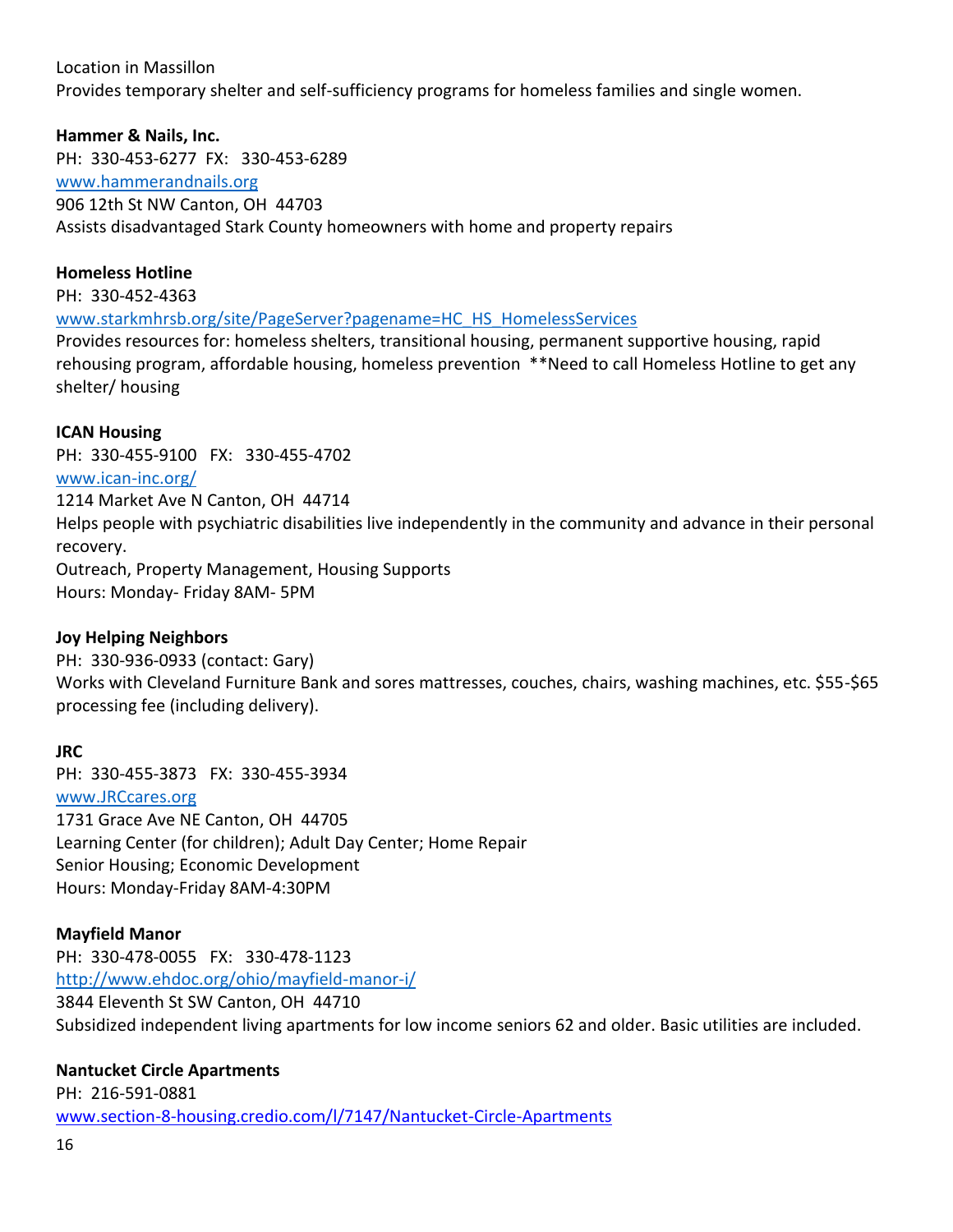Location in Massillon
Provides temporary shelter and self-sufficiency programs for homeless families and single women.

**Hammer & Nails, Inc.**
PH: 330-453-6277 FX: 330-453-6289
[www.hammerandnails.org](http://www.hammerandnails.org)
906 12th St NW Canton, OH 44703
Assists disadvantaged Stark County homeowners with home and property repairs

**Homeless Hotline**
PH: 330-452-4363
[www.starkmhrsb.org/site/PageServer?pagename=HC_HS_HomelessServices](http://www.starkmhrsb.org/site/PageServer?pagename=HC_HS_HomelessServices)
Provides resources for: homeless shelters, transitional housing, permanent supportive housing, rapid rehousing program, affordable housing, homeless prevention **Need to call Homeless Hotline to get any shelter/ housing

**ICAN Housing**
PH: 330-455-9100 FX: 330-455-4702
[www.ican-inc.org/](http://www.ican-inc.org/)
1214 Market Ave N Canton, OH 44714
Helps people with psychiatric disabilities live independently in the community and advance in their personal recovery.
Outreach, Property Management, Housing Supports
Hours: Monday- Friday 8AM- 5PM

**Joy Helping Neighbors**
PH: 330-936-0933 (contact: Gary)
Works with Cleveland Furniture Bank and sores mattresses, couches, chairs, washing machines, etc. $55-$65 processing fee (including delivery).

**JRC**
PH: 330-455-3873 FX: 330-455-3934
[www.JRCcares.org](http://www.JRCcares.org)
1731 Grace Ave NE Canton, OH 44705
Learning Center (for children); Adult Day Center; Home Repair
Senior Housing; Economic Development
Hours: Monday-Friday 8AM-4:30PM

**Mayfield Manor**
PH: 330-478-0055 FX: 330-478-1123
[http://www.ehdoc.org/ohio/mayfield-manor-i/](http://www.ehdoc.org/ohio/mayfield-manor-i/)
3844 Eleventh St SW Canton, OH 44710
Subsidized independent living apartments for low income seniors 62 and older. Basic utilities are included.

**Nantucket Circle Apartments**
PH: 216-591-0881
[www.section-8-housing.credio.com/l/7147/Nantucket-Circle-Apartments](http://www.section-8-housing.credio.com/l/7147/Nantucket-Circle-Apartments)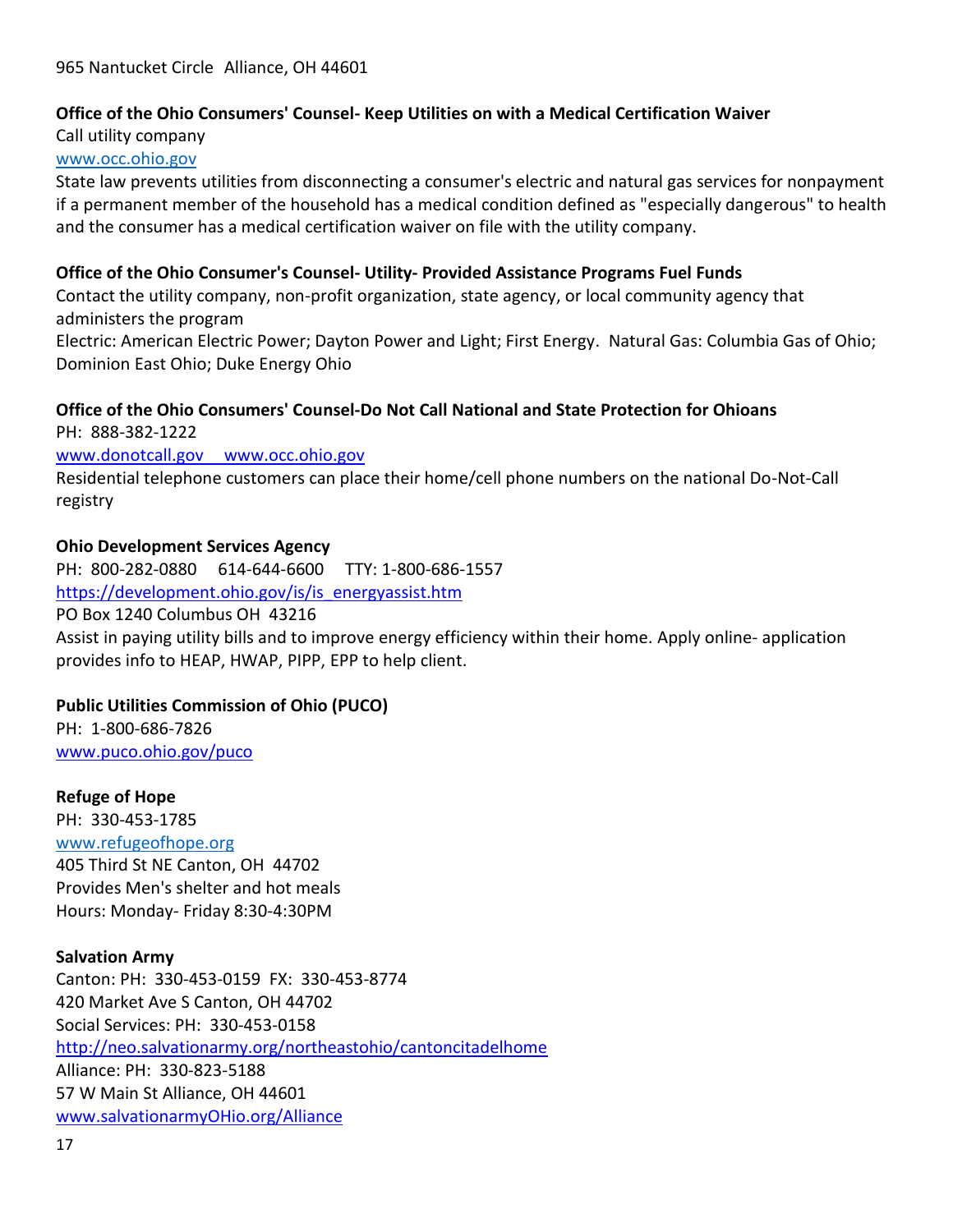965 Nantucket Circle Alliance, OH 44601

**Office of the Ohio Consumers' Counsel- Keep Utilities on with a Medical Certification Waiver**

Call utility company

www.occ.ohio.gov

State law prevents utilities from disconnecting a consumer's electric and natural gas services for nonpayment if a permanent member of the household has a medical condition defined as "especially dangerous" to health and the consumer has a medical certification waiver on file with the utility company.

**Office of the Ohio Consumer's Counsel- Utility- Provided Assistance Programs Fuel Funds**

Contact the utility company, non-profit organization, state agency, or local community agency that administers the program

Electric: American Electric Power; Dayton Power and Light; First Energy. Natural Gas: Columbia Gas of Ohio; Dominion East Ohio; Duke Energy Ohio

**Office of the Ohio Consumers' Counsel-Do Not Call National and State Protection for Ohioans**

PH: 888-382-1222

www.donotcall.gov www.occ.ohio.gov

Residential telephone customers can place their home/cell phone numbers on the national Do-Not-Call registry

**Ohio Development Services Agency**

PH: 800-282-0880 614-644-6600 TTY: 1-800-686-1557

https://development.ohio.gov/is/is_energyassist.htm

PO Box 1240 Columbus OH 43216

Assist in paying utility bills and to improve energy efficiency within their home. Apply online- application provides info to HEAP, HWAP, PIPP, EPP to help client.

**Public Utilities Commission of Ohio (PUCO)**

PH: 1-800-686-7826

www.puco.ohio.gov/puco

**Refuge of Hope**

PH: 330-453-1785

www.refugeofhope.org

405 Third St NE Canton, OH 44702

Provides Men's shelter and hot meals

Hours: Monday- Friday 8:30-4:30PM

**Salvation Army**

Canton: PH: 330-453-0159 FX: 330-453-8774

420 Market Ave S Canton, OH 44702

Social Services: PH: 330-453-0158

http://neo.salvationarmy.org/northeastohio/cantoncitadelhome

Alliance: PH: 330-823-5188

57 W Main St Alliance, OH 44601

www.salvationarmyOHio.org/Alliance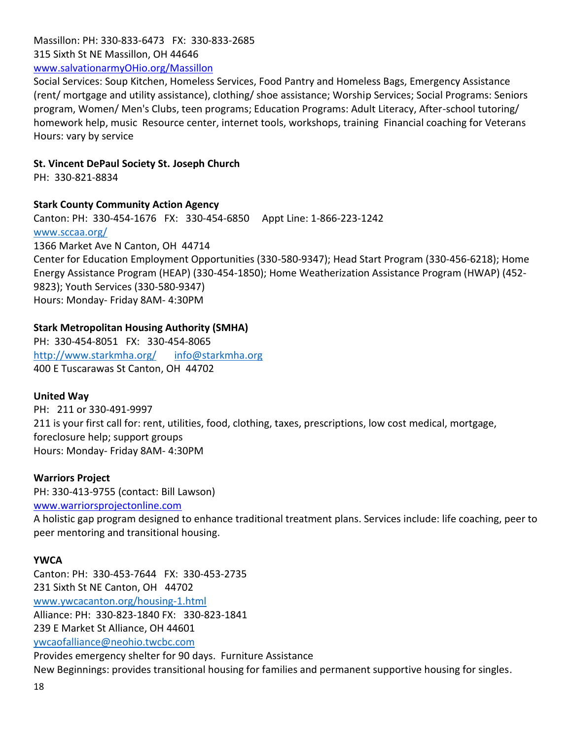Massillon: PH: 330-833-6473 FX: 330-833-2685
315 Sixth St NE Massillon, OH 44646
[www.salvationarmyOHio.org/Massillon](http://www.salvationarmyOHio.org/Massillon)
Social Services: Soup Kitchen, Homeless Services, Food Pantry and Homeless Bags, Emergency Assistance (rent/ mortgage and utility assistance), clothing/ shoe assistance; Worship Services; Social Programs: Seniors program, Women/ Men's Clubs, teen programs; Education Programs: Adult Literacy, After-school tutoring/ homework help, music Resource center, internet tools, workshops, training Financial coaching for Veterans
Hours: vary by service

**St. Vincent DePaul Society St. Joseph Church**
PH: 330-821-8834

**Stark County Community Action Agency**
Canton: PH: 330-454-1676 FX: 330-454-6850 Appt Line: 1-866-223-1242
[www.sccaa.org/](http://www.sccaa.org/)
1366 Market Ave N Canton, OH 44714
Center for Education Employment Opportunities (330-580-9347); Head Start Program (330-456-6218); Home Energy Assistance Program (HEAP) (330-454-1850); Home Weatherization Assistance Program (HWAP) (452-9823); Youth Services (330-580-9347)
Hours: Monday- Friday 8AM- 4:30PM

**Stark Metropolitan Housing Authority (SMHA)**
PH: 330-454-8051 FX: 330-454-8065
[http://www.starkmha.org/](http://www.starkmha.org/) [info@starkmha.org](mailto:info@starkmha.org)
400 E Tuscarawas St Canton, OH 44702

**United Way**
PH: 211 or 330-491-9997
211 is your first call for: rent, utilities, food, clothing, taxes, prescriptions, low cost medical, mortgage, foreclosure help; support groups
Hours: Monday- Friday 8AM- 4:30PM

**Warriors Project**
PH: 330-413-9755 (contact: Bill Lawson)
[www.warriorsprojectonline.com](http://www.warriorsprojectonline.com)
A holistic gap program designed to enhance traditional treatment plans. Services include: life coaching, peer to peer mentoring and transitional housing.

**YWCA**
Canton: PH: 330-453-7644 FX: 330-453-2735
231 Sixth St NE Canton, OH 44702
[www.ywcacanton.org/housing-1.html](http://www.ywcacanton.org/housing-1.html)
Alliance: PH: 330-823-1840 FX: 330-823-1841
239 E Market St Alliance, OH 44601
[ywcaofalliance@neohio.twcbc.com](mailto:ywcaofalliance@neohio.twcbc.com)
Provides emergency shelter for 90 days. Furniture Assistance
New Beginnings: provides transitional housing for families and permanent supportive housing for singles.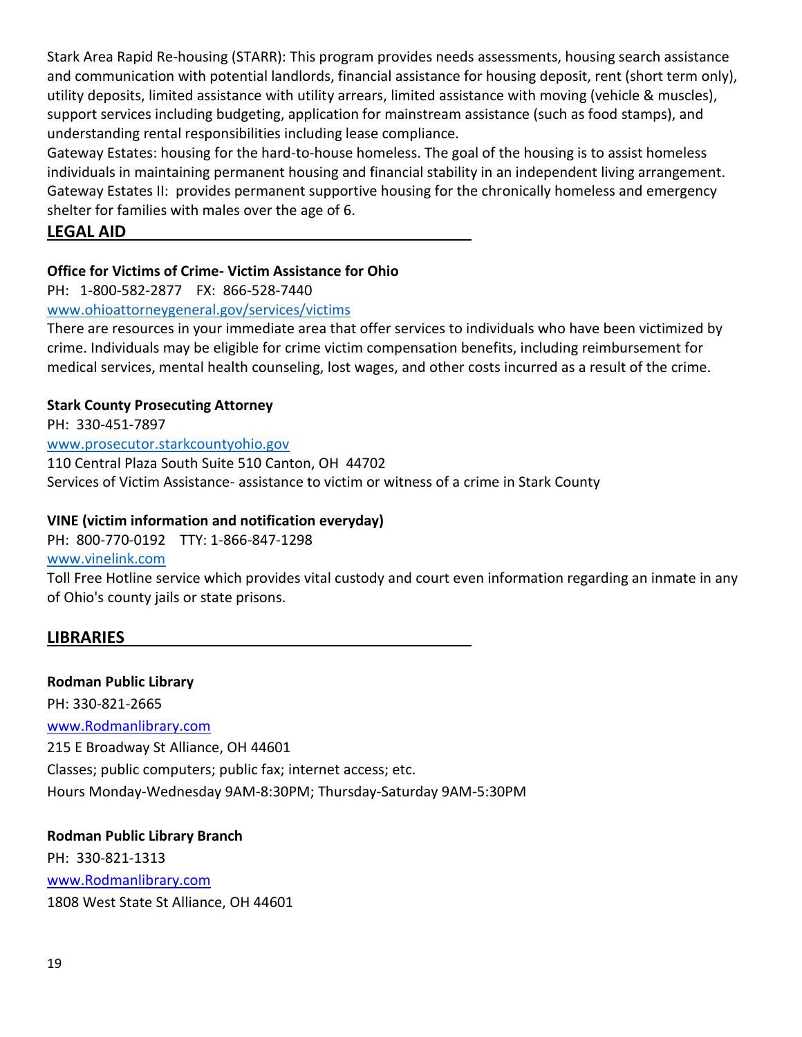Stark Area Rapid Re-housing (STARR): This program provides needs assessments, housing search assistance and communication with potential landlords, financial assistance for housing deposit, rent (short term only), utility deposits, limited assistance with utility arrears, limited assistance with moving (vehicle & muscles), support services including budgeting, application for mainstream assistance (such as food stamps), and understanding rental responsibilities including lease compliance.

Gateway Estates: housing for the hard-to-house homeless. The goal of the housing is to assist homeless individuals in maintaining permanent housing and financial stability in an independent living arrangement.

Gateway Estates II: provides permanent supportive housing for the chronically homeless and emergency shelter for families with males over the age of 6.

## LEGAL AID

**Office for Victims of Crime- Victim Assistance for Ohio**

PH: 1-800-582-2877 FX: 866-528-7440

www.ohioattorneygeneral.gov/services/victims

There are resources in your immediate area that offer services to individuals who have been victimized by crime. Individuals may be eligible for crime victim compensation benefits, including reimbursement for medical services, mental health counseling, lost wages, and other costs incurred as a result of the crime.

**Stark County Prosecuting Attorney**

PH: 330-451-7897

www.prosecutor.starkcountyohio.gov

110 Central Plaza South Suite 510 Canton, OH 44702

Services of Victim Assistance- assistance to victim or witness of a crime in Stark County

**VINE (victim information and notification everyday)**

PH: 800-770-0192 TTY: 1-866-847-1298

www.vinelink.com

Toll Free Hotline service which provides vital custody and court even information regarding an inmate in any of Ohio's county jails or state prisons.

## LIBRARIES

**Rodman Public Library**

PH: 330-821-2665

www.Rodmanlibrary.com

215 E Broadway St Alliance, OH 44601

Classes; public computers; public fax; internet access; etc.

Hours Monday-Wednesday 9AM-8:30PM; Thursday-Saturday 9AM-5:30PM

**Rodman Public Library Branch**

PH: 330-821-1313

www.Rodmanlibrary.com

1808 West State St Alliance, OH 44601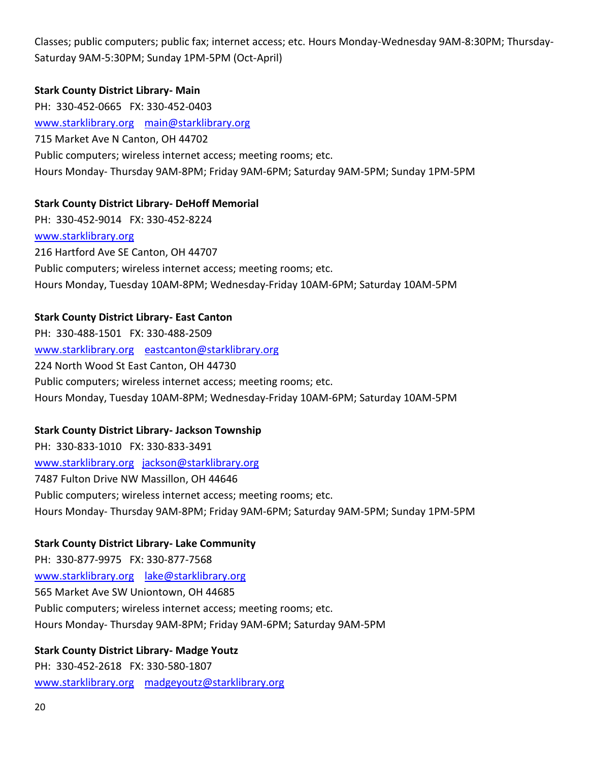Classes; public computers; public fax; internet access; etc. Hours Monday-Wednesday 9AM-8:30PM; Thursday-Saturday 9AM-5:30PM; Sunday 1PM-5PM (Oct-April)

**Stark County District Library- Main**
PH: 330-452-0665 FX: 330-452-0403
www.starklibrary.org main@starklibrary.org
715 Market Ave N Canton, OH 44702
Public computers; wireless internet access; meeting rooms; etc.
Hours Monday- Thursday 9AM-8PM; Friday 9AM-6PM; Saturday 9AM-5PM; Sunday 1PM-5PM

**Stark County District Library- DeHoff Memorial**
PH: 330-452-9014 FX: 330-452-8224
www.starklibrary.org
216 Hartford Ave SE Canton, OH 44707
Public computers; wireless internet access; meeting rooms; etc.
Hours Monday, Tuesday 10AM-8PM; Wednesday-Friday 10AM-6PM; Saturday 10AM-5PM

**Stark County District Library- East Canton**
PH: 330-488-1501 FX: 330-488-2509
www.starklibrary.org eastcanton@starklibrary.org
224 North Wood St East Canton, OH 44730
Public computers; wireless internet access; meeting rooms; etc.
Hours Monday, Tuesday 10AM-8PM; Wednesday-Friday 10AM-6PM; Saturday 10AM-5PM

**Stark County District Library- Jackson Township**
PH: 330-833-1010 FX: 330-833-3491
www.starklibrary.org jackson@starklibrary.org
7487 Fulton Drive NW Massillon, OH 44646
Public computers; wireless internet access; meeting rooms; etc.
Hours Monday- Thursday 9AM-8PM; Friday 9AM-6PM; Saturday 9AM-5PM; Sunday 1PM-5PM

**Stark County District Library- Lake Community**
PH: 330-877-9975 FX: 330-877-7568
www.starklibrary.org lake@starklibrary.org
565 Market Ave SW Uniontown, OH 44685
Public computers; wireless internet access; meeting rooms; etc.
Hours Monday- Thursday 9AM-8PM; Friday 9AM-6PM; Saturday 9AM-5PM

**Stark County District Library- Madge Youtz**
PH: 330-452-2618 FX: 330-580-1807
www.starklibrary.org madgeyoutz@starklibrary.org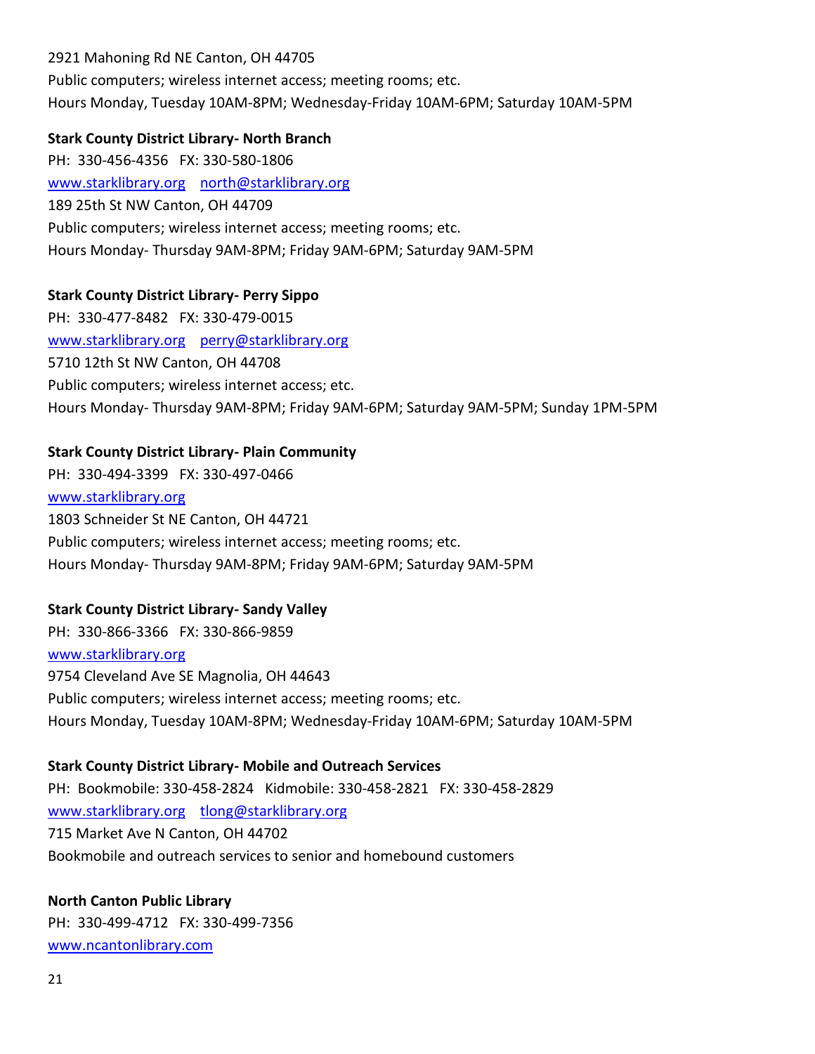2921 Mahoning Rd NE Canton, OH 44705
Public computers; wireless internet access; meeting rooms; etc.
Hours Monday, Tuesday 10AM-8PM; Wednesday-Friday 10AM-6PM; Saturday 10AM-5PM

**Stark County District Library- North Branch**
PH: 330-456-4356 FX: 330-580-1806
www.starklibrary.org north@starklibrary.org
189 25th St NW Canton, OH 44709
Public computers; wireless internet access; meeting rooms; etc.
Hours Monday- Thursday 9AM-8PM; Friday 9AM-6PM; Saturday 9AM-5PM

**Stark County District Library- Perry Sippo**
PH: 330-477-8482 FX: 330-479-0015
www.starklibrary.org perry@starklibrary.org
5710 12th St NW Canton, OH 44708
Public computers; wireless internet access; etc.
Hours Monday- Thursday 9AM-8PM; Friday 9AM-6PM; Saturday 9AM-5PM; Sunday 1PM-5PM

**Stark County District Library- Plain Community**
PH: 330-494-3399 FX: 330-497-0466
www.starklibrary.org
1803 Schneider St NE Canton, OH 44721
Public computers; wireless internet access; meeting rooms; etc.
Hours Monday- Thursday 9AM-8PM; Friday 9AM-6PM; Saturday 9AM-5PM

**Stark County District Library- Sandy Valley**
PH: 330-866-3366 FX: 330-866-9859
www.starklibrary.org
9754 Cleveland Ave SE Magnolia, OH 44643
Public computers; wireless internet access; meeting rooms; etc.
Hours Monday, Tuesday 10AM-8PM; Wednesday-Friday 10AM-6PM; Saturday 10AM-5PM

**Stark County District Library- Mobile and Outreach Services**
PH: Bookmobile: 330-458-2824 Kidmobile: 330-458-2821 FX: 330-458-2829
www.starklibrary.org tlong@starklibrary.org
715 Market Ave N Canton, OH 44702
Bookmobile and outreach services to senior and homebound customers

**North Canton Public Library**
PH: 330-499-4712 FX: 330-499-7356
www.ncantonlibrary.com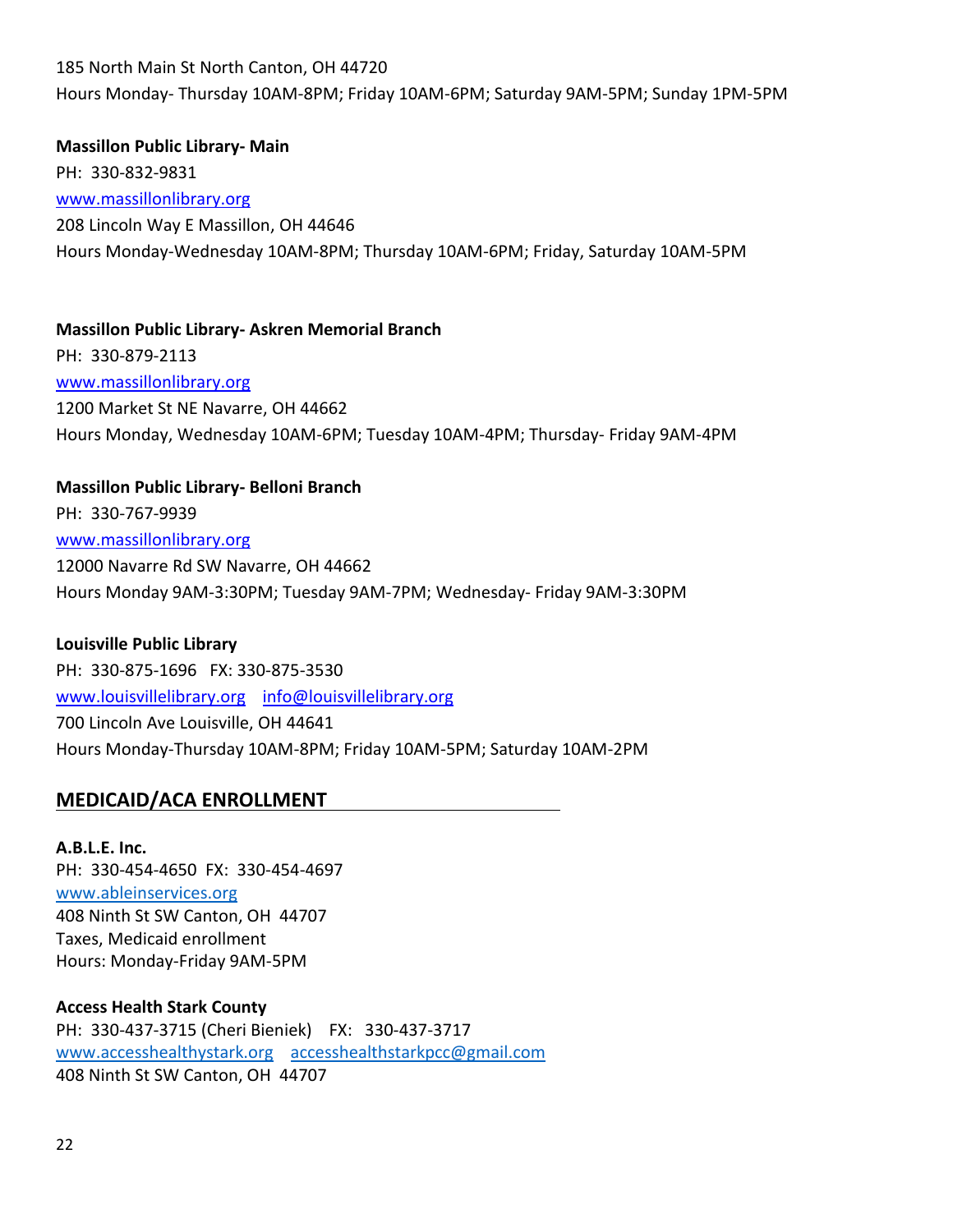185 North Main St North Canton, OH 44720
Hours Monday- Thursday 10AM-8PM; Friday 10AM-6PM; Saturday 9AM-5PM; Sunday 1PM-5PM

**Massillon Public Library- Main**
PH: 330-832-9831
www.massillonlibrary.org
208 Lincoln Way E Massillon, OH 44646
Hours Monday-Wednesday 10AM-8PM; Thursday 10AM-6PM; Friday, Saturday 10AM-5PM

**Massillon Public Library- Askren Memorial Branch**
PH: 330-879-2113
www.massillonlibrary.org
1200 Market St NE Navarre, OH 44662
Hours Monday, Wednesday 10AM-6PM; Tuesday 10AM-4PM; Thursday- Friday 9AM-4PM

**Massillon Public Library- Belloni Branch**
PH: 330-767-9939
www.massillonlibrary.org
12000 Navarre Rd SW Navarre, OH 44662
Hours Monday 9AM-3:30PM; Tuesday 9AM-7PM; Wednesday- Friday 9AM-3:30PM

**Louisville Public Library**
PH: 330-875-1696 FX: 330-875-3530
www.louisvillelibrary.org info@louisvillelibrary.org
700 Lincoln Ave Louisville, OH 44641
Hours Monday-Thursday 10AM-8PM; Friday 10AM-5PM; Saturday 10AM-2PM

## MEDICAID/ACA ENROLLMENT

**A.B.L.E. Inc.**
PH: 330-454-4650 FX: 330-454-4697
www.ableinservices.org
408 Ninth St SW Canton, OH 44707
Taxes, Medicaid enrollment
Hours: Monday-Friday 9AM-5PM

**Access Health Stark County**
PH: 330-437-3715 (Cheri Bieniek) FX: 330-437-3717
www.accesshealthystark.org accesshealthstarkpcc@gmail.com
408 Ninth St SW Canton, OH 44707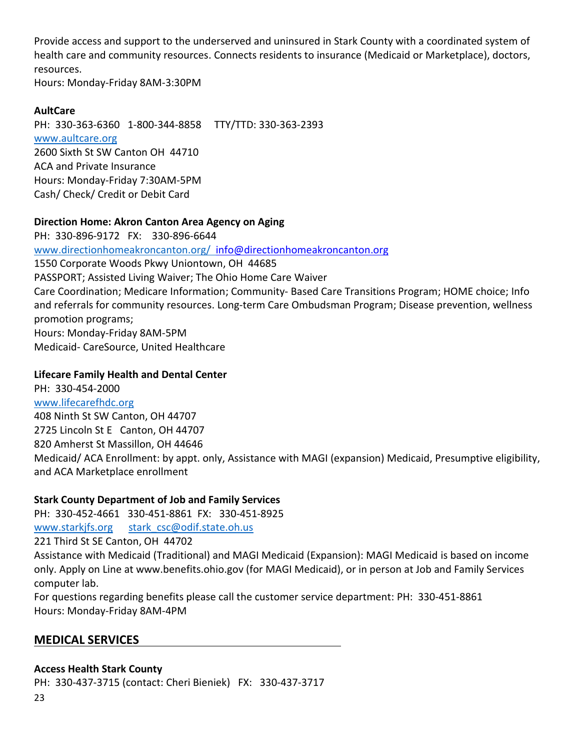Provide access and support to the underserved and uninsured in Stark County with a coordinated system of health care and community resources. Connects residents to insurance (Medicaid or Marketplace), doctors, resources.
Hours: Monday-Friday 8AM-3:30PM

**AultCare**
PH: 330-363-6360 1-800-344-8858 TTY/TTD: 330-363-2393
www.aultcare.org
2600 Sixth St SW Canton OH 44710
ACA and Private Insurance
Hours: Monday-Friday 7:30AM-5PM
Cash/ Check/ Credit or Debit Card

**Direction Home: Akron Canton Area Agency on Aging**
PH: 330-896-9172 FX: 330-896-6644
www.directionhomeakroncanton.org/ info@directionhomeakroncanton.org
1550 Corporate Woods Pkwy Uniontown, OH 44685
PASSPORT; Assisted Living Waiver; The Ohio Home Care Waiver
Care Coordination; Medicare Information; Community- Based Care Transitions Program; HOME choice; Info and referrals for community resources. Long-term Care Ombudsman Program; Disease prevention, wellness promotion programs;
Hours: Monday-Friday 8AM-5PM
Medicaid- CareSource, United Healthcare

**Lifecare Family Health and Dental Center**
PH: 330-454-2000
www.lifecarefhdc.org
408 Ninth St SW Canton, OH 44707
2725 Lincoln St E Canton, OH 44707
820 Amherst St Massillon, OH 44646
Medicaid/ ACA Enrollment: by appt. only, Assistance with MAGI (expansion) Medicaid, Presumptive eligibility, and ACA Marketplace enrollment

**Stark County Department of Job and Family Services**
PH: 330-452-4661 330-451-8861 FX: 330-451-8925
www.starkjfs.org stark_csc@odif.state.oh.us
221 Third St SE Canton, OH 44702
Assistance with Medicaid (Traditional) and MAGI Medicaid (Expansion): MAGI Medicaid is based on income only. Apply on Line at www.benefits.ohio.gov (for MAGI Medicaid), or in person at Job and Family Services computer lab.
For questions regarding benefits please call the customer service department: PH: 330-451-8861
Hours: Monday-Friday 8AM-4PM

## MEDICAL SERVICES

**Access Health Stark County**
PH: 330-437-3715 (contact: Cheri Bieniek) FX: 330-437-3717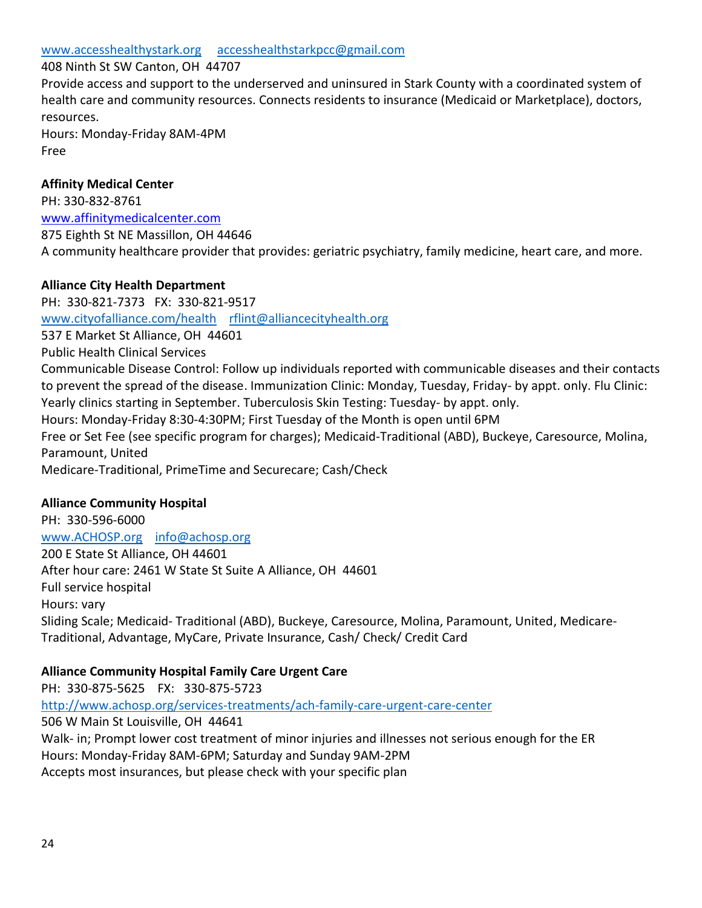www.accesshealthystark.org     accesshealthstarkpcc@gmail.com
408 Ninth St SW Canton, OH 44707
Provide access and support to the underserved and uninsured in Stark County with a coordinated system of health care and community resources. Connects residents to insurance (Medicaid or Marketplace), doctors, resources.
Hours: Monday-Friday 8AM-4PM
Free

**Affinity Medical Center**
PH: 330-832-8761
www.affinitymedicalcenter.com
875 Eighth St NE Massillon, OH 44646
A community healthcare provider that provides: geriatric psychiatry, family medicine, heart care, and more.

**Alliance City Health Department**
PH: 330-821-7373   FX: 330-821-9517
www.cityofalliance.com/health    rflint@alliancecityhealth.org
537 E Market St Alliance, OH 44601
Public Health Clinical Services
Communicable Disease Control: Follow up individuals reported with communicable diseases and their contacts to prevent the spread of the disease. Immunization Clinic: Monday, Tuesday, Friday- by appt. only. Flu Clinic: Yearly clinics starting in September. Tuberculosis Skin Testing: Tuesday- by appt. only.
Hours: Monday-Friday 8:30-4:30PM; First Tuesday of the Month is open until 6PM
Free or Set Fee (see specific program for charges); Medicaid-Traditional (ABD), Buckeye, Caresource, Molina, Paramount, United
Medicare-Traditional, PrimeTime and Securecare; Cash/Check

**Alliance Community Hospital**
PH: 330-596-6000
www.ACHOSP.org    info@achosp.org
200 E State St Alliance, OH 44601
After hour care: 2461 W State St Suite A Alliance, OH 44601
Full service hospital
Hours: vary
Sliding Scale; Medicaid- Traditional (ABD), Buckeye, Caresource, Molina, Paramount, United, Medicare-Traditional, Advantage, MyCare, Private Insurance, Cash/ Check/ Credit Card

**Alliance Community Hospital Family Care Urgent Care**
PH: 330-875-5625    FX: 330-875-5723
http://www.achosp.org/services-treatments/ach-family-care-urgent-care-center
506 W Main St Louisville, OH 44641
Walk- in; Prompt lower cost treatment of minor injuries and illnesses not serious enough for the ER
Hours: Monday-Friday 8AM-6PM; Saturday and Sunday 9AM-2PM
Accepts most insurances, but please check with your specific plan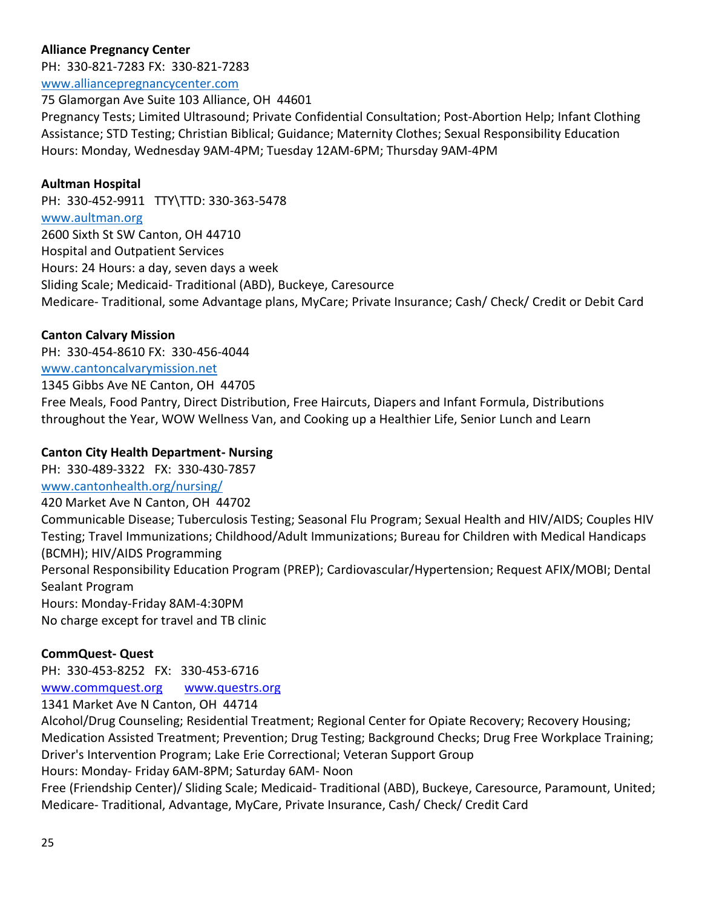**Alliance Pregnancy Center**
PH: 330-821-7283 FX: 330-821-7283
www.alliancepregnancycenter.com
75 Glamorgan Ave Suite 103 Alliance, OH 44601
Pregnancy Tests; Limited Ultrasound; Private Confidential Consultation; Post-Abortion Help; Infant Clothing Assistance; STD Testing; Christian Biblical; Guidance; Maternity Clothes; Sexual Responsibility Education
Hours: Monday, Wednesday 9AM-4PM; Tuesday 12AM-6PM; Thursday 9AM-4PM

**Aultman Hospital**
PH: 330-452-9911 TTY\TTD: 330-363-5478
www.aultman.org
2600 Sixth St SW Canton, OH 44710
Hospital and Outpatient Services
Hours: 24 Hours: a day, seven days a week
Sliding Scale; Medicaid- Traditional (ABD), Buckeye, Caresource
Medicare- Traditional, some Advantage plans, MyCare; Private Insurance; Cash/ Check/ Credit or Debit Card

**Canton Calvary Mission**
PH: 330-454-8610 FX: 330-456-4044
www.cantoncalvarymission.net
1345 Gibbs Ave NE Canton, OH 44705
Free Meals, Food Pantry, Direct Distribution, Free Haircuts, Diapers and Infant Formula, Distributions throughout the Year, WOW Wellness Van, and Cooking up a Healthier Life, Senior Lunch and Learn

**Canton City Health Department- Nursing**
PH: 330-489-3322 FX: 330-430-7857
www.cantonhealth.org/nursing/
420 Market Ave N Canton, OH 44702
Communicable Disease; Tuberculosis Testing; Seasonal Flu Program; Sexual Health and HIV/AIDS; Couples HIV Testing; Travel Immunizations; Childhood/Adult Immunizations; Bureau for Children with Medical Handicaps (BCMH); HIV/AIDS Programming
Personal Responsibility Education Program (PREP); Cardiovascular/Hypertension; Request AFIX/MOBI; Dental Sealant Program
Hours: Monday-Friday 8AM-4:30PM
No charge except for travel and TB clinic

**CommQuest- Quest**
PH: 330-453-8252 FX: 330-453-6716
www.commquest.org www.questrs.org
1341 Market Ave N Canton, OH 44714
Alcohol/Drug Counseling; Residential Treatment; Regional Center for Opiate Recovery; Recovery Housing; Medication Assisted Treatment; Prevention; Drug Testing; Background Checks; Drug Free Workplace Training; Driver's Intervention Program; Lake Erie Correctional; Veteran Support Group
Hours: Monday- Friday 6AM-8PM; Saturday 6AM- Noon
Free (Friendship Center)/ Sliding Scale; Medicaid- Traditional (ABD), Buckeye, Caresource, Paramount, United; Medicare- Traditional, Advantage, MyCare, Private Insurance, Cash/ Check/ Credit Card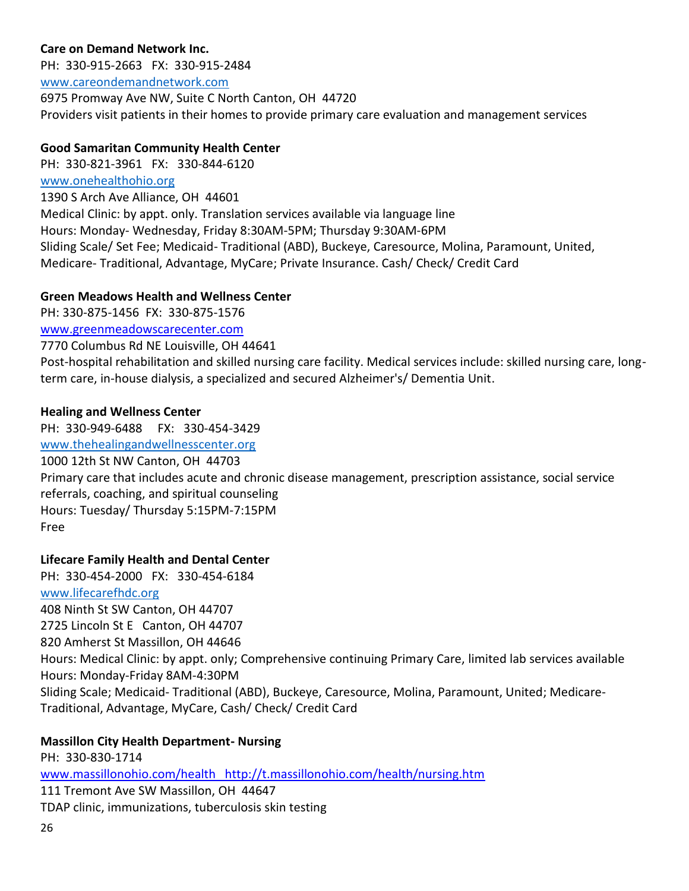**Care on Demand Network Inc.**
PH: 330-915-2663 FX: 330-915-2484
www.careondemandnetwork.com
6975 Promway Ave NW, Suite C North Canton, OH 44720
Providers visit patients in their homes to provide primary care evaluation and management services

**Good Samaritan Community Health Center**
PH: 330-821-3961 FX: 330-844-6120
www.onehealthohio.org
1390 S Arch Ave Alliance, OH 44601
Medical Clinic: by appt. only. Translation services available via language line
Hours: Monday- Wednesday, Friday 8:30AM-5PM; Thursday 9:30AM-6PM
Sliding Scale/ Set Fee; Medicaid- Traditional (ABD), Buckeye, Caresource, Molina, Paramount, United, Medicare- Traditional, Advantage, MyCare; Private Insurance. Cash/ Check/ Credit Card

**Green Meadows Health and Wellness Center**
PH: 330-875-1456 FX: 330-875-1576
www.greenmeadowscarecenter.com
7770 Columbus Rd NE Louisville, OH 44641
Post-hospital rehabilitation and skilled nursing care facility. Medical services include: skilled nursing care, long-term care, in-house dialysis, a specialized and secured Alzheimer's/ Dementia Unit.

**Healing and Wellness Center**
PH: 330-949-6488 FX: 330-454-3429
www.thehealingandwellnesscenter.org
1000 12th St NW Canton, OH 44703
Primary care that includes acute and chronic disease management, prescription assistance, social service referrals, coaching, and spiritual counseling
Hours: Tuesday/ Thursday 5:15PM-7:15PM
Free

**Lifecare Family Health and Dental Center**
PH: 330-454-2000 FX: 330-454-6184
www.lifecarefhdc.org
408 Ninth St SW Canton, OH 44707
2725 Lincoln St E Canton, OH 44707
820 Amherst St Massillon, OH 44646
Hours: Medical Clinic: by appt. only; Comprehensive continuing Primary Care, limited lab services available
Hours: Monday-Friday 8AM-4:30PM
Sliding Scale; Medicaid- Traditional (ABD), Buckeye, Caresource, Molina, Paramount, United; Medicare- Traditional, Advantage, MyCare, Cash/ Check/ Credit Card

**Massillon City Health Department- Nursing**
PH: 330-830-1714
www.massillonohio.com/health http://t.massillonohio.com/health/nursing.htm
111 Tremont Ave SW Massillon, OH 44647
TDAP clinic, immunizations, tuberculosis skin testing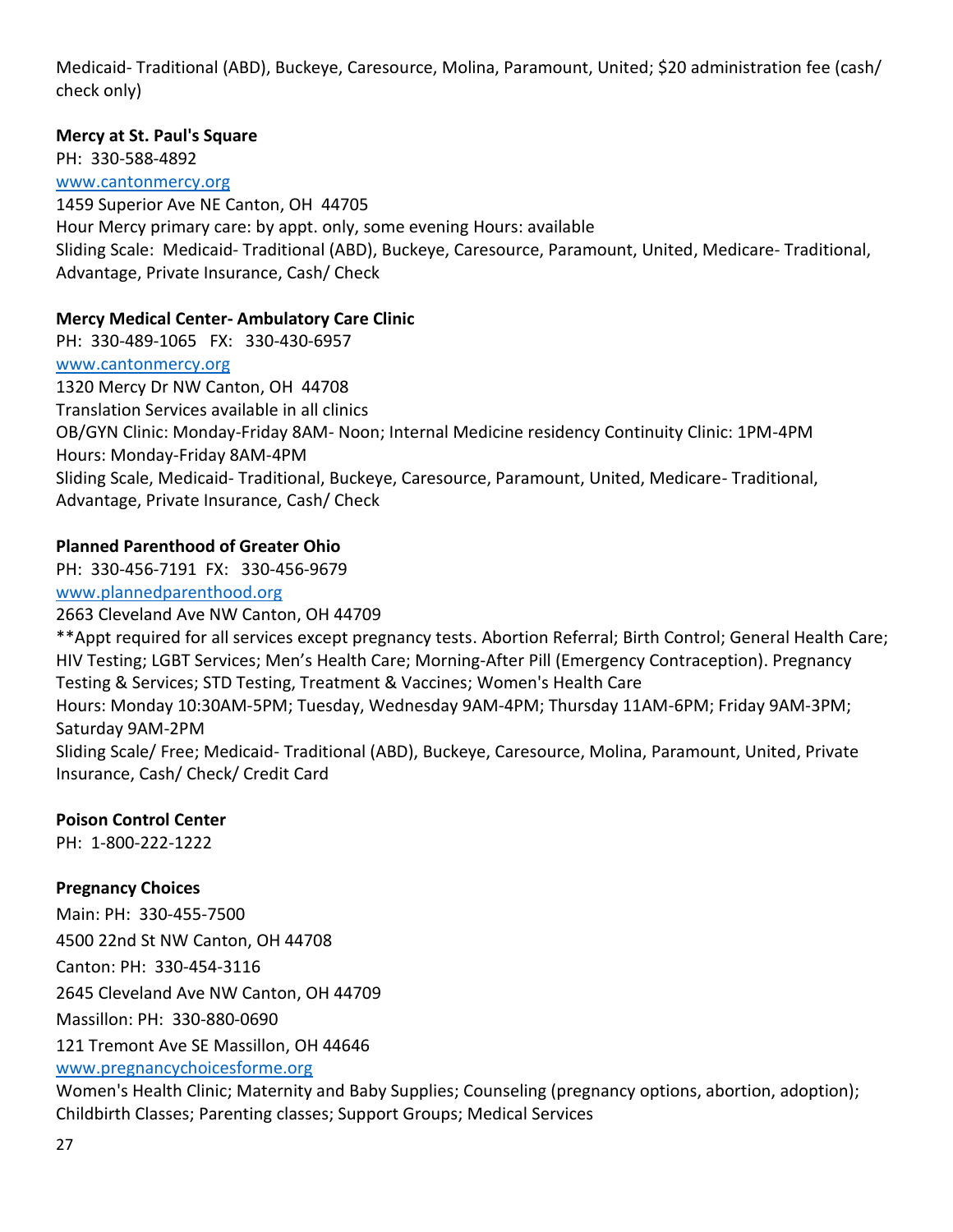Medicaid- Traditional (ABD), Buckeye, Caresource, Molina, Paramount, United; $20 administration fee (cash/ check only)

**Mercy at St. Paul's Square**
PH: 330-588-4892
[www.cantonmercy.org](http://www.cantonmercy.org)
1459 Superior Ave NE Canton, OH 44705
Hour Mercy primary care: by appt. only, some evening Hours: available
Sliding Scale: Medicaid- Traditional (ABD), Buckeye, Caresource, Paramount, United, Medicare- Traditional, Advantage, Private Insurance, Cash/ Check

**Mercy Medical Center- Ambulatory Care Clinic**
PH: 330-489-1065 FX: 330-430-6957
[www.cantonmercy.org](http://www.cantonmercy.org)
1320 Mercy Dr NW Canton, OH 44708
Translation Services available in all clinics
OB/GYN Clinic: Monday-Friday 8AM- Noon; Internal Medicine residency Continuity Clinic: 1PM-4PM
Hours: Monday-Friday 8AM-4PM
Sliding Scale, Medicaid- Traditional, Buckeye, Caresource, Paramount, United, Medicare- Traditional, Advantage, Private Insurance, Cash/ Check

**Planned Parenthood of Greater Ohio**
PH: 330-456-7191 FX: 330-456-9679
[www.plannedparenthood.org](http://www.plannedparenthood.org)
2663 Cleveland Ave NW Canton, OH 44709
**Appt required for all services except pregnancy tests. Abortion Referral; Birth Control; General Health Care; HIV Testing; LGBT Services; Men's Health Care; Morning-After Pill (Emergency Contraception). Pregnancy Testing & Services; STD Testing, Treatment & Vaccines; Women's Health Care
Hours: Monday 10:30AM-5PM; Tuesday, Wednesday 9AM-4PM; Thursday 11AM-6PM; Friday 9AM-3PM; Saturday 9AM-2PM
Sliding Scale/ Free; Medicaid- Traditional (ABD), Buckeye, Caresource, Molina, Paramount, United, Private Insurance, Cash/ Check/ Credit Card

**Poison Control Center**
PH: 1-800-222-1222

**Pregnancy Choices**
Main: PH: 330-455-7500
4500 22nd St NW Canton, OH 44708
Canton: PH: 330-454-3116
2645 Cleveland Ave NW Canton, OH 44709
Massillon: PH: 330-880-0690
121 Tremont Ave SE Massillon, OH 44646
[www.pregnancychoicesforme.org](http://www.pregnancychoicesforme.org)
Women's Health Clinic; Maternity and Baby Supplies; Counseling (pregnancy options, abortion, adoption); Childbirth Classes; Parenting classes; Support Groups; Medical Services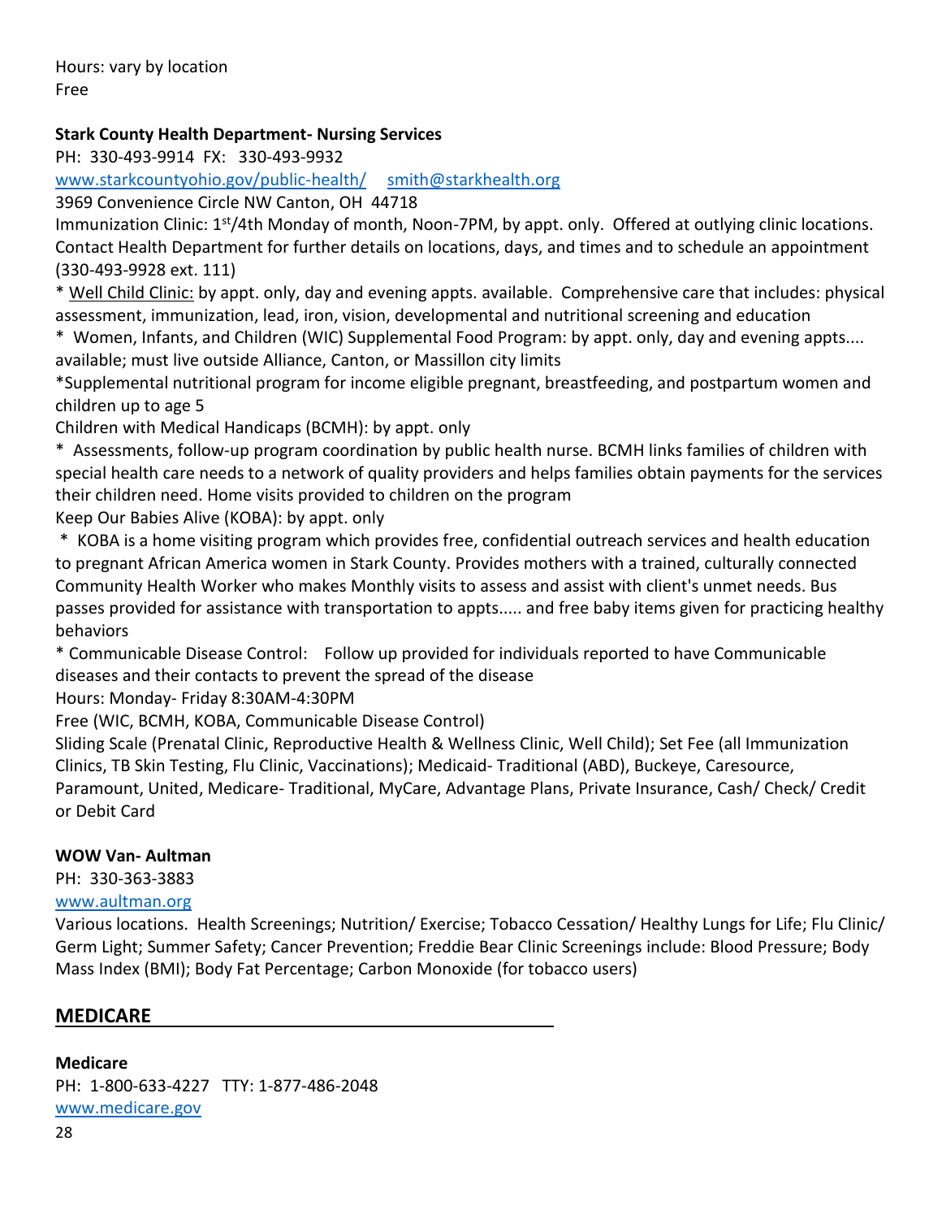Hours: vary by location
Free

**Stark County Health Department- Nursing Services**
PH: 330-493-9914 FX: 330-493-9932
www.starkcountyohio.gov/public-health/ smith@starkhealth.org
3969 Convenience Circle NW Canton, OH 44718
Immunization Clinic: 1st/4th Monday of month, Noon-7PM, by appt. only. Offered at outlying clinic locations. Contact Health Department for further details on locations, days, and times and to schedule an appointment (330-493-9928 ext. 111)
* Well Child Clinic: by appt. only, day and evening appts. available. Comprehensive care that includes: physical assessment, immunization, lead, iron, vision, developmental and nutritional screening and education
* Women, Infants, and Children (WIC) Supplemental Food Program: by appt. only, day and evening appts.... available; must live outside Alliance, Canton, or Massillon city limits
*Supplemental nutritional program for income eligible pregnant, breastfeeding, and postpartum women and children up to age 5
Children with Medical Handicaps (BCMH): by appt. only
* Assessments, follow-up program coordination by public health nurse. BCMH links families of children with special health care needs to a network of quality providers and helps families obtain payments for the services their children need. Home visits provided to children on the program
Keep Our Babies Alive (KOBA): by appt. only
* KOBA is a home visiting program which provides free, confidential outreach services and health education to pregnant African America women in Stark County. Provides mothers with a trained, culturally connected Community Health Worker who makes Monthly visits to assess and assist with client's unmet needs. Bus passes provided for assistance with transportation to appts..... and free baby items given for practicing healthy behaviors
* Communicable Disease Control: Follow up provided for individuals reported to have Communicable diseases and their contacts to prevent the spread of the disease
Hours: Monday- Friday 8:30AM-4:30PM
Free (WIC, BCMH, KOBA, Communicable Disease Control)
Sliding Scale (Prenatal Clinic, Reproductive Health & Wellness Clinic, Well Child); Set Fee (all Immunization Clinics, TB Skin Testing, Flu Clinic, Vaccinations); Medicaid- Traditional (ABD), Buckeye, Caresource, Paramount, United, Medicare- Traditional, MyCare, Advantage Plans, Private Insurance, Cash/ Check/ Credit or Debit Card

**WOW Van- Aultman**
PH: 330-363-3883
www.aultman.org
Various locations. Health Screenings; Nutrition/ Exercise; Tobacco Cessation/ Healthy Lungs for Life; Flu Clinic/ Germ Light; Summer Safety; Cancer Prevention; Freddie Bear Clinic Screenings include: Blood Pressure; Body Mass Index (BMI); Body Fat Percentage; Carbon Monoxide (for tobacco users)

## MEDICARE

**Medicare**
PH: 1-800-633-4227 TTY: 1-877-486-2048
www.medicare.gov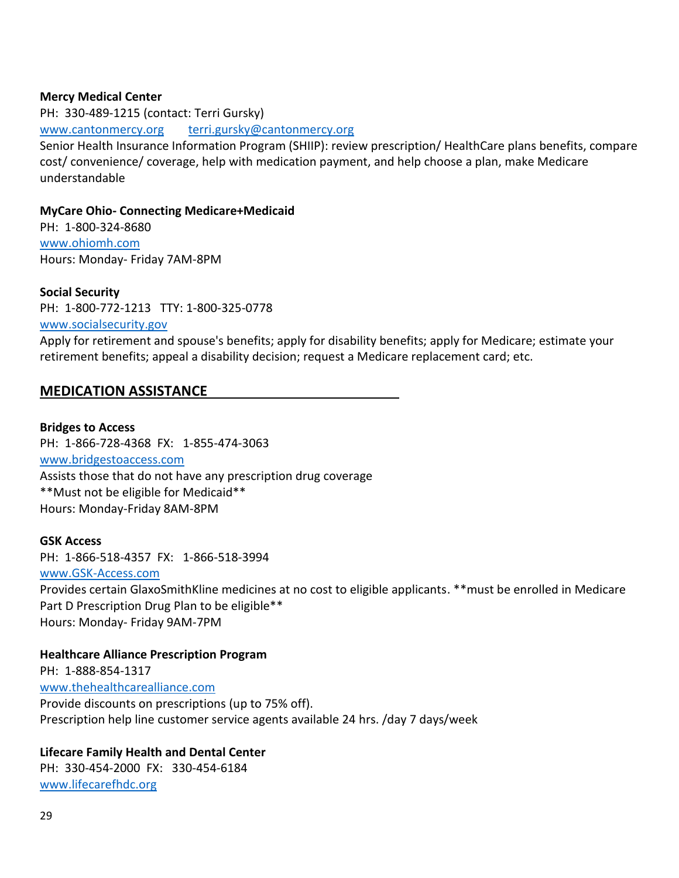**Mercy Medical Center**
PH: 330-489-1215 (contact: Terri Gursky)
www.cantonmercy.org terri.gursky@cantonmercy.org
Senior Health Insurance Information Program (SHIIP): review prescription/ HealthCare plans benefits, compare cost/ convenience/ coverage, help with medication payment, and help choose a plan, make Medicare understandable

**MyCare Ohio- Connecting Medicare+Medicaid**
PH: 1-800-324-8680
www.ohiomh.com
Hours: Monday- Friday 7AM-8PM

**Social Security**
PH: 1-800-772-1213 TTY: 1-800-325-0778
www.socialsecurity.gov
Apply for retirement and spouse's benefits; apply for disability benefits; apply for Medicare; estimate your retirement benefits; appeal a disability decision; request a Medicare replacement card; etc.

## MEDICATION ASSISTANCE

**Bridges to Access**
PH: 1-866-728-4368 FX: 1-855-474-3063
www.bridgestoaccess.com
Assists those that do not have any prescription drug coverage
**Must not be eligible for Medicaid**
Hours: Monday-Friday 8AM-8PM

**GSK Access**
PH: 1-866-518-4357 FX: 1-866-518-3994
www.GSK-Access.com
Provides certain GlaxoSmithKline medicines at no cost to eligible applicants. **must be enrolled in Medicare Part D Prescription Drug Plan to be eligible**
Hours: Monday- Friday 9AM-7PM

**Healthcare Alliance Prescription Program**
PH: 1-888-854-1317
www.thehealthcarealliance.com
Provide discounts on prescriptions (up to 75% off).
Prescription help line customer service agents available 24 hrs. /day 7 days/week

**Lifecare Family Health and Dental Center**
PH: 330-454-2000 FX: 330-454-6184
www.lifecarefhdc.org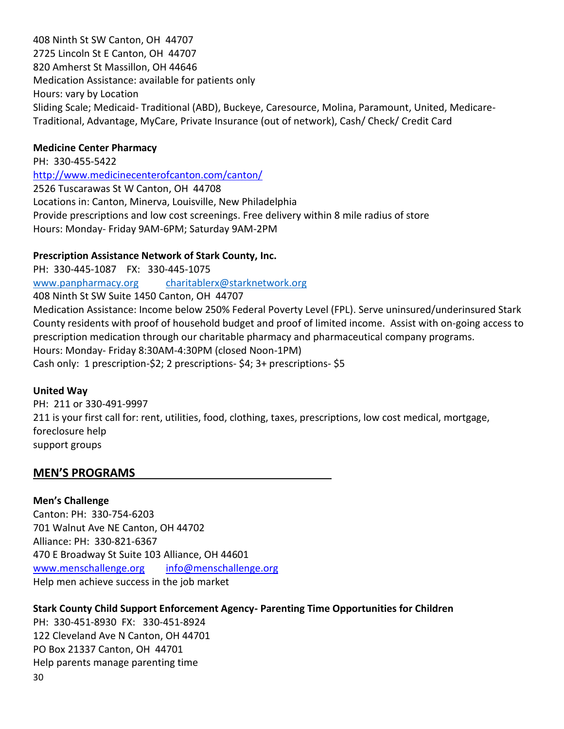408 Ninth St SW Canton, OH 44707
2725 Lincoln St E Canton, OH 44707
820 Amherst St Massillon, OH 44646
Medication Assistance: available for patients only
Hours: vary by Location
Sliding Scale; Medicaid- Traditional (ABD), Buckeye, Caresource, Molina, Paramount, United, Medicare-Traditional, Advantage, MyCare, Private Insurance (out of network), Cash/ Check/ Credit Card

**Medicine Center Pharmacy**
PH: 330-455-5422
http://www.medicinecenterofcanton.com/canton/
2526 Tuscarawas St W Canton, OH 44708
Locations in: Canton, Minerva, Louisville, New Philadelphia
Provide prescriptions and low cost screenings. Free delivery within 8 mile radius of store
Hours: Monday- Friday 9AM-6PM; Saturday 9AM-2PM

**Prescription Assistance Network of Stark County, Inc.**
PH: 330-445-1087 FX: 330-445-1075
www.panpharmacy.org charitablerx@starknetwork.org
408 Ninth St SW Suite 1450 Canton, OH 44707
Medication Assistance: Income below 250% Federal Poverty Level (FPL). Serve uninsured/underinsured Stark County residents with proof of household budget and proof of limited income. Assist with on-going access to prescription medication through our charitable pharmacy and pharmaceutical company programs.
Hours: Monday- Friday 8:30AM-4:30PM (closed Noon-1PM)
Cash only: 1 prescription-$2; 2 prescriptions- $4; 3+ prescriptions- $5

**United Way**
PH: 211 or 330-491-9997
211 is your first call for: rent, utilities, food, clothing, taxes, prescriptions, low cost medical, mortgage, foreclosure help
support groups

## MEN'S PROGRAMS

**Men's Challenge**
Canton: PH: 330-754-6203
701 Walnut Ave NE Canton, OH 44702
Alliance: PH: 330-821-6367
470 E Broadway St Suite 103 Alliance, OH 44601
www.menschallenge.org info@menschallenge.org
Help men achieve success in the job market

**Stark County Child Support Enforcement Agency- Parenting Time Opportunities for Children**
PH: 330-451-8930 FX: 330-451-8924
122 Cleveland Ave N Canton, OH 44701
PO Box 21337 Canton, OH 44701
Help parents manage parenting time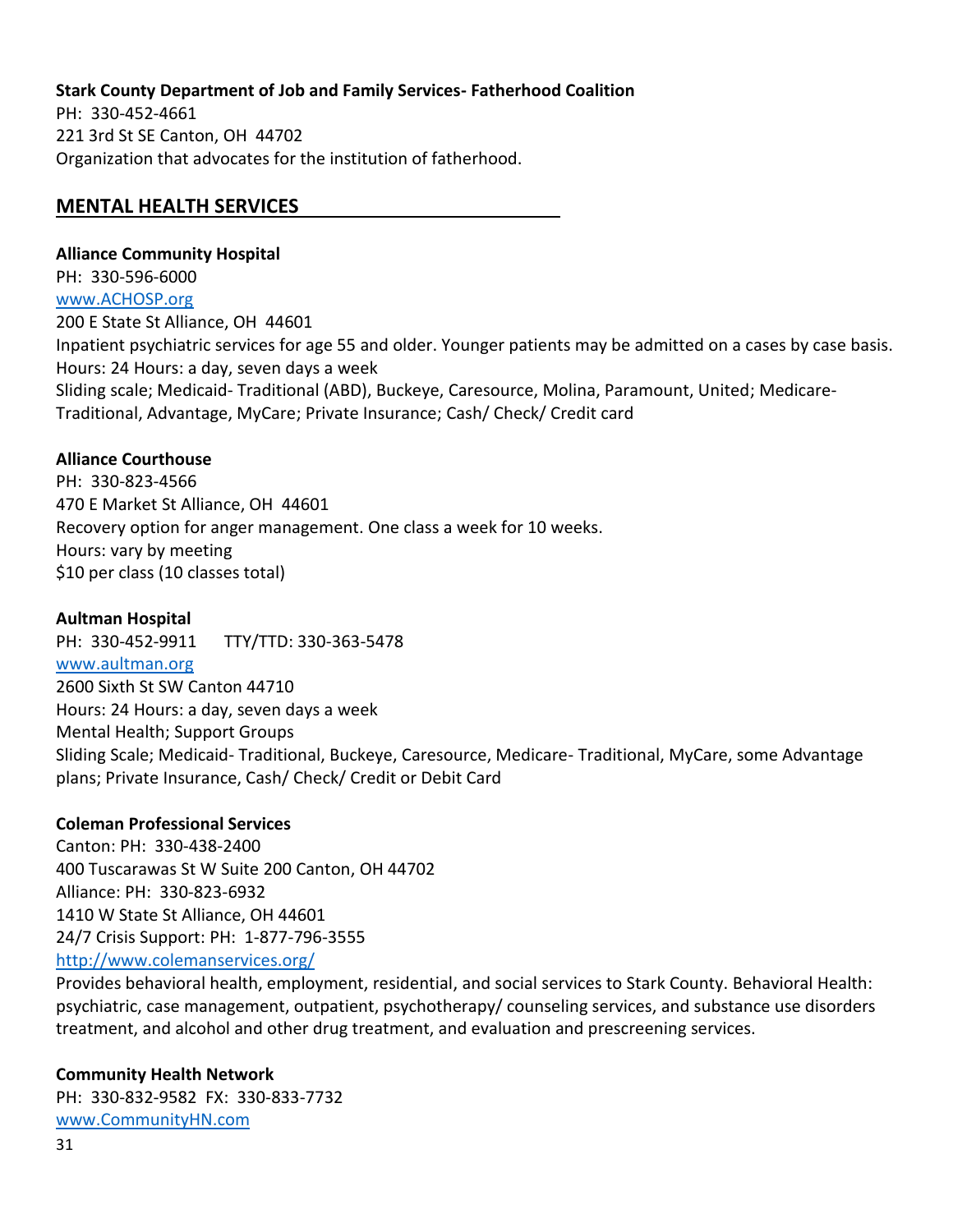**Stark County Department of Job and Family Services- Fatherhood Coalition**
PH: 330-452-4661
221 3rd St SE Canton, OH 44702
Organization that advocates for the institution of fatherhood.

## MENTAL HEALTH SERVICES

**Alliance Community Hospital**
PH: 330-596-6000
[www.ACHOSP.org](www.ACHOSP.org)
200 E State St Alliance, OH 44601
Inpatient psychiatric services for age 55 and older. Younger patients may be admitted on a cases by case basis.
Hours: 24 Hours: a day, seven days a week
Sliding scale; Medicaid- Traditional (ABD), Buckeye, Caresource, Molina, Paramount, United; Medicare- Traditional, Advantage, MyCare; Private Insurance; Cash/ Check/ Credit card

**Alliance Courthouse**
PH: 330-823-4566
470 E Market St Alliance, OH 44601
Recovery option for anger management. One class a week for 10 weeks.
Hours: vary by meeting
$10 per class (10 classes total)

**Aultman Hospital**
PH: 330-452-9911 TTY/TTD: 330-363-5478
[www.aultman.org](www.aultman.org)
2600 Sixth St SW Canton 44710
Hours: 24 Hours: a day, seven days a week
Mental Health; Support Groups
Sliding Scale; Medicaid- Traditional, Buckeye, Caresource, Medicare- Traditional, MyCare, some Advantage plans; Private Insurance, Cash/ Check/ Credit or Debit Card

**Coleman Professional Services**
Canton: PH: 330-438-2400
400 Tuscarawas St W Suite 200 Canton, OH 44702
Alliance: PH: 330-823-6932
1410 W State St Alliance, OH 44601
24/7 Crisis Support: PH: 1-877-796-3555
[http://www.colemanservices.org/](http://www.colemanservices.org/)
Provides behavioral health, employment, residential, and social services to Stark County. Behavioral Health: psychiatric, case management, outpatient, psychotherapy/ counseling services, and substance use disorders treatment, and alcohol and other drug treatment, and evaluation and prescreening services.

**Community Health Network**
PH: 330-832-9582 FX: 330-833-7732
[www.CommunityHN.com](www.CommunityHN.com)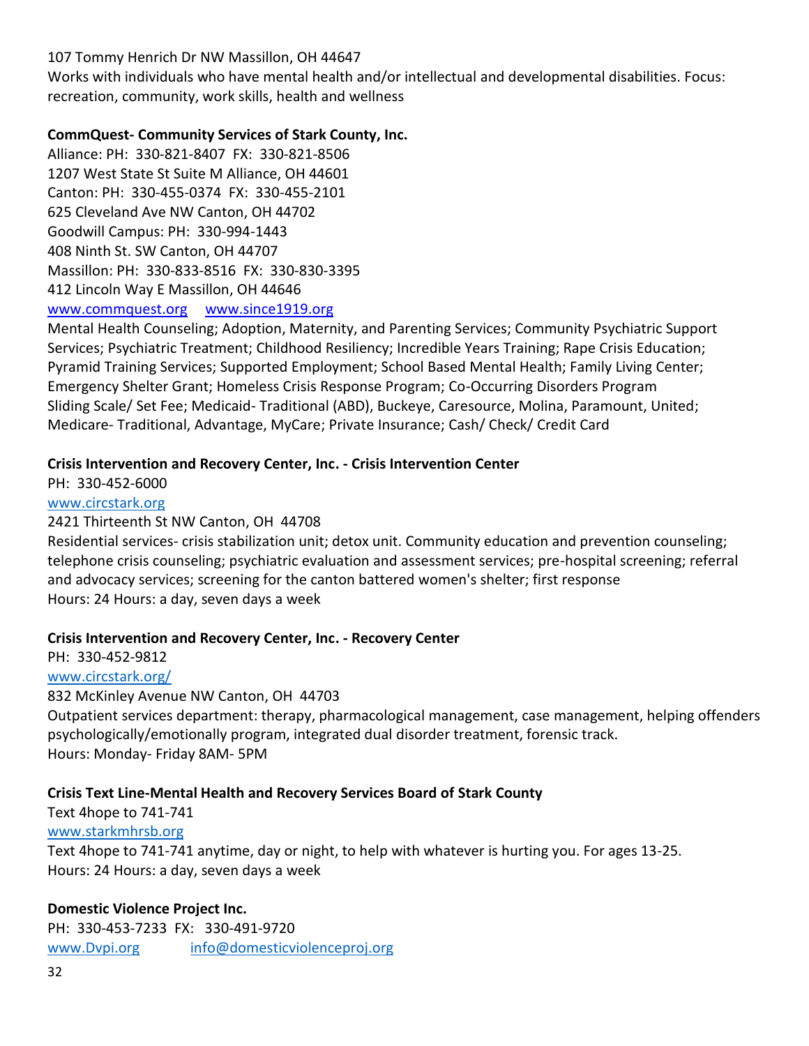107 Tommy Henrich Dr NW Massillon, OH 44647
Works with individuals who have mental health and/or intellectual and developmental disabilities. Focus: recreation, community, work skills, health and wellness

**CommQuest- Community Services of Stark County, Inc.**
Alliance: PH: 330-821-8407 FX: 330-821-8506
1207 West State St Suite M Alliance, OH 44601
Canton: PH: 330-455-0374 FX: 330-455-2101
625 Cleveland Ave NW Canton, OH 44702
Goodwill Campus: PH: 330-994-1443
408 Ninth St. SW Canton, OH 44707
Massillon: PH: 330-833-8516 FX: 330-830-3395
412 Lincoln Way E Massillon, OH 44646
www.commquest.org www.since1919.org
Mental Health Counseling; Adoption, Maternity, and Parenting Services; Community Psychiatric Support Services; Psychiatric Treatment; Childhood Resiliency; Incredible Years Training; Rape Crisis Education; Pyramid Training Services; Supported Employment; School Based Mental Health; Family Living Center; Emergency Shelter Grant; Homeless Crisis Response Program; Co-Occurring Disorders Program
Sliding Scale/ Set Fee; Medicaid- Traditional (ABD), Buckeye, Caresource, Molina, Paramount, United; Medicare- Traditional, Advantage, MyCare; Private Insurance; Cash/ Check/ Credit Card

**Crisis Intervention and Recovery Center, Inc. - Crisis Intervention Center**
PH: 330-452-6000
www.circstark.org
2421 Thirteenth St NW Canton, OH 44708
Residential services- crisis stabilization unit; detox unit. Community education and prevention counseling; telephone crisis counseling; psychiatric evaluation and assessment services; pre-hospital screening; referral and advocacy services; screening for the canton battered women's shelter; first response
Hours: 24 Hours: a day, seven days a week

**Crisis Intervention and Recovery Center, Inc. - Recovery Center**
PH: 330-452-9812
www.circstark.org/
832 McKinley Avenue NW Canton, OH 44703
Outpatient services department: therapy, pharmacological management, case management, helping offenders psychologically/emotionally program, integrated dual disorder treatment, forensic track.
Hours: Monday- Friday 8AM- 5PM

**Crisis Text Line-Mental Health and Recovery Services Board of Stark County**
Text 4hope to 741-741
www.starkmhrsb.org
Text 4hope to 741-741 anytime, day or night, to help with whatever is hurting you. For ages 13-25.
Hours: 24 Hours: a day, seven days a week

**Domestic Violence Project Inc.**
PH: 330-453-7233 FX: 330-491-9720
www.Dvpi.org info@domesticviolenceproj.org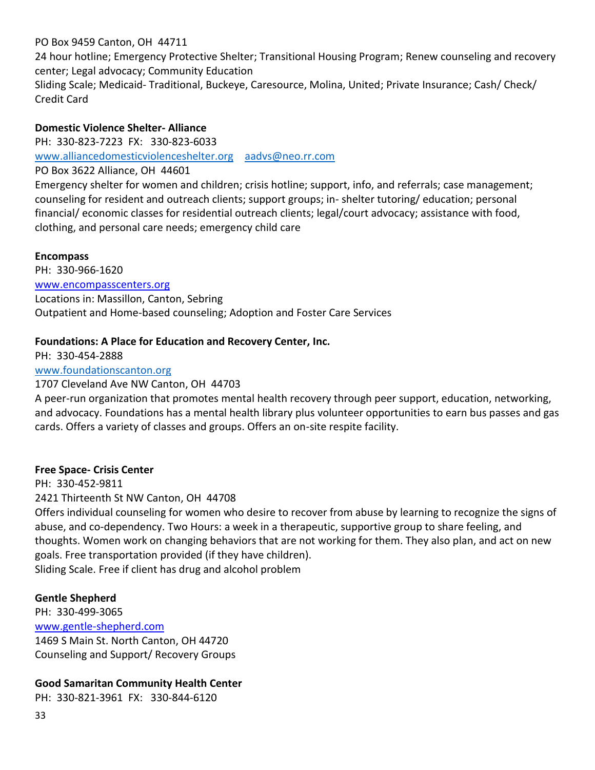PO Box 9459 Canton, OH 44711

24 hour hotline; Emergency Protective Shelter; Transitional Housing Program; Renew counseling and recovery center; Legal advocacy; Community Education

Sliding Scale; Medicaid- Traditional, Buckeye, Caresource, Molina, United; Private Insurance; Cash/ Check/ Credit Card

**Domestic Violence Shelter- Alliance**

PH: 330-823-7223 FX: 330-823-6033

www.alliancedomesticviolenceshelter.org aadvs@neo.rr.com

PO Box 3622 Alliance, OH 44601

Emergency shelter for women and children; crisis hotline; support, info, and referrals; case management; counseling for resident and outreach clients; support groups; in- shelter tutoring/ education; personal financial/ economic classes for residential outreach clients; legal/court advocacy; assistance with food, clothing, and personal care needs; emergency child care

**Encompass**

PH: 330-966-1620

www.encompasscenters.org

Locations in: Massillon, Canton, Sebring

Outpatient and Home-based counseling; Adoption and Foster Care Services

**Foundations: A Place for Education and Recovery Center, Inc.**

PH: 330-454-2888

www.foundationscanton.org

1707 Cleveland Ave NW Canton, OH 44703

A peer-run organization that promotes mental health recovery through peer support, education, networking, and advocacy. Foundations has a mental health library plus volunteer opportunities to earn bus passes and gas cards. Offers a variety of classes and groups. Offers an on-site respite facility.

**Free Space- Crisis Center**

PH: 330-452-9811

2421 Thirteenth St NW Canton, OH 44708

Offers individual counseling for women who desire to recover from abuse by learning to recognize the signs of abuse, and co-dependency. Two Hours: a week in a therapeutic, supportive group to share feeling, and thoughts. Women work on changing behaviors that are not working for them. They also plan, and act on new goals. Free transportation provided (if they have children).

Sliding Scale. Free if client has drug and alcohol problem

**Gentle Shepherd**

PH: 330-499-3065

www.gentle-shepherd.com

1469 S Main St. North Canton, OH 44720

Counseling and Support/ Recovery Groups

**Good Samaritan Community Health Center**

PH: 330-821-3961 FX: 330-844-6120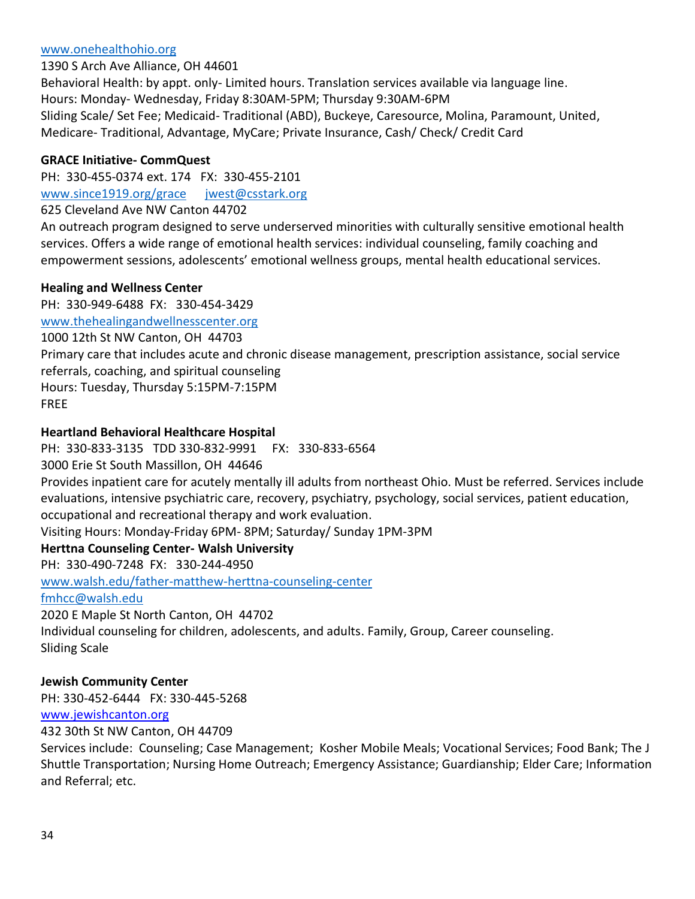[www.onehealthohio.org](http://www.onehealthohio.org)
1390 S Arch Ave Alliance, OH 44601
Behavioral Health: by appt. only- Limited hours. Translation services available via language line.
Hours: Monday- Wednesday, Friday 8:30AM-5PM; Thursday 9:30AM-6PM
Sliding Scale/ Set Fee; Medicaid- Traditional (ABD), Buckeye, Caresource, Molina, Paramount, United, Medicare- Traditional, Advantage, MyCare; Private Insurance, Cash/ Check/ Credit Card

**GRACE Initiative- CommQuest**
PH: 330-455-0374 ext. 174 FX: 330-455-2101
[www.since1919.org/grace](http://www.since1919.org/grace) [jwest@csstark.org](mailto:jwest@csstark.org)
625 Cleveland Ave NW Canton 44702
An outreach program designed to serve underserved minorities with culturally sensitive emotional health services. Offers a wide range of emotional health services: individual counseling, family coaching and empowerment sessions, adolescents' emotional wellness groups, mental health educational services.

**Healing and Wellness Center**
PH: 330-949-6488 FX: 330-454-3429
[www.thehealingandwellnesscenter.org](http://www.thehealingandwellnesscenter.org)
1000 12th St NW Canton, OH 44703
Primary care that includes acute and chronic disease management, prescription assistance, social service referrals, coaching, and spiritual counseling
Hours: Tuesday, Thursday 5:15PM-7:15PM
FREE

**Heartland Behavioral Healthcare Hospital**
PH: 330-833-3135 TDD 330-832-9991 FX: 330-833-6564
3000 Erie St South Massillon, OH 44646
Provides inpatient care for acutely mentally ill adults from northeast Ohio. Must be referred. Services include evaluations, intensive psychiatric care, recovery, psychiatry, psychology, social services, patient education, occupational and recreational therapy and work evaluation.
Visiting Hours: Monday-Friday 6PM- 8PM; Saturday/ Sunday 1PM-3PM

**Herttna Counseling Center- Walsh University**
PH: 330-490-7248 FX: 330-244-4950
[www.walsh.edu/father-matthew-herttna-counseling-center](http://www.walsh.edu/father-matthew-herttna-counseling-center)
[fmhcc@walsh.edu](mailto:fmhcc@walsh.edu)
2020 E Maple St North Canton, OH 44702
Individual counseling for children, adolescents, and adults. Family, Group, Career counseling.
Sliding Scale

**Jewish Community Center**
PH: 330-452-6444 FX: 330-445-5268
[www.jewishcanton.org](http://www.jewishcanton.org)
432 30th St NW Canton, OH 44709
Services include: Counseling; Case Management; Kosher Mobile Meals; Vocational Services; Food Bank; The J Shuttle Transportation; Nursing Home Outreach; Emergency Assistance; Guardianship; Elder Care; Information and Referral; etc.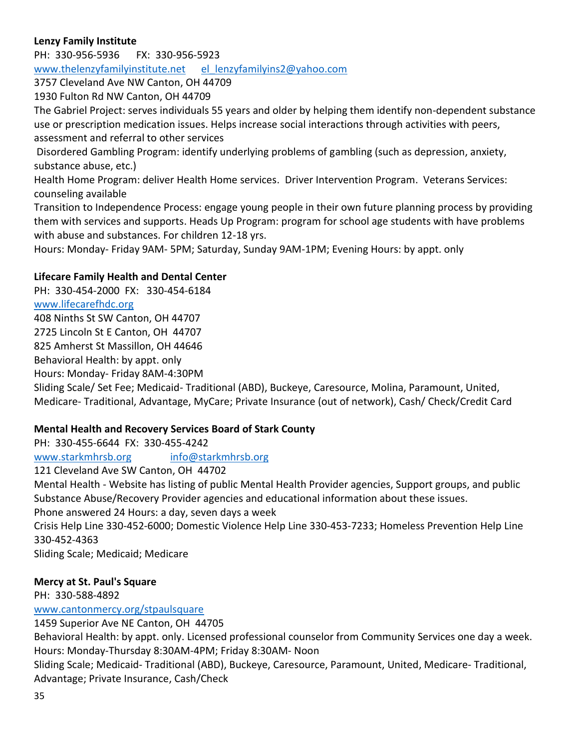**Lenzy Family Institute**

PH: 330-956-5936 FX: 330-956-5923

www.thelenzyfamilyinstitute.net el_lenzyfamilyins2@yahoo.com

3757 Cleveland Ave NW Canton, OH 44709

1930 Fulton Rd NW Canton, OH 44709

The Gabriel Project: serves individuals 55 years and older by helping them identify non-dependent substance use or prescription medication issues. Helps increase social interactions through activities with peers, assessment and referral to other services

Disordered Gambling Program: identify underlying problems of gambling (such as depression, anxiety, substance abuse, etc.)

Health Home Program: deliver Health Home services. Driver Intervention Program. Veterans Services: counseling available

Transition to Independence Process: engage young people in their own future planning process by providing them with services and supports. Heads Up Program: program for school age students with have problems with abuse and substances. For children 12-18 yrs.

Hours: Monday- Friday 9AM- 5PM; Saturday, Sunday 9AM-1PM; Evening Hours: by appt. only

**Lifecare Family Health and Dental Center**

PH: 330-454-2000 FX: 330-454-6184

www.lifecarefhdc.org

408 Ninths St SW Canton, OH 44707

2725 Lincoln St E Canton, OH 44707

825 Amherst St Massillon, OH 44646

Behavioral Health: by appt. only

Hours: Monday- Friday 8AM-4:30PM

Sliding Scale/ Set Fee; Medicaid- Traditional (ABD), Buckeye, Caresource, Molina, Paramount, United, Medicare- Traditional, Advantage, MyCare; Private Insurance (out of network), Cash/ Check/Credit Card

**Mental Health and Recovery Services Board of Stark County**

PH: 330-455-6644 FX: 330-455-4242

www.starkmhrsb.org info@starkmhrsb.org

121 Cleveland Ave SW Canton, OH 44702

Mental Health - Website has listing of public Mental Health Provider agencies, Support groups, and public Substance Abuse/Recovery Provider agencies and educational information about these issues.

Phone answered 24 Hours: a day, seven days a week

Crisis Help Line 330-452-6000; Domestic Violence Help Line 330-453-7233; Homeless Prevention Help Line 330-452-4363

Sliding Scale; Medicaid; Medicare

**Mercy at St. Paul's Square**

PH: 330-588-4892

www.cantonmercy.org/stpaulsquare

1459 Superior Ave NE Canton, OH 44705

Behavioral Health: by appt. only. Licensed professional counselor from Community Services one day a week.

Hours: Monday-Thursday 8:30AM-4PM; Friday 8:30AM- Noon

Sliding Scale; Medicaid- Traditional (ABD), Buckeye, Caresource, Paramount, United, Medicare- Traditional, Advantage; Private Insurance, Cash/Check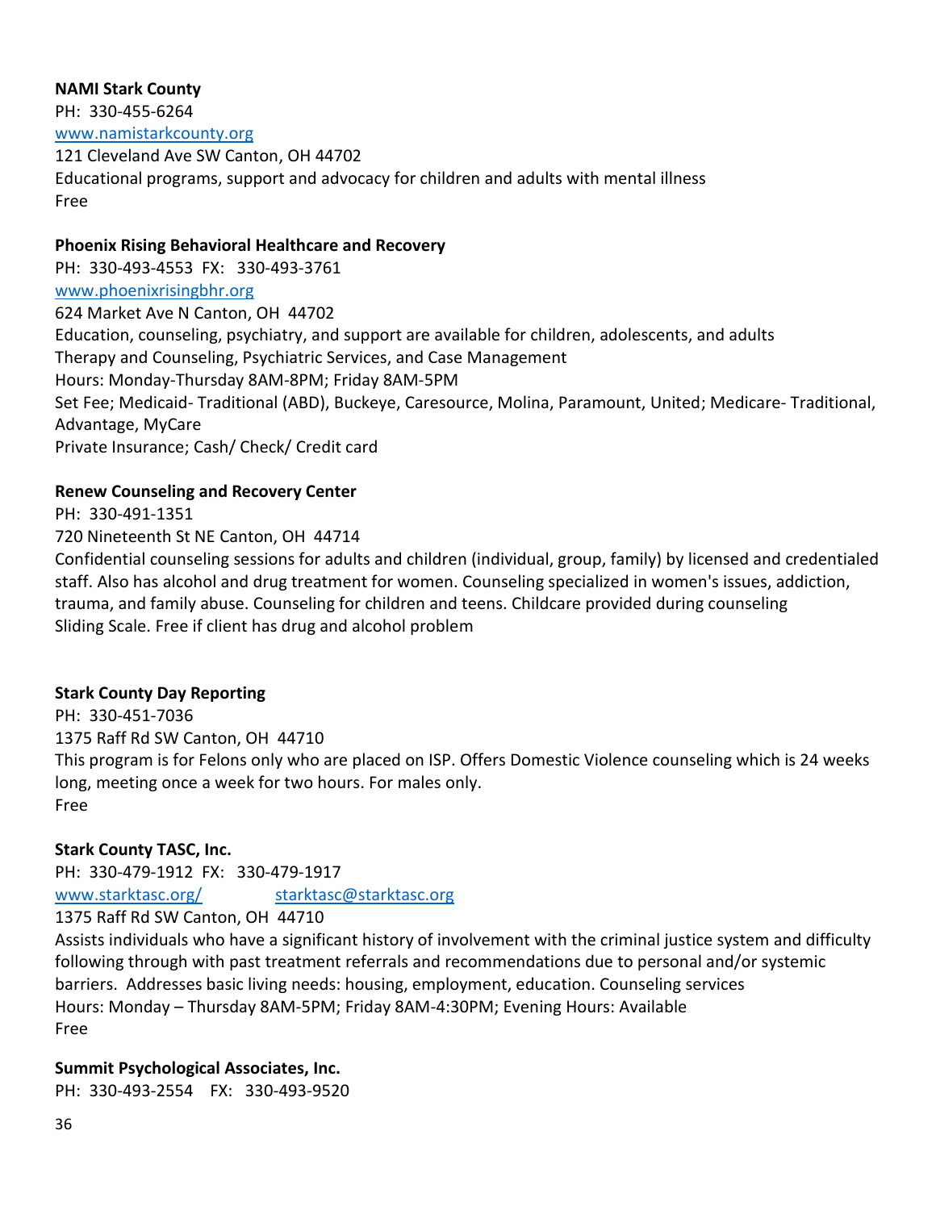**NAMI Stark County**

PH: 330-455-6264

[www.namistarkcounty.org](http://www.namistarkcounty.org)

121 Cleveland Ave SW Canton, OH 44702

Educational programs, support and advocacy for children and adults with mental illness

Free

**Phoenix Rising Behavioral Healthcare and Recovery**

PH: 330-493-4553 FX: 330-493-3761

[www.phoenixrisingbhr.org](http://www.phoenixrisingbhr.org)

624 Market Ave N Canton, OH 44702

Education, counseling, psychiatry, and support are available for children, adolescents, and adults

Therapy and Counseling, Psychiatric Services, and Case Management

Hours: Monday-Thursday 8AM-8PM; Friday 8AM-5PM

Set Fee; Medicaid- Traditional (ABD), Buckeye, Caresource, Molina, Paramount, United; Medicare- Traditional, Advantage, MyCare

Private Insurance; Cash/ Check/ Credit card

**Renew Counseling and Recovery Center**

PH: 330-491-1351

720 Nineteenth St NE Canton, OH 44714

Confidential counseling sessions for adults and children (individual, group, family) by licensed and credentialed staff. Also has alcohol and drug treatment for women. Counseling specialized in women's issues, addiction, trauma, and family abuse. Counseling for children and teens. Childcare provided during counseling

Sliding Scale. Free if client has drug and alcohol problem

**Stark County Day Reporting**

PH: 330-451-7036

1375 Raff Rd SW Canton, OH 44710

This program is for Felons only who are placed on ISP. Offers Domestic Violence counseling which is 24 weeks long, meeting once a week for two hours. For males only.

Free

**Stark County TASC, Inc.**

PH: 330-479-1912 FX: 330-479-1917

[www.starktasc.org/](http://www.starktasc.org/) [starktasc@starktasc.org](mailto:starktasc@starktasc.org)

1375 Raff Rd SW Canton, OH 44710

Assists individuals who have a significant history of involvement with the criminal justice system and difficulty following through with past treatment referrals and recommendations due to personal and/or systemic barriers. Addresses basic living needs: housing, employment, education. Counseling services

Hours: Monday – Thursday 8AM-5PM; Friday 8AM-4:30PM; Evening Hours: Available

Free

**Summit Psychological Associates, Inc.**

PH: 330-493-2554 FX: 330-493-9520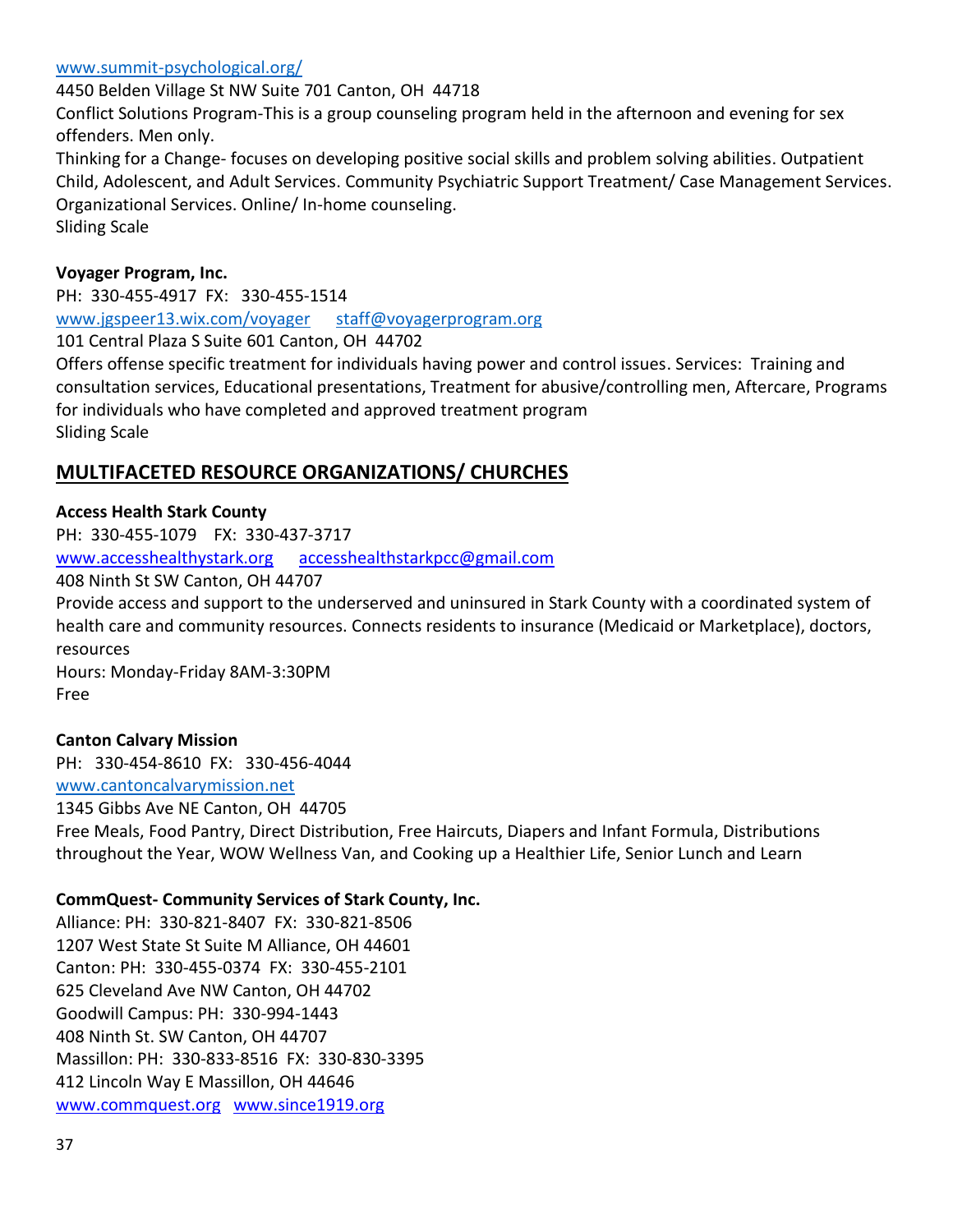www.summit-psychological.org/
4450 Belden Village St NW Suite 701 Canton, OH 44718
Conflict Solutions Program-This is a group counseling program held in the afternoon and evening for sex offenders. Men only.
Thinking for a Change- focuses on developing positive social skills and problem solving abilities. Outpatient Child, Adolescent, and Adult Services. Community Psychiatric Support Treatment/ Case Management Services. Organizational Services. Online/ In-home counseling.
Sliding Scale

**Voyager Program, Inc.**
PH: 330-455-4917 FX: 330-455-1514
www.jgspeer13.wix.com/voyager staff@voyagerprogram.org
101 Central Plaza S Suite 601 Canton, OH 44702
Offers offense specific treatment for individuals having power and control issues. Services: Training and consultation services, Educational presentations, Treatment for abusive/controlling men, Aftercare, Programs for individuals who have completed and approved treatment program
Sliding Scale

## MULTIFACETED RESOURCE ORGANIZATIONS/ CHURCHES

**Access Health Stark County**
PH: 330-455-1079 FX: 330-437-3717
www.accesshealthystark.org accesshealthstarkpcc@gmail.com
408 Ninth St SW Canton, OH 44707
Provide access and support to the underserved and uninsured in Stark County with a coordinated system of health care and community resources. Connects residents to insurance (Medicaid or Marketplace), doctors, resources
Hours: Monday-Friday 8AM-3:30PM
Free

**Canton Calvary Mission**
PH: 330-454-8610 FX: 330-456-4044
www.cantoncalvarymission.net
1345 Gibbs Ave NE Canton, OH 44705
Free Meals, Food Pantry, Direct Distribution, Free Haircuts, Diapers and Infant Formula, Distributions throughout the Year, WOW Wellness Van, and Cooking up a Healthier Life, Senior Lunch and Learn

**CommQuest- Community Services of Stark County, Inc.**
Alliance: PH: 330-821-8407 FX: 330-821-8506
1207 West State St Suite M Alliance, OH 44601
Canton: PH: 330-455-0374 FX: 330-455-2101
625 Cleveland Ave NW Canton, OH 44702
Goodwill Campus: PH: 330-994-1443
408 Ninth St. SW Canton, OH 44707
Massillon: PH: 330-833-8516 FX: 330-830-3395
412 Lincoln Way E Massillon, OH 44646
www.commquest.org www.since1919.org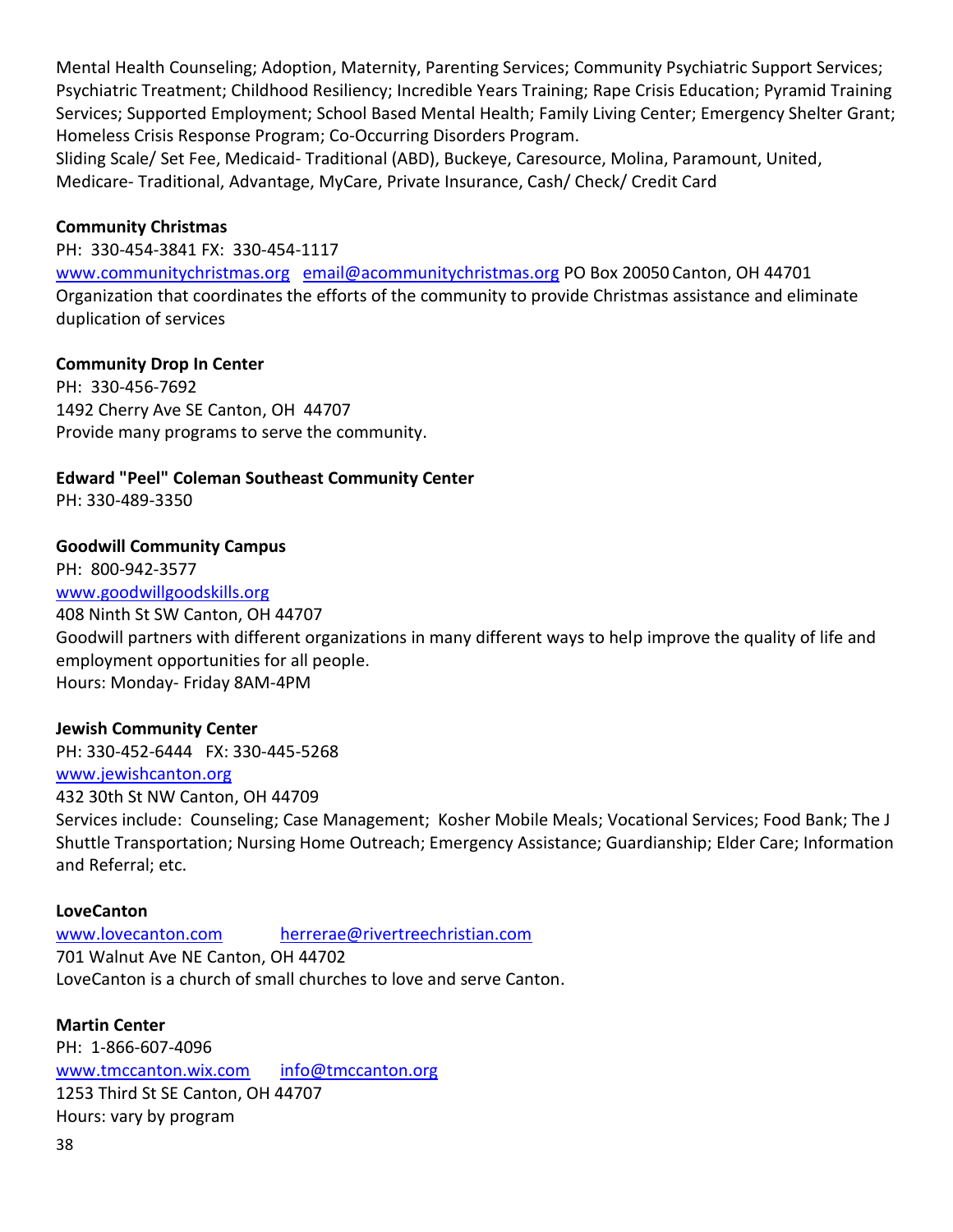Mental Health Counseling; Adoption, Maternity, Parenting Services; Community Psychiatric Support Services; Psychiatric Treatment; Childhood Resiliency; Incredible Years Training; Rape Crisis Education; Pyramid Training Services; Supported Employment; School Based Mental Health; Family Living Center; Emergency Shelter Grant; Homeless Crisis Response Program; Co-Occurring Disorders Program.
Sliding Scale/ Set Fee, Medicaid- Traditional (ABD), Buckeye, Caresource, Molina, Paramount, United, Medicare- Traditional, Advantage, MyCare, Private Insurance, Cash/ Check/ Credit Card

**Community Christmas**
PH: 330-454-3841 FX: 330-454-1117
www.communitychristmas.org email@acommunitychristmas.org PO Box 20050 Canton, OH 44701
Organization that coordinates the efforts of the community to provide Christmas assistance and eliminate duplication of services

**Community Drop In Center**
PH: 330-456-7692
1492 Cherry Ave SE Canton, OH 44707
Provide many programs to serve the community.

**Edward "Peel" Coleman Southeast Community Center**
PH: 330-489-3350

**Goodwill Community Campus**
PH: 800-942-3577
www.goodwillgoodskills.org
408 Ninth St SW Canton, OH 44707
Goodwill partners with different organizations in many different ways to help improve the quality of life and employment opportunities for all people.
Hours: Monday- Friday 8AM-4PM

**Jewish Community Center**
PH: 330-452-6444 FX: 330-445-5268
www.jewishcanton.org
432 30th St NW Canton, OH 44709
Services include: Counseling; Case Management; Kosher Mobile Meals; Vocational Services; Food Bank; The J Shuttle Transportation; Nursing Home Outreach; Emergency Assistance; Guardianship; Elder Care; Information and Referral; etc.

**LoveCanton**
www.lovecanton.com herrerae@rivertreechristian.com
701 Walnut Ave NE Canton, OH 44702
LoveCanton is a church of small churches to love and serve Canton.

**Martin Center**
PH: 1-866-607-4096
www.tmccanton.wix.com info@tmccanton.org
1253 Third St SE Canton, OH 44707
Hours: vary by program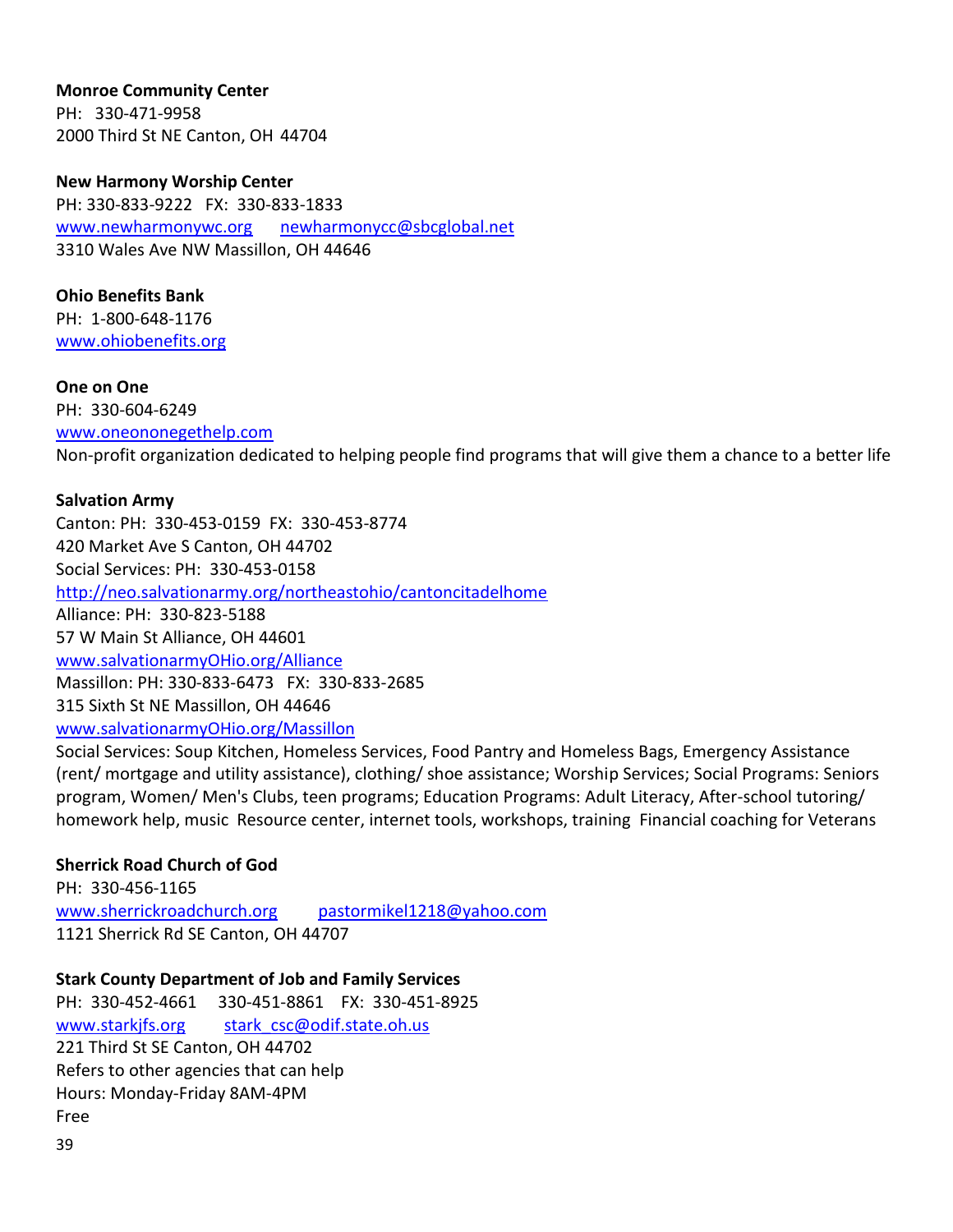**Monroe Community Center**
PH:  330-471-9958
2000 Third St NE Canton, OH  44704

**New Harmony Worship Center**
PH: 330-833-9222   FX:  330-833-1833
www.newharmonywc.org      newharmonycc@sbcglobal.net
3310 Wales Ave NW Massillon, OH 44646

**Ohio Benefits Bank**
PH:  1-800-648-1176
www.ohiobenefits.org

**One on One**
PH:  330-604-6249
www.oneononegethelp.com
Non-profit organization dedicated to helping people find programs that will give them a chance to a better life

**Salvation Army**
Canton: PH:  330-453-0159  FX:  330-453-8774
420 Market Ave S Canton, OH 44702
Social Services: PH:  330-453-0158
http://neo.salvationarmy.org/northeastohio/cantoncitadelhome
Alliance: PH:  330-823-5188
57 W Main St Alliance, OH 44601
www.salvationarmyOHio.org/Alliance
Massillon: PH: 330-833-6473   FX:  330-833-2685
315 Sixth St NE Massillon, OH 44646
www.salvationarmyOHio.org/Massillon
Social Services: Soup Kitchen, Homeless Services, Food Pantry and Homeless Bags, Emergency Assistance (rent/ mortgage and utility assistance), clothing/ shoe assistance; Worship Services; Social Programs: Seniors program, Women/ Men's Clubs, teen programs; Education Programs: Adult Literacy, After-school tutoring/ homework help, music  Resource center, internet tools, workshops, training  Financial coaching for Veterans

**Sherrick Road Church of God**
PH:  330-456-1165
www.sherrickroadchurch.org      pastormikel1218@yahoo.com
1121 Sherrick Rd SE Canton, OH 44707

**Stark County Department of Job and Family Services**
PH:  330-452-4661    330-451-8861    FX:  330-451-8925
www.starkjfs.org      stark_csc@odif.state.oh.us
221 Third St SE Canton, OH 44702
Refers to other agencies that can help
Hours: Monday-Friday 8AM-4PM
Free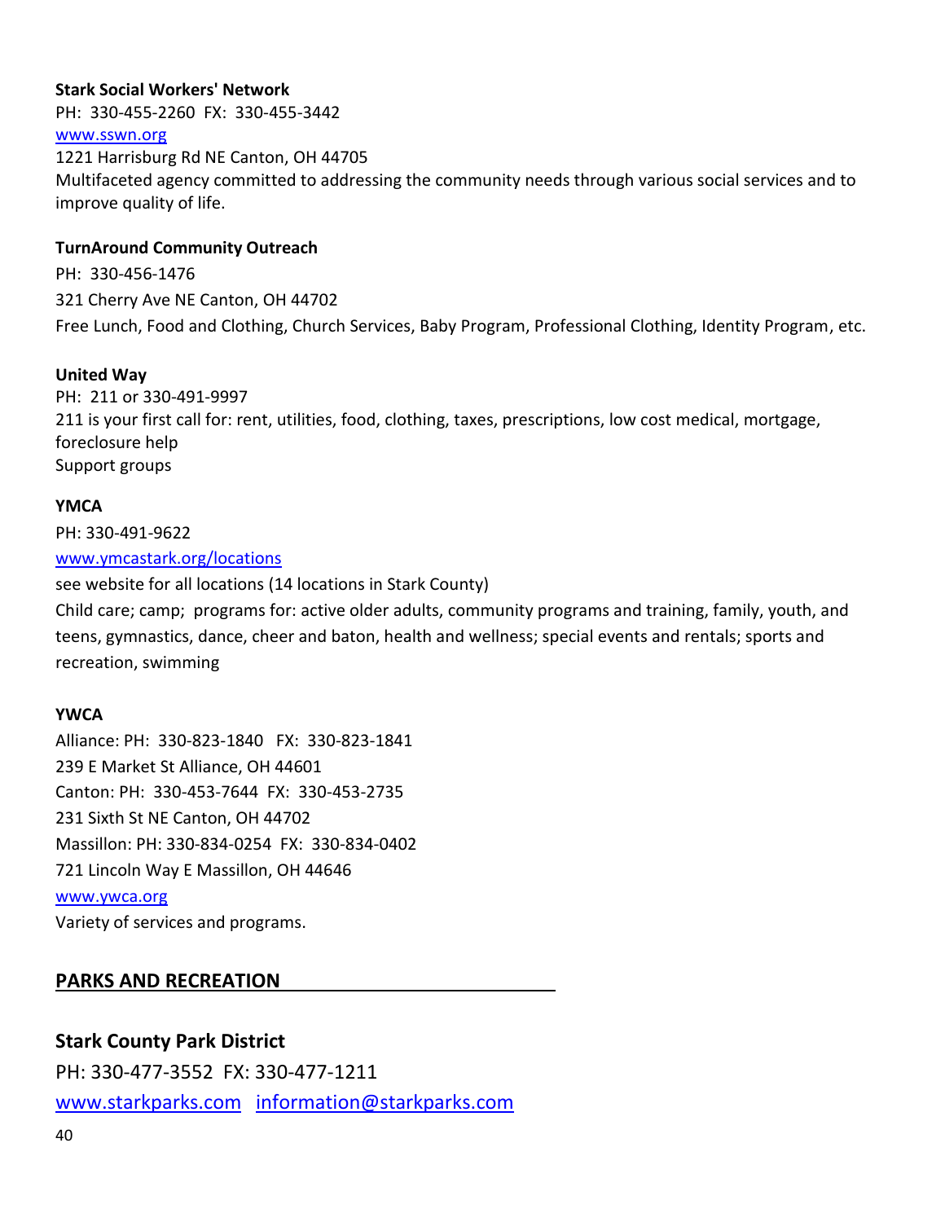**Stark Social Workers' Network**
PH: 330-455-2260 FX: 330-455-3442
www.sswn.org
1221 Harrisburg Rd NE Canton, OH 44705
Multifaceted agency committed to addressing the community needs through various social services and to improve quality of life.

**TurnAround Community Outreach**
PH: 330-456-1476
321 Cherry Ave NE Canton, OH 44702
Free Lunch, Food and Clothing, Church Services, Baby Program, Professional Clothing, Identity Program, etc.

**United Way**
PH: 211 or 330-491-9997
211 is your first call for: rent, utilities, food, clothing, taxes, prescriptions, low cost medical, mortgage, foreclosure help
Support groups

**YMCA**
PH: 330-491-9622
www.ymcastark.org/locations
see website for all locations (14 locations in Stark County)
Child care; camp; programs for: active older adults, community programs and training, family, youth, and teens, gymnastics, dance, cheer and baton, health and wellness; special events and rentals; sports and recreation, swimming

**YWCA**
Alliance: PH: 330-823-1840 FX: 330-823-1841
239 E Market St Alliance, OH 44601
Canton: PH: 330-453-7644 FX: 330-453-2735
231 Sixth St NE Canton, OH 44702
Massillon: PH: 330-834-0254 FX: 330-834-0402
721 Lincoln Way E Massillon, OH 44646
www.ywca.org
Variety of services and programs.

## PARKS AND RECREATION

### Stark County Park District
PH: 330-477-3552 FX: 330-477-1211
www.starkparks.com information@starkparks.com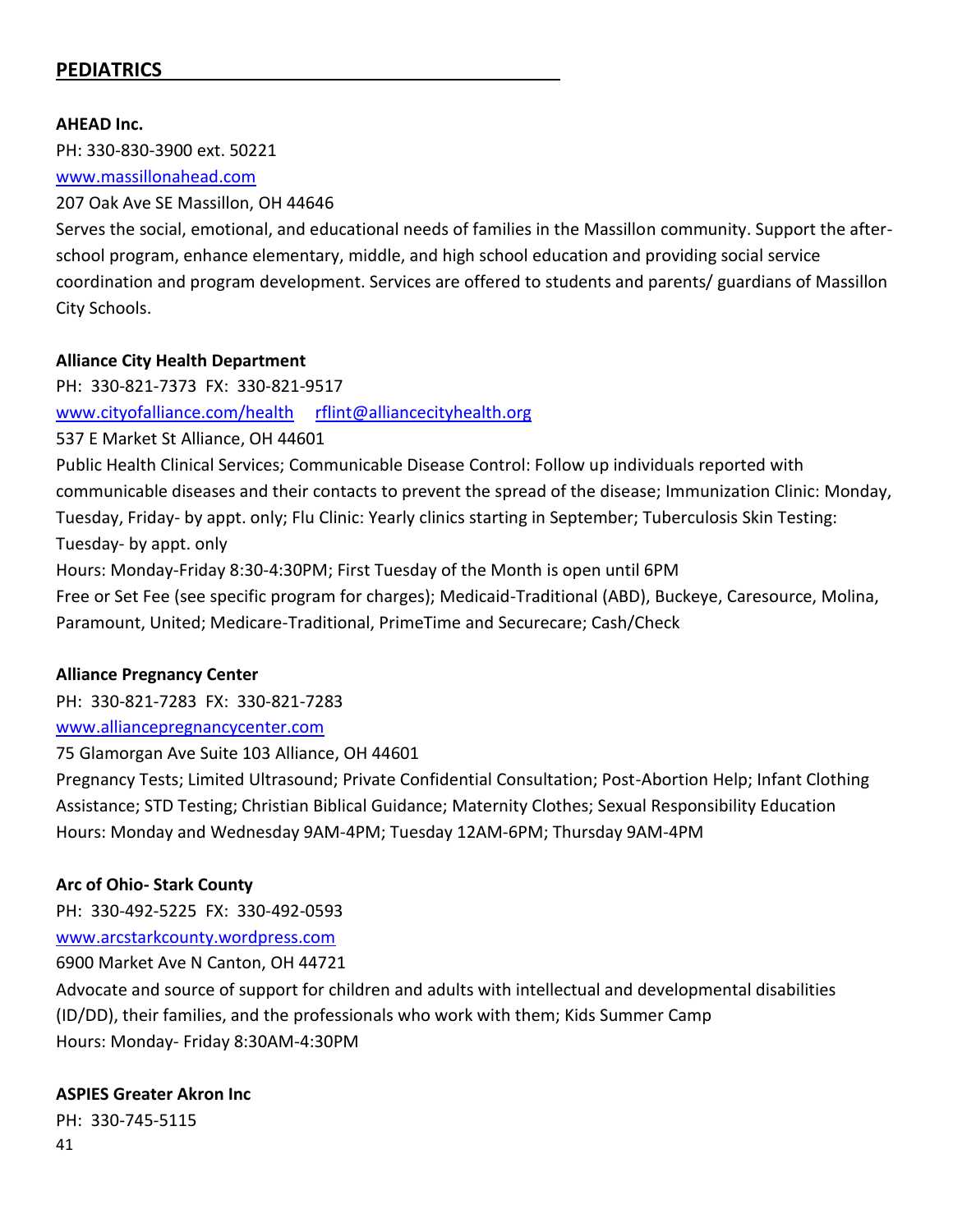## PEDIATRICS

**AHEAD Inc.**

PH: 330-830-3900 ext. 50221

www.massillonahead.com

207 Oak Ave SE Massillon, OH 44646

Serves the social, emotional, and educational needs of families in the Massillon community. Support the after-school program, enhance elementary, middle, and high school education and providing social service coordination and program development. Services are offered to students and parents/ guardians of Massillon City Schools.

**Alliance City Health Department**

PH: 330-821-7373 FX: 330-821-9517

www.cityofalliance.com/health rflint@alliancecityhealth.org

537 E Market St Alliance, OH 44601

Public Health Clinical Services; Communicable Disease Control: Follow up individuals reported with communicable diseases and their contacts to prevent the spread of the disease; Immunization Clinic: Monday, Tuesday, Friday- by appt. only; Flu Clinic: Yearly clinics starting in September; Tuberculosis Skin Testing: Tuesday- by appt. only

Hours: Monday-Friday 8:30-4:30PM; First Tuesday of the Month is open until 6PM

Free or Set Fee (see specific program for charges); Medicaid-Traditional (ABD), Buckeye, Caresource, Molina, Paramount, United; Medicare-Traditional, PrimeTime and Securecare; Cash/Check

**Alliance Pregnancy Center**

PH: 330-821-7283 FX: 330-821-7283

www.alliancepregnancycenter.com

75 Glamorgan Ave Suite 103 Alliance, OH 44601

Pregnancy Tests; Limited Ultrasound; Private Confidential Consultation; Post-Abortion Help; Infant Clothing Assistance; STD Testing; Christian Biblical Guidance; Maternity Clothes; Sexual Responsibility Education

Hours: Monday and Wednesday 9AM-4PM; Tuesday 12AM-6PM; Thursday 9AM-4PM

**Arc of Ohio- Stark County**

PH: 330-492-5225 FX: 330-492-0593

www.arcstarkcounty.wordpress.com

6900 Market Ave N Canton, OH 44721

Advocate and source of support for children and adults with intellectual and developmental disabilities (ID/DD), their families, and the professionals who work with them; Kids Summer Camp

Hours: Monday- Friday 8:30AM-4:30PM

**ASPIES Greater Akron Inc**

PH: 330-745-5115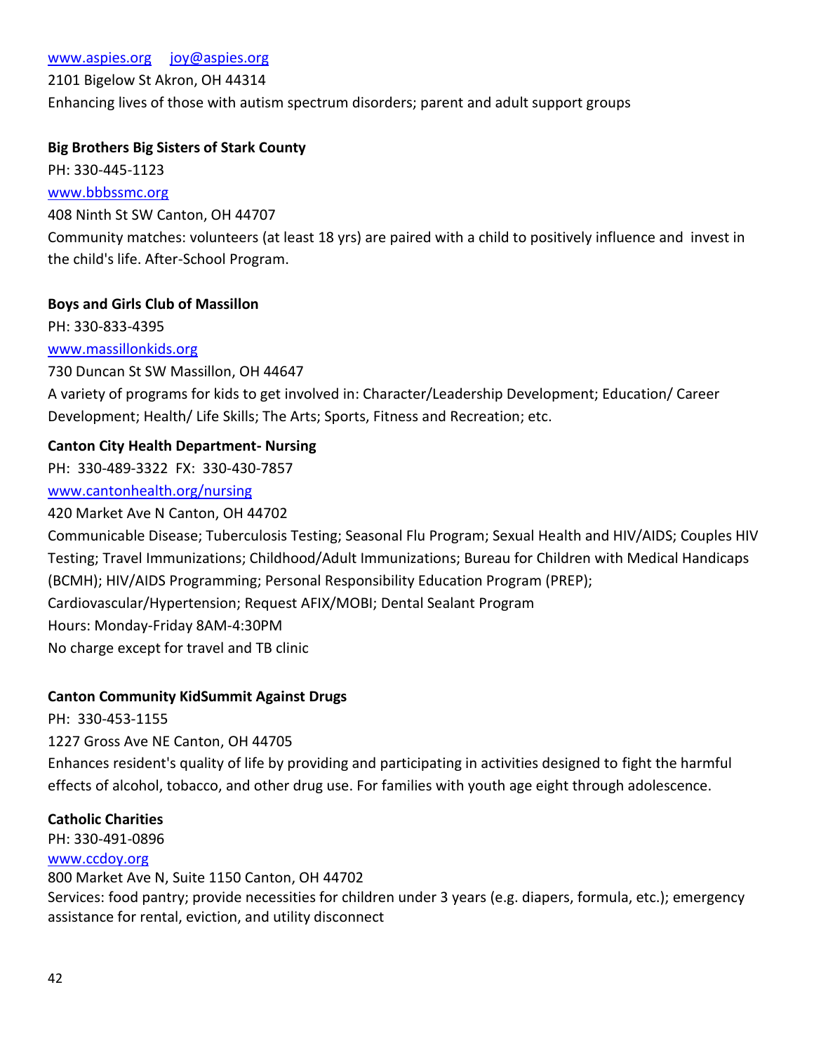www.aspies.org    joy@aspies.org

2101 Bigelow St Akron, OH 44314

Enhancing lives of those with autism spectrum disorders; parent and adult support groups

**Big Brothers Big Sisters of Stark County**

PH: 330-445-1123

www.bbbssmc.org

408 Ninth St SW Canton, OH 44707

Community matches: volunteers (at least 18 yrs) are paired with a child to positively influence and invest in the child's life. After-School Program.

**Boys and Girls Club of Massillon**

PH: 330-833-4395

www.massillonkids.org

730 Duncan St SW Massillon, OH 44647

A variety of programs for kids to get involved in: Character/Leadership Development; Education/ Career Development; Health/ Life Skills; The Arts; Sports, Fitness and Recreation; etc.

**Canton City Health Department- Nursing**

PH: 330-489-3322 FX: 330-430-7857

www.cantonhealth.org/nursing

420 Market Ave N Canton, OH 44702

Communicable Disease; Tuberculosis Testing; Seasonal Flu Program; Sexual Health and HIV/AIDS; Couples HIV Testing; Travel Immunizations; Childhood/Adult Immunizations; Bureau for Children with Medical Handicaps (BCMH); HIV/AIDS Programming; Personal Responsibility Education Program (PREP); Cardiovascular/Hypertension; Request AFIX/MOBI; Dental Sealant Program

Hours: Monday-Friday 8AM-4:30PM

No charge except for travel and TB clinic

**Canton Community KidSummit Against Drugs**

PH: 330-453-1155

1227 Gross Ave NE Canton, OH 44705

Enhances resident's quality of life by providing and participating in activities designed to fight the harmful effects of alcohol, tobacco, and other drug use. For families with youth age eight through adolescence.

**Catholic Charities**

PH: 330-491-0896

www.ccdoy.org

800 Market Ave N, Suite 1150 Canton, OH 44702

Services: food pantry; provide necessities for children under 3 years (e.g. diapers, formula, etc.); emergency assistance for rental, eviction, and utility disconnect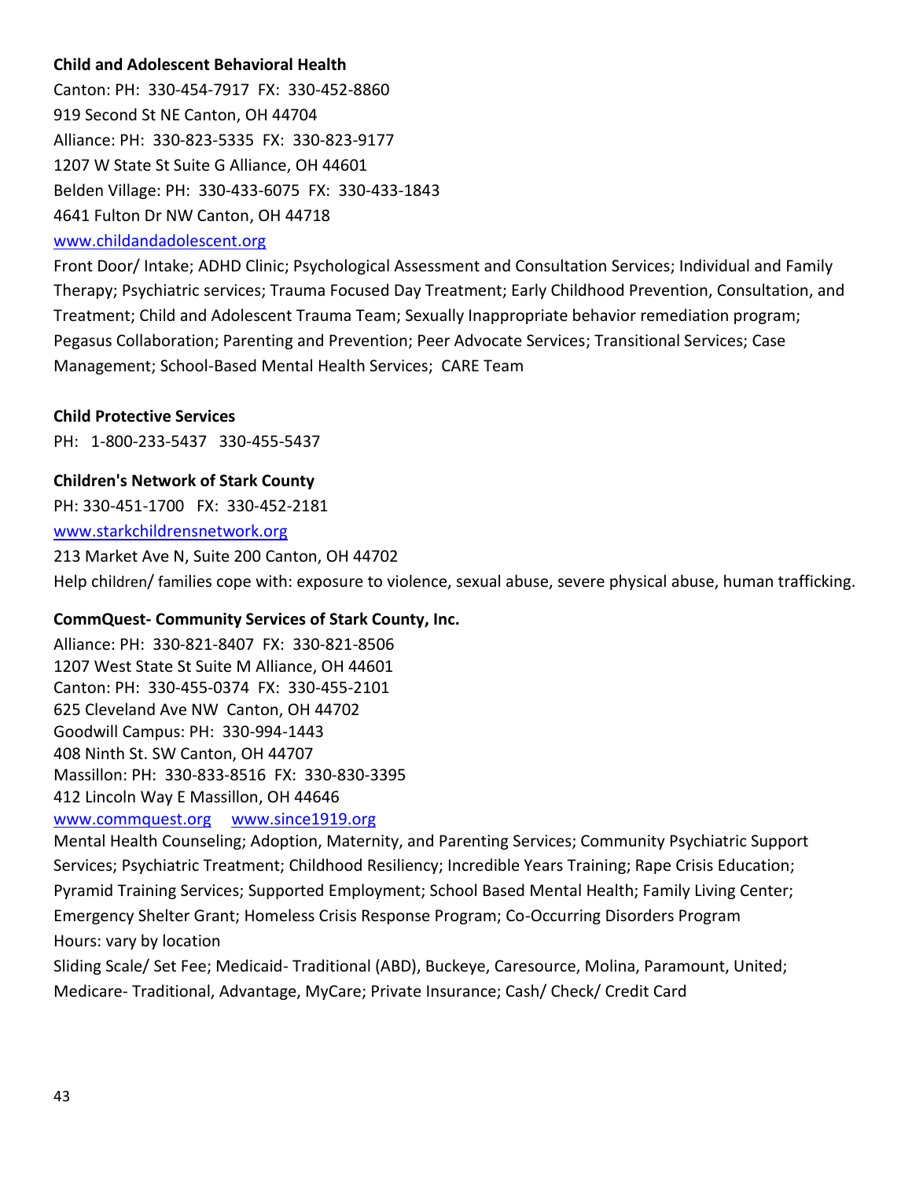**Child and Adolescent Behavioral Health**

Canton: PH: 330-454-7917 FX: 330-452-8860
919 Second St NE Canton, OH 44704
Alliance: PH: 330-823-5335 FX: 330-823-9177
1207 W State St Suite G Alliance, OH 44601
Belden Village: PH: 330-433-6075 FX: 330-433-1843
4641 Fulton Dr NW Canton, OH 44718
www.childandadolescent.org

Front Door/ Intake; ADHD Clinic; Psychological Assessment and Consultation Services; Individual and Family Therapy; Psychiatric services; Trauma Focused Day Treatment; Early Childhood Prevention, Consultation, and Treatment; Child and Adolescent Trauma Team; Sexually Inappropriate behavior remediation program; Pegasus Collaboration; Parenting and Prevention; Peer Advocate Services; Transitional Services; Case Management; School-Based Mental Health Services; CARE Team

**Child Protective Services**

PH: 1-800-233-5437 330-455-5437

**Children's Network of Stark County**

PH: 330-451-1700 FX: 330-452-2181
www.starkchildrensnetwork.org
213 Market Ave N, Suite 200 Canton, OH 44702
Help children/ families cope with: exposure to violence, sexual abuse, severe physical abuse, human trafficking.

**CommQuest- Community Services of Stark County, Inc.**

Alliance: PH: 330-821-8407 FX: 330-821-8506
1207 West State St Suite M Alliance, OH 44601
Canton: PH: 330-455-0374 FX: 330-455-2101
625 Cleveland Ave NW Canton, OH 44702
Goodwill Campus: PH: 330-994-1443
408 Ninth St. SW Canton, OH 44707
Massillon: PH: 330-833-8516 FX: 330-830-3395
412 Lincoln Way E Massillon, OH 44646
www.commquest.org www.since1919.org

Mental Health Counseling; Adoption, Maternity, and Parenting Services; Community Psychiatric Support Services; Psychiatric Treatment; Childhood Resiliency; Incredible Years Training; Rape Crisis Education; Pyramid Training Services; Supported Employment; School Based Mental Health; Family Living Center; Emergency Shelter Grant; Homeless Crisis Response Program; Co-Occurring Disorders Program
Hours: vary by location
Sliding Scale/ Set Fee; Medicaid- Traditional (ABD), Buckeye, Caresource, Molina, Paramount, United; Medicare- Traditional, Advantage, MyCare; Private Insurance; Cash/ Check/ Credit Card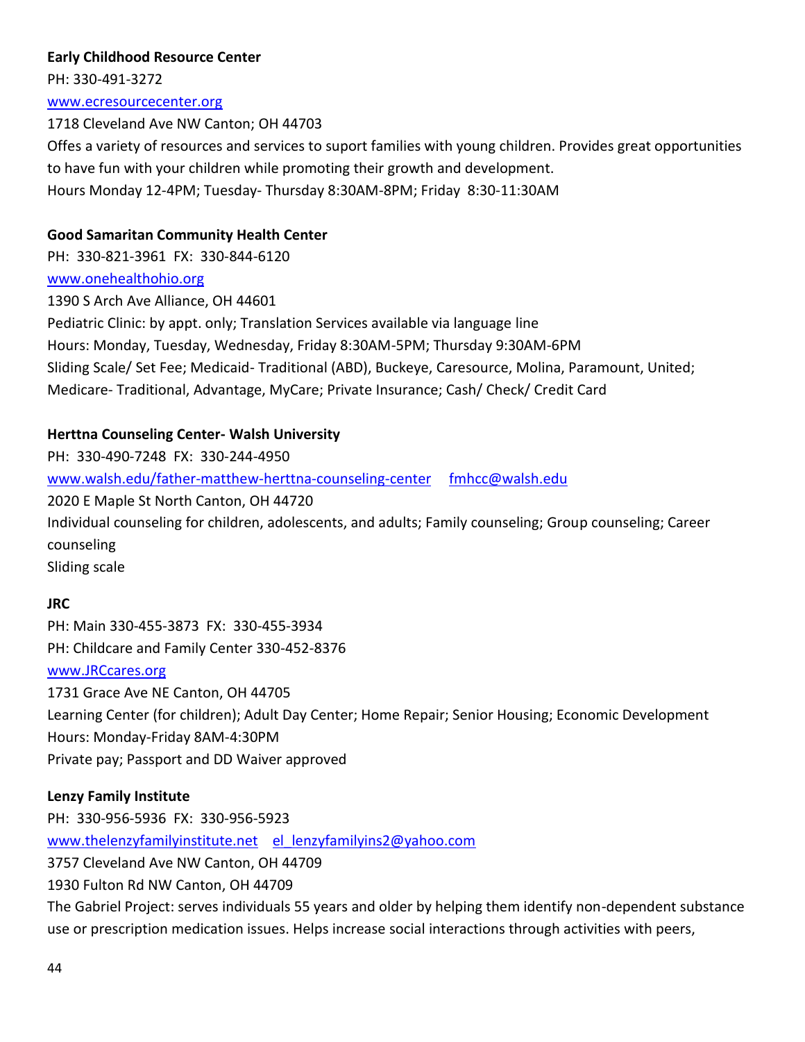**Early Childhood Resource Center**

PH: 330-491-3272

www.ecresourcecenter.org

1718 Cleveland Ave NW Canton; OH 44703

Offes a variety of resources and services to suport families with young children. Provides great opportunities to have fun with your children while promoting their growth and development.

Hours Monday 12-4PM; Tuesday- Thursday 8:30AM-8PM; Friday 8:30-11:30AM

**Good Samaritan Community Health Center**

PH: 330-821-3961 FX: 330-844-6120

www.onehealthohio.org

1390 S Arch Ave Alliance, OH 44601

Pediatric Clinic: by appt. only; Translation Services available via language line

Hours: Monday, Tuesday, Wednesday, Friday 8:30AM-5PM; Thursday 9:30AM-6PM

Sliding Scale/ Set Fee; Medicaid- Traditional (ABD), Buckeye, Caresource, Molina, Paramount, United; Medicare- Traditional, Advantage, MyCare; Private Insurance; Cash/ Check/ Credit Card

**Herttna Counseling Center- Walsh University**

PH: 330-490-7248 FX: 330-244-4950

www.walsh.edu/father-matthew-herttna-counseling-center fmhcc@walsh.edu

2020 E Maple St North Canton, OH 44720

Individual counseling for children, adolescents, and adults; Family counseling; Group counseling; Career counseling

Sliding scale

**JRC**

PH: Main 330-455-3873 FX: 330-455-3934

PH: Childcare and Family Center 330-452-8376

www.JRCcares.org

1731 Grace Ave NE Canton, OH 44705

Learning Center (for children); Adult Day Center; Home Repair; Senior Housing; Economic Development

Hours: Monday-Friday 8AM-4:30PM

Private pay; Passport and DD Waiver approved

**Lenzy Family Institute**

PH: 330-956-5936 FX: 330-956-5923

www.thelenzyfamilyinstitute.net el_lenzyfamilyins2@yahoo.com

3757 Cleveland Ave NW Canton, OH 44709

1930 Fulton Rd NW Canton, OH 44709

The Gabriel Project: serves individuals 55 years and older by helping them identify non-dependent substance use or prescription medication issues. Helps increase social interactions through activities with peers,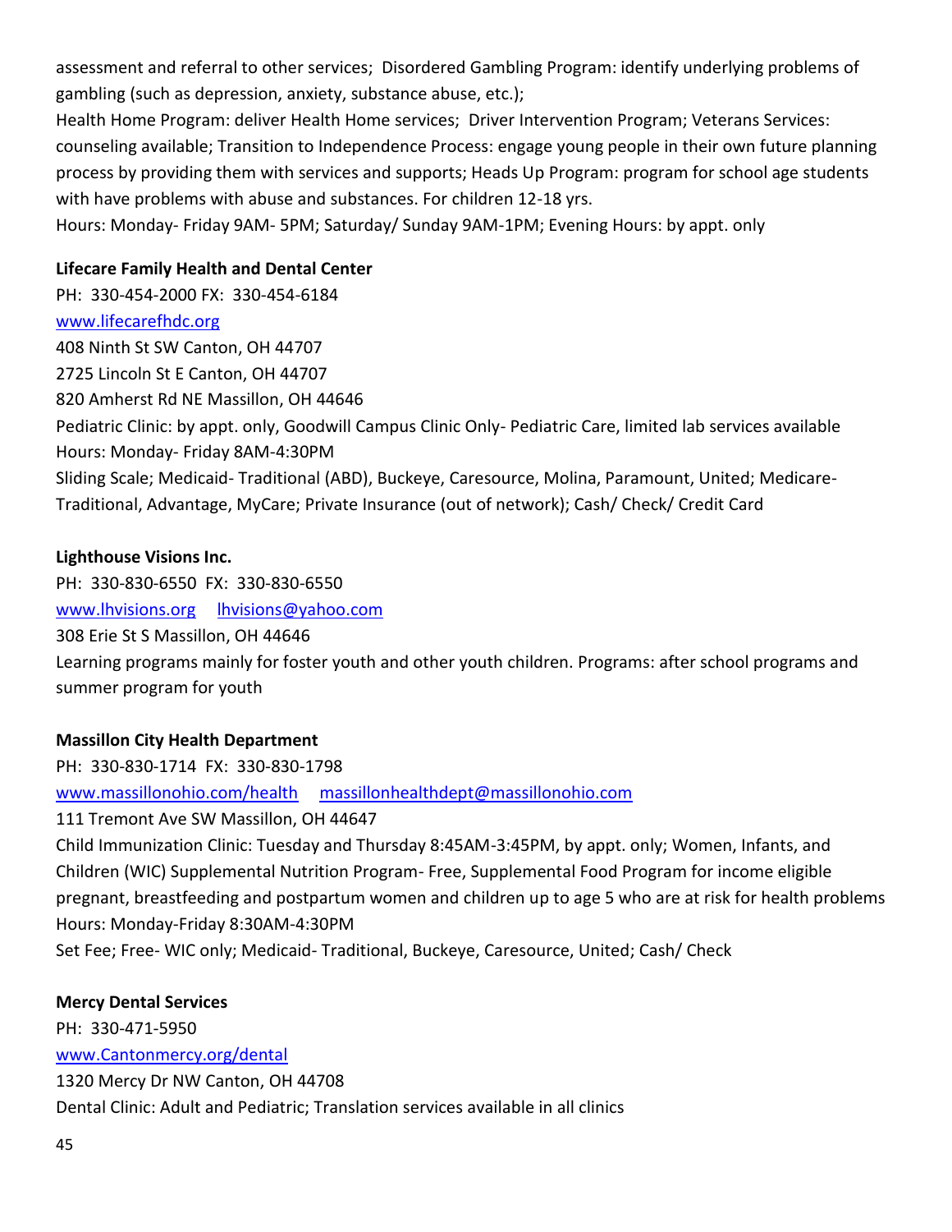assessment and referral to other services; Disordered Gambling Program: identify underlying problems of gambling (such as depression, anxiety, substance abuse, etc.);
Health Home Program: deliver Health Home services; Driver Intervention Program; Veterans Services: counseling available; Transition to Independence Process: engage young people in their own future planning process by providing them with services and supports; Heads Up Program: program for school age students with have problems with abuse and substances. For children 12-18 yrs.
Hours: Monday- Friday 9AM- 5PM; Saturday/ Sunday 9AM-1PM; Evening Hours: by appt. only

**Lifecare Family Health and Dental Center**
PH: 330-454-2000 FX: 330-454-6184
www.lifecarefhdc.org
408 Ninth St SW Canton, OH 44707
2725 Lincoln St E Canton, OH 44707
820 Amherst Rd NE Massillon, OH 44646
Pediatric Clinic: by appt. only, Goodwill Campus Clinic Only- Pediatric Care, limited lab services available
Hours: Monday- Friday 8AM-4:30PM
Sliding Scale; Medicaid- Traditional (ABD), Buckeye, Caresource, Molina, Paramount, United; Medicare- Traditional, Advantage, MyCare; Private Insurance (out of network); Cash/ Check/ Credit Card

**Lighthouse Visions Inc.**
PH: 330-830-6550 FX: 330-830-6550
www.lhvisions.org lhvisions@yahoo.com
308 Erie St S Massillon, OH 44646
Learning programs mainly for foster youth and other youth children. Programs: after school programs and summer program for youth

**Massillon City Health Department**
PH: 330-830-1714 FX: 330-830-1798
www.massillonohio.com/health massillonhealthdept@massillonohio.com
111 Tremont Ave SW Massillon, OH 44647
Child Immunization Clinic: Tuesday and Thursday 8:45AM-3:45PM, by appt. only; Women, Infants, and Children (WIC) Supplemental Nutrition Program- Free, Supplemental Food Program for income eligible pregnant, breastfeeding and postpartum women and children up to age 5 who are at risk for health problems
Hours: Monday-Friday 8:30AM-4:30PM
Set Fee; Free- WIC only; Medicaid- Traditional, Buckeye, Caresource, United; Cash/ Check

**Mercy Dental Services**
PH: 330-471-5950
www.Cantonmercy.org/dental
1320 Mercy Dr NW Canton, OH 44708
Dental Clinic: Adult and Pediatric; Translation services available in all clinics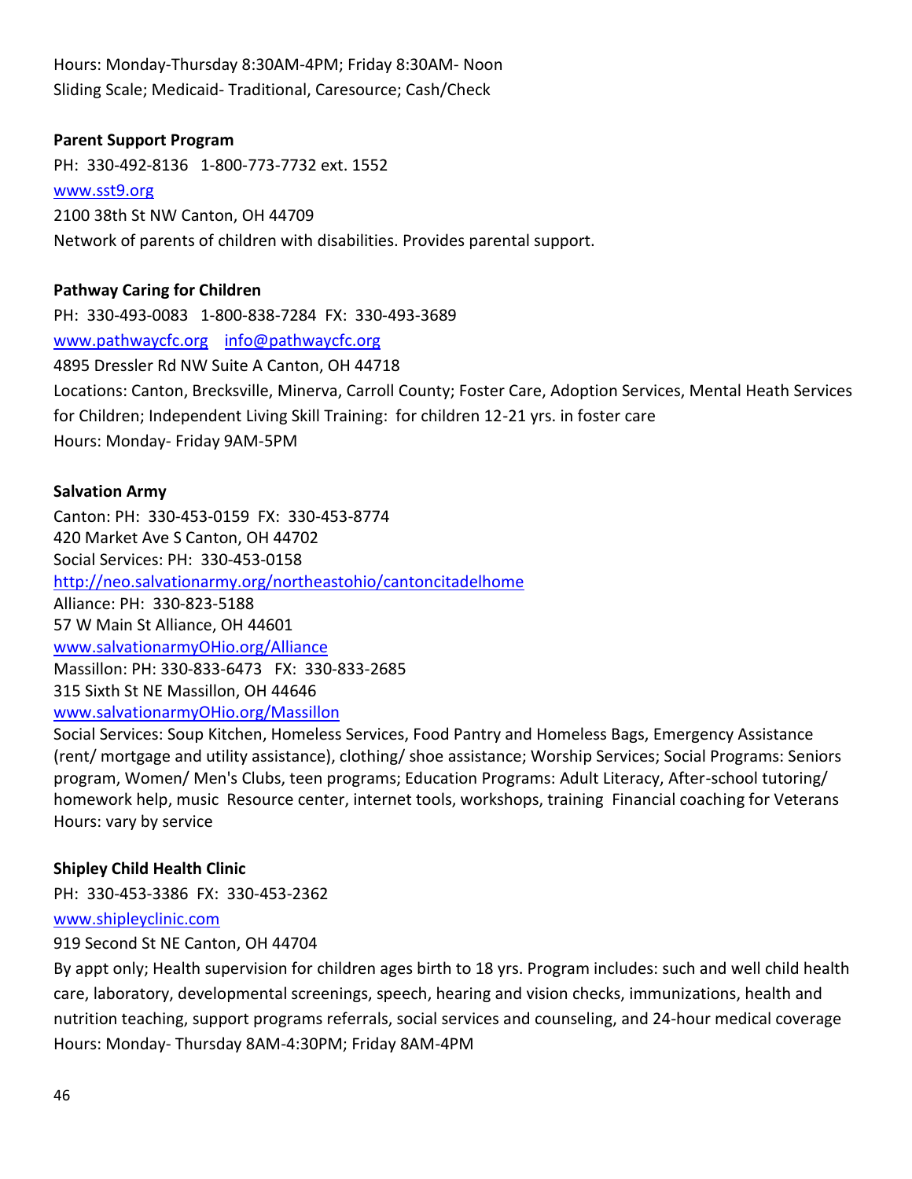Hours: Monday-Thursday 8:30AM-4PM; Friday 8:30AM- Noon
Sliding Scale; Medicaid- Traditional, Caresource; Cash/Check

**Parent Support Program**

PH: 330-492-8136 1-800-773-7732 ext. 1552
www.sst9.org
2100 38th St NW Canton, OH 44709
Network of parents of children with disabilities. Provides parental support.

**Pathway Caring for Children**

PH: 330-493-0083 1-800-838-7284 FX: 330-493-3689
www.pathwaycfc.org info@pathwaycfc.org
4895 Dressler Rd NW Suite A Canton, OH 44718
Locations: Canton, Brecksville, Minerva, Carroll County; Foster Care, Adoption Services, Mental Heath Services for Children; Independent Living Skill Training: for children 12-21 yrs. in foster care
Hours: Monday- Friday 9AM-5PM

**Salvation Army**

Canton: PH: 330-453-0159 FX: 330-453-8774
420 Market Ave S Canton, OH 44702
Social Services: PH: 330-453-0158
http://neo.salvationarmy.org/northeastohio/cantoncitadelhome
Alliance: PH: 330-823-5188
57 W Main St Alliance, OH 44601
www.salvationarmyOHio.org/Alliance
Massillon: PH: 330-833-6473 FX: 330-833-2685
315 Sixth St NE Massillon, OH 44646
www.salvationarmyOHio.org/Massillon
Social Services: Soup Kitchen, Homeless Services, Food Pantry and Homeless Bags, Emergency Assistance (rent/ mortgage and utility assistance), clothing/ shoe assistance; Worship Services; Social Programs: Seniors program, Women/ Men's Clubs, teen programs; Education Programs: Adult Literacy, After-school tutoring/ homework help, music Resource center, internet tools, workshops, training Financial coaching for Veterans
Hours: vary by service

**Shipley Child Health Clinic**

PH: 330-453-3386 FX: 330-453-2362
www.shipleyclinic.com
919 Second St NE Canton, OH 44704
By appt only; Health supervision for children ages birth to 18 yrs. Program includes: such and well child health care, laboratory, developmental screenings, speech, hearing and vision checks, immunizations, health and nutrition teaching, support programs referrals, social services and counseling, and 24-hour medical coverage
Hours: Monday- Thursday 8AM-4:30PM; Friday 8AM-4PM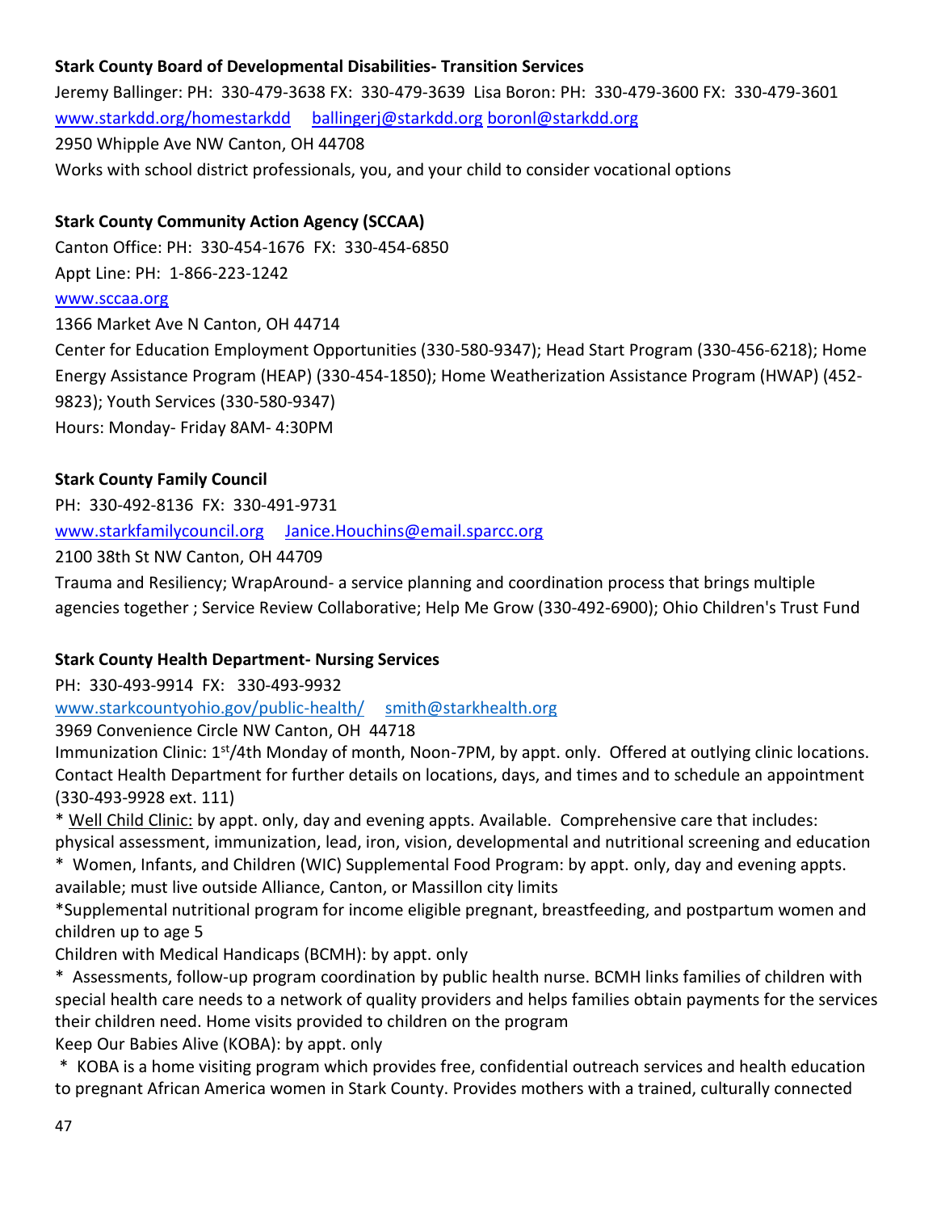**Stark County Board of Developmental Disabilities- Transition Services**

Jeremy Ballinger: PH: 330-479-3638 FX: 330-479-3639 Lisa Boron: PH: 330-479-3600 FX: 330-479-3601

www.starkdd.org/homestarkdd ballingerj@starkdd.org boronl@starkdd.org

2950 Whipple Ave NW Canton, OH 44708

Works with school district professionals, you, and your child to consider vocational options

**Stark County Community Action Agency (SCCAA)**

Canton Office: PH: 330-454-1676 FX: 330-454-6850

Appt Line: PH: 1-866-223-1242

www.sccaa.org

1366 Market Ave N Canton, OH 44714

Center for Education Employment Opportunities (330-580-9347); Head Start Program (330-456-6218); Home Energy Assistance Program (HEAP) (330-454-1850); Home Weatherization Assistance Program (HWAP) (452-9823); Youth Services (330-580-9347)

Hours: Monday- Friday 8AM- 4:30PM

**Stark County Family Council**

PH: 330-492-8136 FX: 330-491-9731

www.starkfamilycouncil.org Janice.Houchins@email.sparcc.org

2100 38th St NW Canton, OH 44709

Trauma and Resiliency; WrapAround- a service planning and coordination process that brings multiple agencies together ; Service Review Collaborative; Help Me Grow (330-492-6900); Ohio Children's Trust Fund

**Stark County Health Department- Nursing Services**

PH: 330-493-9914 FX: 330-493-9932

www.starkcountyohio.gov/public-health/ smith@starkhealth.org

3969 Convenience Circle NW Canton, OH 44718

Immunization Clinic: 1st/4th Monday of month, Noon-7PM, by appt. only. Offered at outlying clinic locations. Contact Health Department for further details on locations, days, and times and to schedule an appointment (330-493-9928 ext. 111)

* Well Child Clinic: by appt. only, day and evening appts. Available. Comprehensive care that includes: physical assessment, immunization, lead, iron, vision, developmental and nutritional screening and education
* Women, Infants, and Children (WIC) Supplemental Food Program: by appt. only, day and evening appts. available; must live outside Alliance, Canton, or Massillon city limits

*Supplemental nutritional program for income eligible pregnant, breastfeeding, and postpartum women and children up to age 5

Children with Medical Handicaps (BCMH): by appt. only

* Assessments, follow-up program coordination by public health nurse. BCMH links families of children with special health care needs to a network of quality providers and helps families obtain payments for the services their children need. Home visits provided to children on the program

Keep Our Babies Alive (KOBA): by appt. only

* KOBA is a home visiting program which provides free, confidential outreach services and health education to pregnant African America women in Stark County. Provides mothers with a trained, culturally connected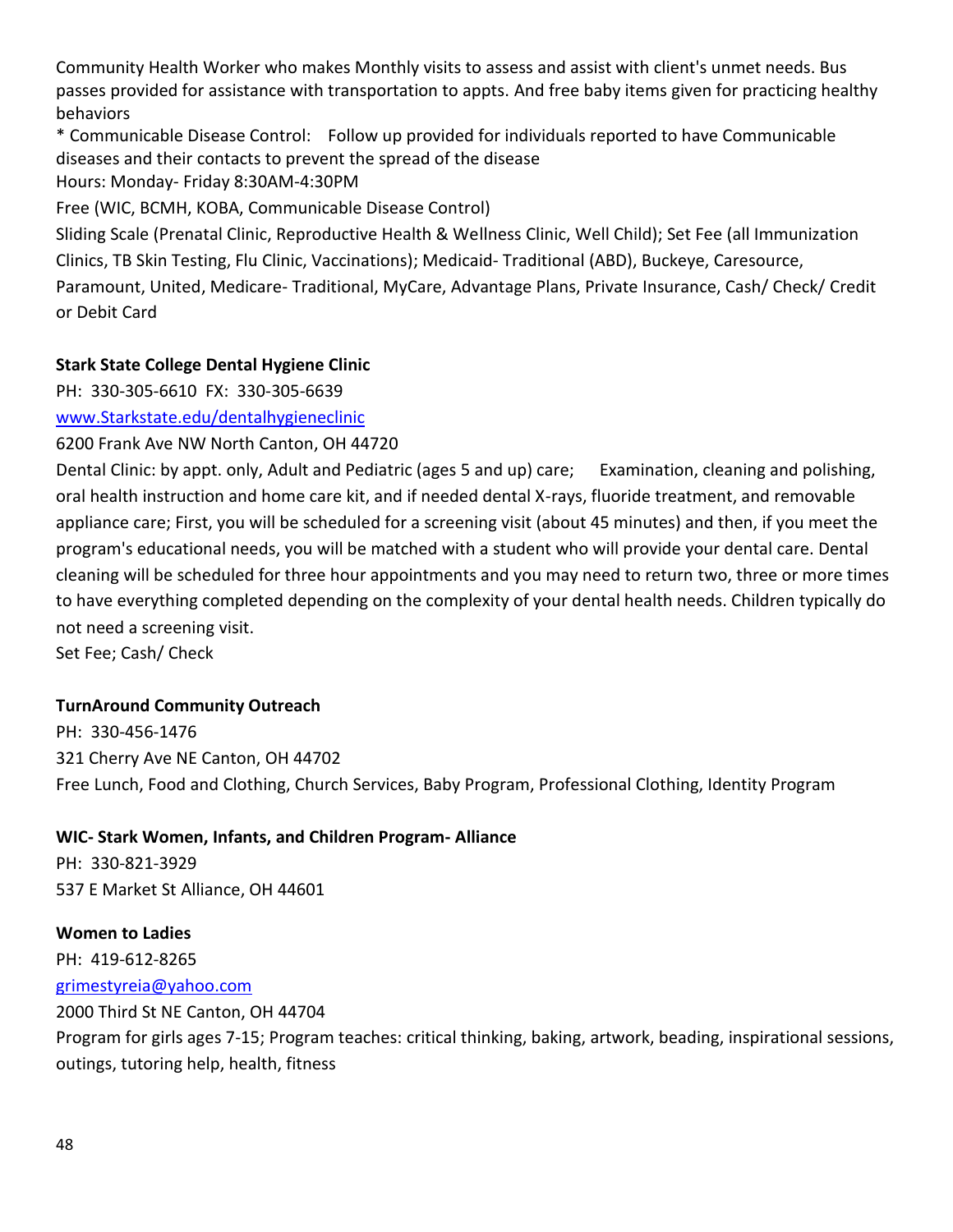Community Health Worker who makes Monthly visits to assess and assist with client's unmet needs. Bus passes provided for assistance with transportation to appts. And free baby items given for practicing healthy behaviors

* Communicable Disease Control: Follow up provided for individuals reported to have Communicable diseases and their contacts to prevent the spread of the disease

Hours: Monday- Friday 8:30AM-4:30PM

Free (WIC, BCMH, KOBA, Communicable Disease Control)

Sliding Scale (Prenatal Clinic, Reproductive Health & Wellness Clinic, Well Child); Set Fee (all Immunization Clinics, TB Skin Testing, Flu Clinic, Vaccinations); Medicaid- Traditional (ABD), Buckeye, Caresource, Paramount, United, Medicare- Traditional, MyCare, Advantage Plans, Private Insurance, Cash/ Check/ Credit or Debit Card

**Stark State College Dental Hygiene Clinic**

PH: 330-305-6610 FX: 330-305-6639

[www.Starkstate.edu/dentalhygieneclinic](www.Starkstate.edu/dentalhygieneclinic)

6200 Frank Ave NW North Canton, OH 44720

Dental Clinic: by appt. only, Adult and Pediatric (ages 5 and up) care; Examination, cleaning and polishing, oral health instruction and home care kit, and if needed dental X-rays, fluoride treatment, and removable appliance care; First, you will be scheduled for a screening visit (about 45 minutes) and then, if you meet the program's educational needs, you will be matched with a student who will provide your dental care. Dental cleaning will be scheduled for three hour appointments and you may need to return two, three or more times to have everything completed depending on the complexity of your dental health needs. Children typically do not need a screening visit.

Set Fee; Cash/ Check

**TurnAround Community Outreach**

PH: 330-456-1476

321 Cherry Ave NE Canton, OH 44702

Free Lunch, Food and Clothing, Church Services, Baby Program, Professional Clothing, Identity Program

**WIC- Stark Women, Infants, and Children Program- Alliance**

PH: 330-821-3929

537 E Market St Alliance, OH 44601

**Women to Ladies**

PH: 419-612-8265

[grimestyreia@yahoo.com](mailto:grimestyreia@yahoo.com)

2000 Third St NE Canton, OH 44704

Program for girls ages 7-15; Program teaches: critical thinking, baking, artwork, beading, inspirational sessions, outings, tutoring help, health, fitness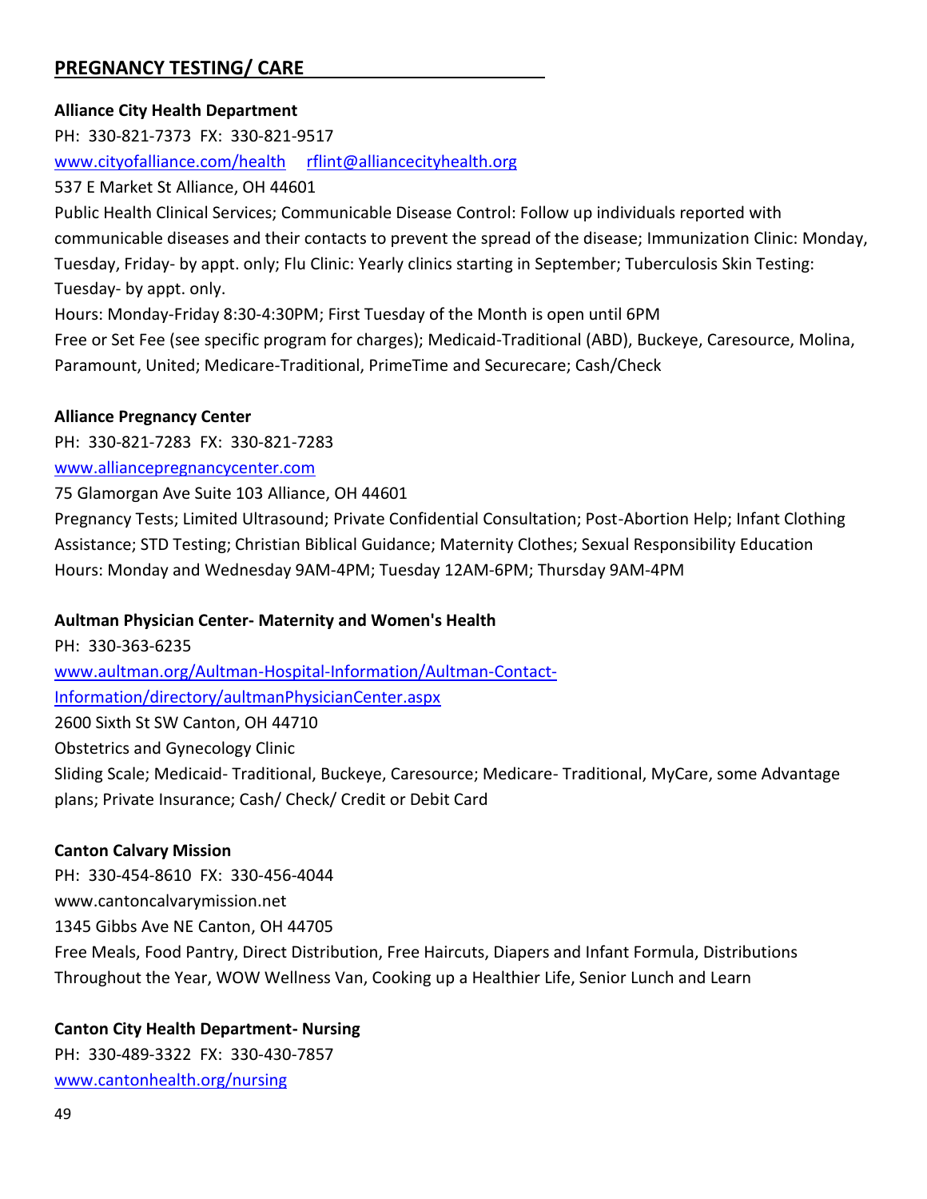## PREGNANCY TESTING/ CARE

**Alliance City Health Department**

PH: 330-821-7373 FX: 330-821-9517

[www.cityofalliance.com/health](http://www.cityofalliance.com/health) [rflint@alliancecityhealth.org](mailto:rflint@alliancecityhealth.org)

537 E Market St Alliance, OH 44601

Public Health Clinical Services; Communicable Disease Control: Follow up individuals reported with communicable diseases and their contacts to prevent the spread of the disease; Immunization Clinic: Monday, Tuesday, Friday- by appt. only; Flu Clinic: Yearly clinics starting in September; Tuberculosis Skin Testing: Tuesday- by appt. only.

Hours: Monday-Friday 8:30-4:30PM; First Tuesday of the Month is open until 6PM

Free or Set Fee (see specific program for charges); Medicaid-Traditional (ABD), Buckeye, Caresource, Molina, Paramount, United; Medicare-Traditional, PrimeTime and Securecare; Cash/Check

**Alliance Pregnancy Center**

PH: 330-821-7283 FX: 330-821-7283

[www.alliancepregnancycenter.com](http://www.alliancepregnancycenter.com)

75 Glamorgan Ave Suite 103 Alliance, OH 44601

Pregnancy Tests; Limited Ultrasound; Private Confidential Consultation; Post-Abortion Help; Infant Clothing Assistance; STD Testing; Christian Biblical Guidance; Maternity Clothes; Sexual Responsibility Education

Hours: Monday and Wednesday 9AM-4PM; Tuesday 12AM-6PM; Thursday 9AM-4PM

**Aultman Physician Center- Maternity and Women's Health**

PH: 330-363-6235

[www.aultman.org/Aultman-Hospital-Information/Aultman-Contact-Information/directory/aultmanPhysicianCenter.aspx](http://www.aultman.org/Aultman-Hospital-Information/Aultman-Contact-Information/directory/aultmanPhysicianCenter.aspx)

2600 Sixth St SW Canton, OH 44710

Obstetrics and Gynecology Clinic

Sliding Scale; Medicaid- Traditional, Buckeye, Caresource; Medicare- Traditional, MyCare, some Advantage plans; Private Insurance; Cash/ Check/ Credit or Debit Card

**Canton Calvary Mission**

PH: 330-454-8610 FX: 330-456-4044

www.cantoncalvarymission.net

1345 Gibbs Ave NE Canton, OH 44705

Free Meals, Food Pantry, Direct Distribution, Free Haircuts, Diapers and Infant Formula, Distributions Throughout the Year, WOW Wellness Van, Cooking up a Healthier Life, Senior Lunch and Learn

**Canton City Health Department- Nursing**

PH: 330-489-3322 FX: 330-430-7857

[www.cantonhealth.org/nursing](http://www.cantonhealth.org/nursing)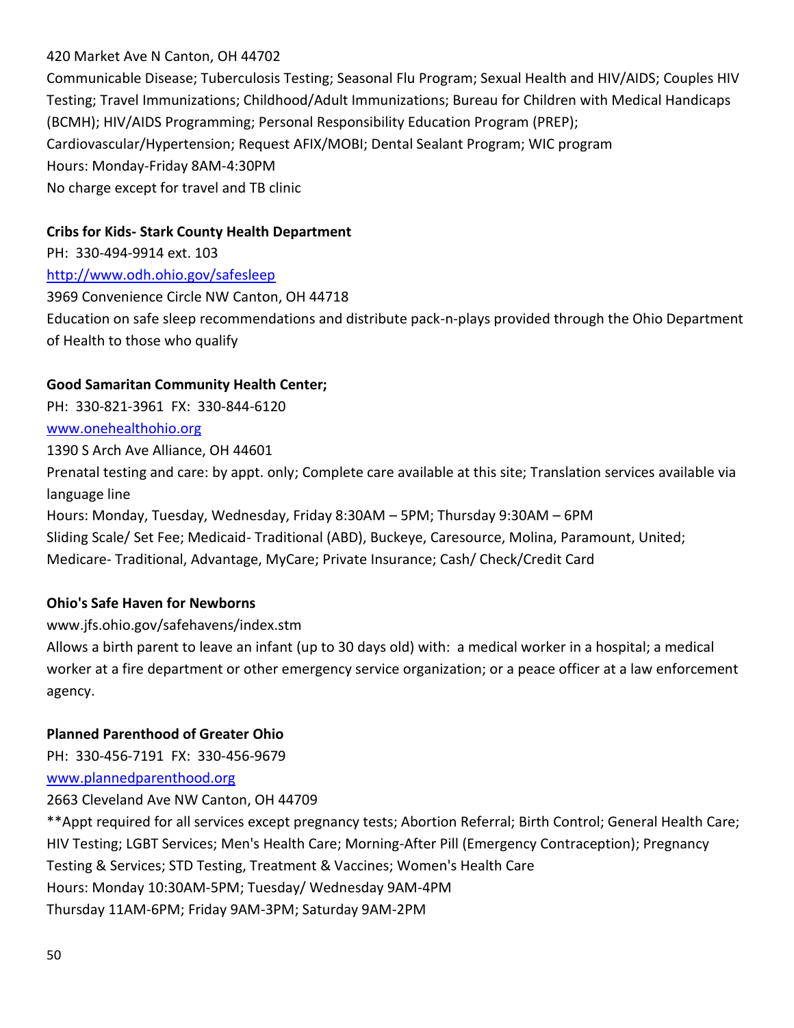420 Market Ave N Canton, OH 44702

Communicable Disease; Tuberculosis Testing; Seasonal Flu Program; Sexual Health and HIV/AIDS; Couples HIV Testing; Travel Immunizations; Childhood/Adult Immunizations; Bureau for Children with Medical Handicaps (BCMH); HIV/AIDS Programming; Personal Responsibility Education Program (PREP); Cardiovascular/Hypertension; Request AFIX/MOBI; Dental Sealant Program; WIC program

Hours: Monday-Friday 8AM-4:30PM

No charge except for travel and TB clinic

**Cribs for Kids- Stark County Health Department**

PH: 330-494-9914 ext. 103

[http://www.odh.ohio.gov/safesleep](http://www.odh.ohio.gov/safesleep)

3969 Convenience Circle NW Canton, OH 44718

Education on safe sleep recommendations and distribute pack-n-plays provided through the Ohio Department of Health to those who qualify

**Good Samaritan Community Health Center;**

PH: 330-821-3961 FX: 330-844-6120

[www.onehealthohio.org](www.onehealthohio.org)

1390 S Arch Ave Alliance, OH 44601

Prenatal testing and care: by appt. only; Complete care available at this site; Translation services available via language line

Hours: Monday, Tuesday, Wednesday, Friday 8:30AM – 5PM; Thursday 9:30AM – 6PM

Sliding Scale/ Set Fee; Medicaid- Traditional (ABD), Buckeye, Caresource, Molina, Paramount, United; Medicare- Traditional, Advantage, MyCare; Private Insurance; Cash/ Check/Credit Card

**Ohio's Safe Haven for Newborns**

www.jfs.ohio.gov/safehavens/index.stm

Allows a birth parent to leave an infant (up to 30 days old) with: a medical worker in a hospital; a medical worker at a fire department or other emergency service organization; or a peace officer at a law enforcement agency.

**Planned Parenthood of Greater Ohio**

PH: 330-456-7191 FX: 330-456-9679

[www.plannedparenthood.org](www.plannedparenthood.org)

2663 Cleveland Ave NW Canton, OH 44709

**Appt required for all services except pregnancy tests; Abortion Referral; Birth Control; General Health Care; HIV Testing; LGBT Services; Men's Health Care; Morning-After Pill (Emergency Contraception); Pregnancy Testing & Services; STD Testing, Treatment & Vaccines; Women's Health Care

Hours: Monday 10:30AM-5PM; Tuesday/ Wednesday 9AM-4PM

Thursday 11AM-6PM; Friday 9AM-3PM; Saturday 9AM-2PM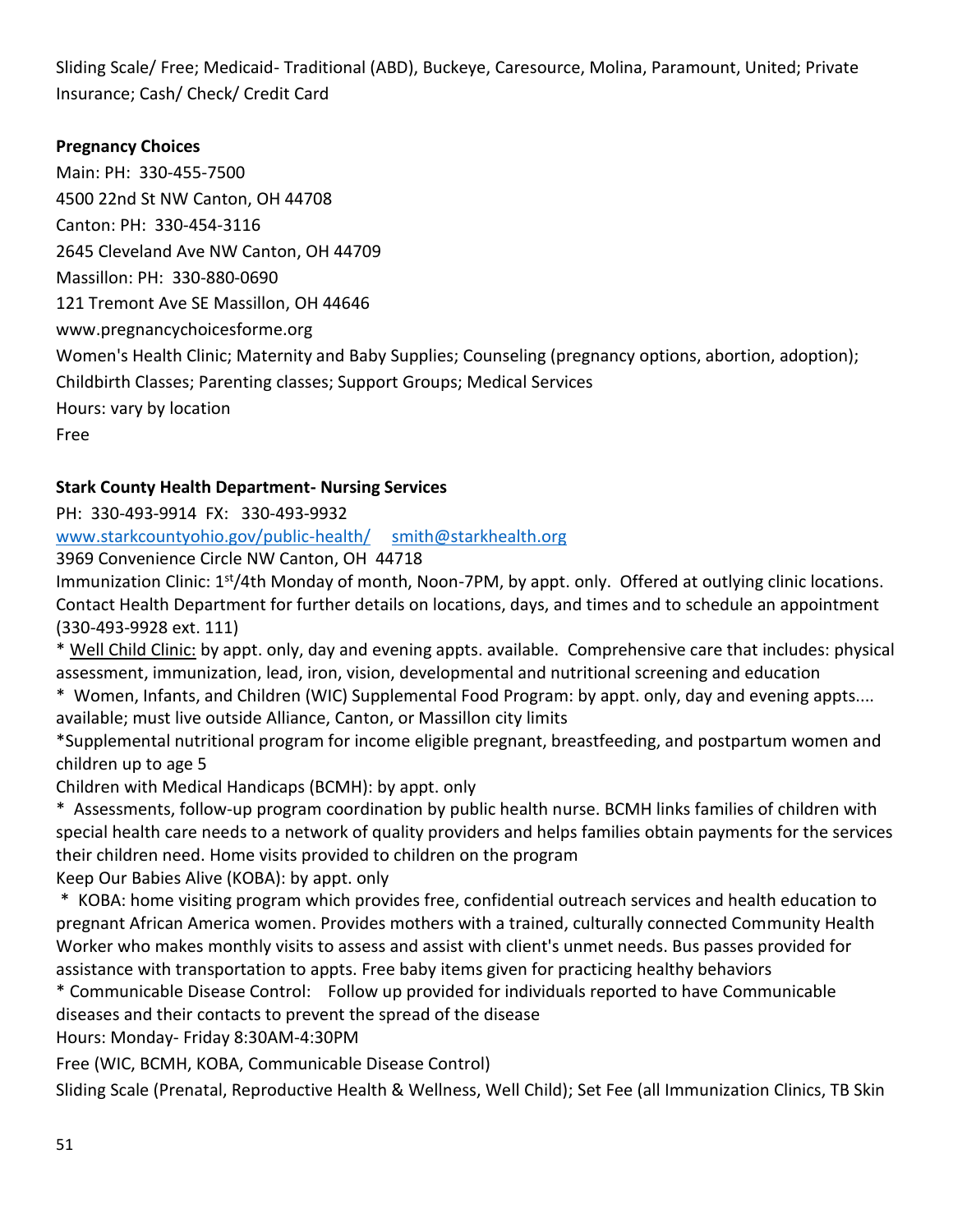Sliding Scale/ Free; Medicaid- Traditional (ABD), Buckeye, Caresource, Molina, Paramount, United; Private Insurance; Cash/ Check/ Credit Card

**Pregnancy Choices**

Main: PH: 330-455-7500

4500 22nd St NW Canton, OH 44708

Canton: PH: 330-454-3116

2645 Cleveland Ave NW Canton, OH 44709

Massillon: PH: 330-880-0690

121 Tremont Ave SE Massillon, OH 44646

www.pregnancychoicesforme.org

Women's Health Clinic; Maternity and Baby Supplies; Counseling (pregnancy options, abortion, adoption); Childbirth Classes; Parenting classes; Support Groups; Medical Services

Hours: vary by location

Free

**Stark County Health Department- Nursing Services**

PH: 330-493-9914 FX: 330-493-9932

www.starkcountyohio.gov/public-health/ smith@starkhealth.org

3969 Convenience Circle NW Canton, OH 44718

Immunization Clinic: 1st/4th Monday of month, Noon-7PM, by appt. only. Offered at outlying clinic locations. Contact Health Department for further details on locations, days, and times and to schedule an appointment (330-493-9928 ext. 111)

* Well Child Clinic: by appt. only, day and evening appts. available. Comprehensive care that includes: physical assessment, immunization, lead, iron, vision, developmental and nutritional screening and education

* Women, Infants, and Children (WIC) Supplemental Food Program: by appt. only, day and evening appts.... available; must live outside Alliance, Canton, or Massillon city limits

*Supplemental nutritional program for income eligible pregnant, breastfeeding, and postpartum women and children up to age 5

Children with Medical Handicaps (BCMH): by appt. only

* Assessments, follow-up program coordination by public health nurse. BCMH links families of children with special health care needs to a network of quality providers and helps families obtain payments for the services their children need. Home visits provided to children on the program

Keep Our Babies Alive (KOBA): by appt. only

* KOBA: home visiting program which provides free, confidential outreach services and health education to pregnant African America women. Provides mothers with a trained, culturally connected Community Health Worker who makes monthly visits to assess and assist with client's unmet needs. Bus passes provided for assistance with transportation to appts. Free baby items given for practicing healthy behaviors

* Communicable Disease Control: Follow up provided for individuals reported to have Communicable diseases and their contacts to prevent the spread of the disease

Hours: Monday- Friday 8:30AM-4:30PM

Free (WIC, BCMH, KOBA, Communicable Disease Control)

Sliding Scale (Prenatal, Reproductive Health & Wellness, Well Child); Set Fee (all Immunization Clinics, TB Skin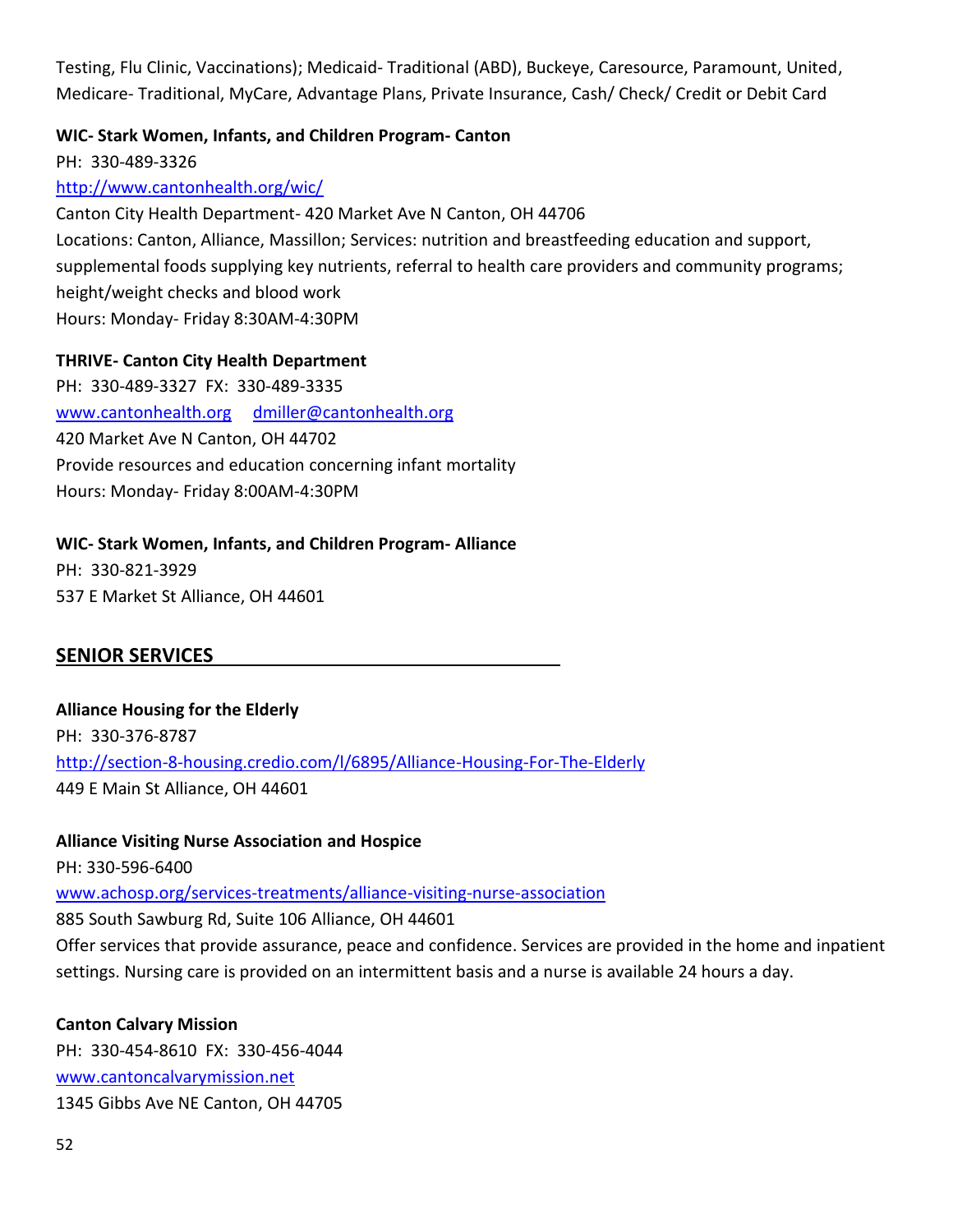Testing, Flu Clinic, Vaccinations); Medicaid- Traditional (ABD), Buckeye, Caresource, Paramount, United, Medicare- Traditional, MyCare, Advantage Plans, Private Insurance, Cash/ Check/ Credit or Debit Card

**WIC- Stark Women, Infants, and Children Program- Canton**
PH: 330-489-3326
http://www.cantonhealth.org/wic/
Canton City Health Department- 420 Market Ave N Canton, OH 44706
Locations: Canton, Alliance, Massillon; Services: nutrition and breastfeeding education and support, supplemental foods supplying key nutrients, referral to health care providers and community programs; height/weight checks and blood work
Hours: Monday- Friday 8:30AM-4:30PM

**THRIVE- Canton City Health Department**
PH: 330-489-3327 FX: 330-489-3335
www.cantonhealth.org dmiller@cantonhealth.org
420 Market Ave N Canton, OH 44702
Provide resources and education concerning infant mortality
Hours: Monday- Friday 8:00AM-4:30PM

**WIC- Stark Women, Infants, and Children Program- Alliance**
PH: 330-821-3929
537 E Market St Alliance, OH 44601

## SENIOR SERVICES

**Alliance Housing for the Elderly**
PH: 330-376-8787
http://section-8-housing.credio.com/l/6895/Alliance-Housing-For-The-Elderly
449 E Main St Alliance, OH 44601

**Alliance Visiting Nurse Association and Hospice**
PH: 330-596-6400
www.achosp.org/services-treatments/alliance-visiting-nurse-association
885 South Sawburg Rd, Suite 106 Alliance, OH 44601
Offer services that provide assurance, peace and confidence. Services are provided in the home and inpatient settings. Nursing care is provided on an intermittent basis and a nurse is available 24 hours a day.

**Canton Calvary Mission**
PH: 330-454-8610 FX: 330-456-4044
www.cantoncalvarymission.net
1345 Gibbs Ave NE Canton, OH 44705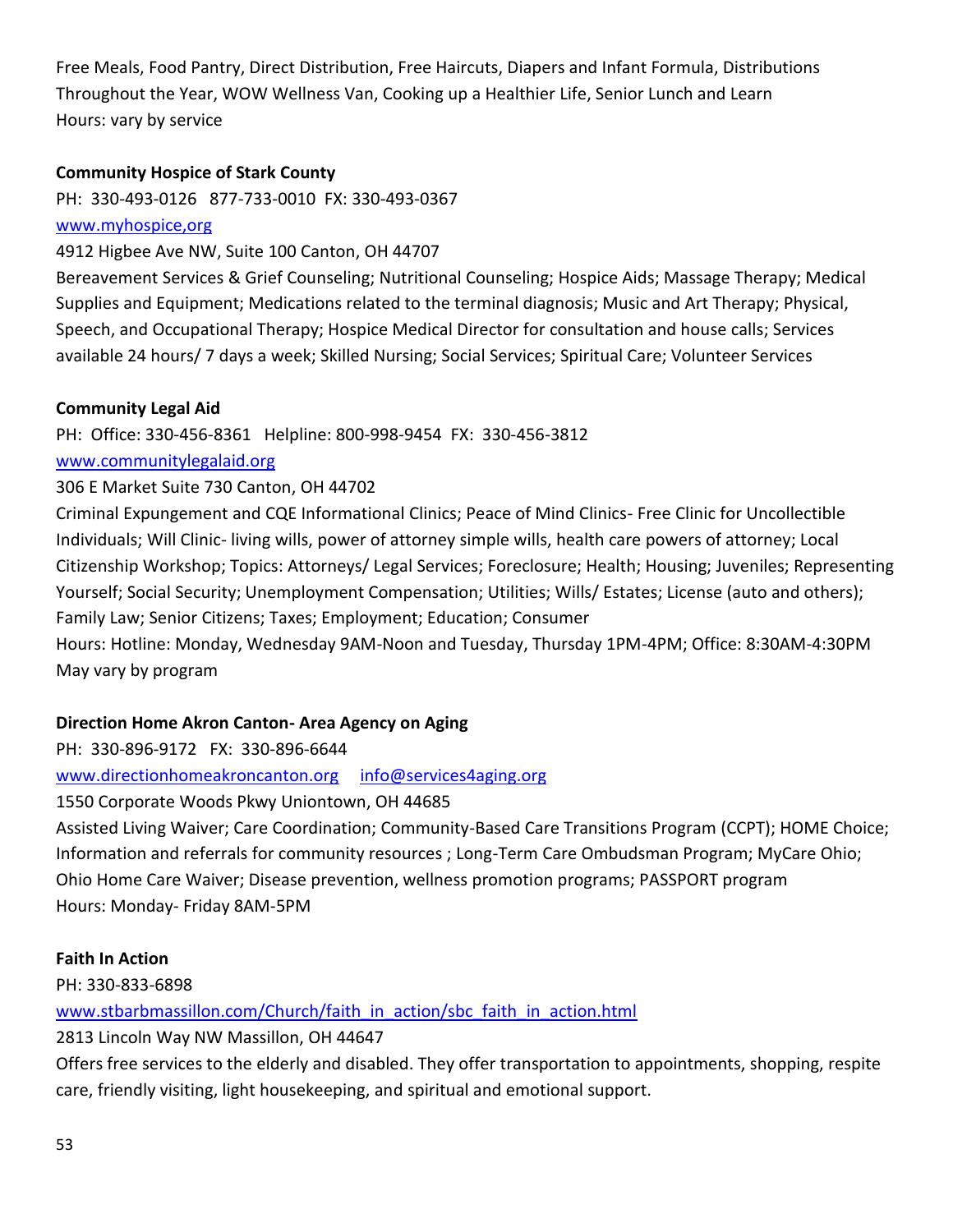Free Meals, Food Pantry, Direct Distribution, Free Haircuts, Diapers and Infant Formula, Distributions Throughout the Year, WOW Wellness Van, Cooking up a Healthier Life, Senior Lunch and Learn
Hours: vary by service

**Community Hospice of Stark County**

PH: 330-493-0126 877-733-0010 FX: 330-493-0367

www.myhospice,org

4912 Higbee Ave NW, Suite 100 Canton, OH 44707

Bereavement Services & Grief Counseling; Nutritional Counseling; Hospice Aids; Massage Therapy; Medical Supplies and Equipment; Medications related to the terminal diagnosis; Music and Art Therapy; Physical, Speech, and Occupational Therapy; Hospice Medical Director for consultation and house calls; Services available 24 hours/ 7 days a week; Skilled Nursing; Social Services; Spiritual Care; Volunteer Services

**Community Legal Aid**

PH: Office: 330-456-8361 Helpline: 800-998-9454 FX: 330-456-3812

www.communitylegalaid.org

306 E Market Suite 730 Canton, OH 44702

Criminal Expungement and CQE Informational Clinics; Peace of Mind Clinics- Free Clinic for Uncollectible Individuals; Will Clinic- living wills, power of attorney simple wills, health care powers of attorney; Local Citizenship Workshop; Topics: Attorneys/ Legal Services; Foreclosure; Health; Housing; Juveniles; Representing Yourself; Social Security; Unemployment Compensation; Utilities; Wills/ Estates; License (auto and others); Family Law; Senior Citizens; Taxes; Employment; Education; Consumer

Hours: Hotline: Monday, Wednesday 9AM-Noon and Tuesday, Thursday 1PM-4PM; Office: 8:30AM-4:30PM May vary by program

**Direction Home Akron Canton- Area Agency on Aging**

PH: 330-896-9172 FX: 330-896-6644

www.directionhomeakroncanton.org info@services4aging.org

1550 Corporate Woods Pkwy Uniontown, OH 44685

Assisted Living Waiver; Care Coordination; Community-Based Care Transitions Program (CCPT); HOME Choice; Information and referrals for community resources ; Long-Term Care Ombudsman Program; MyCare Ohio; Ohio Home Care Waiver; Disease prevention, wellness promotion programs; PASSPORT program

Hours: Monday- Friday 8AM-5PM

**Faith In Action**

PH: 330-833-6898

www.stbarbmassillon.com/Church/faith_in_action/sbc_faith_in_action.html

2813 Lincoln Way NW Massillon, OH 44647

Offers free services to the elderly and disabled. They offer transportation to appointments, shopping, respite care, friendly visiting, light housekeeping, and spiritual and emotional support.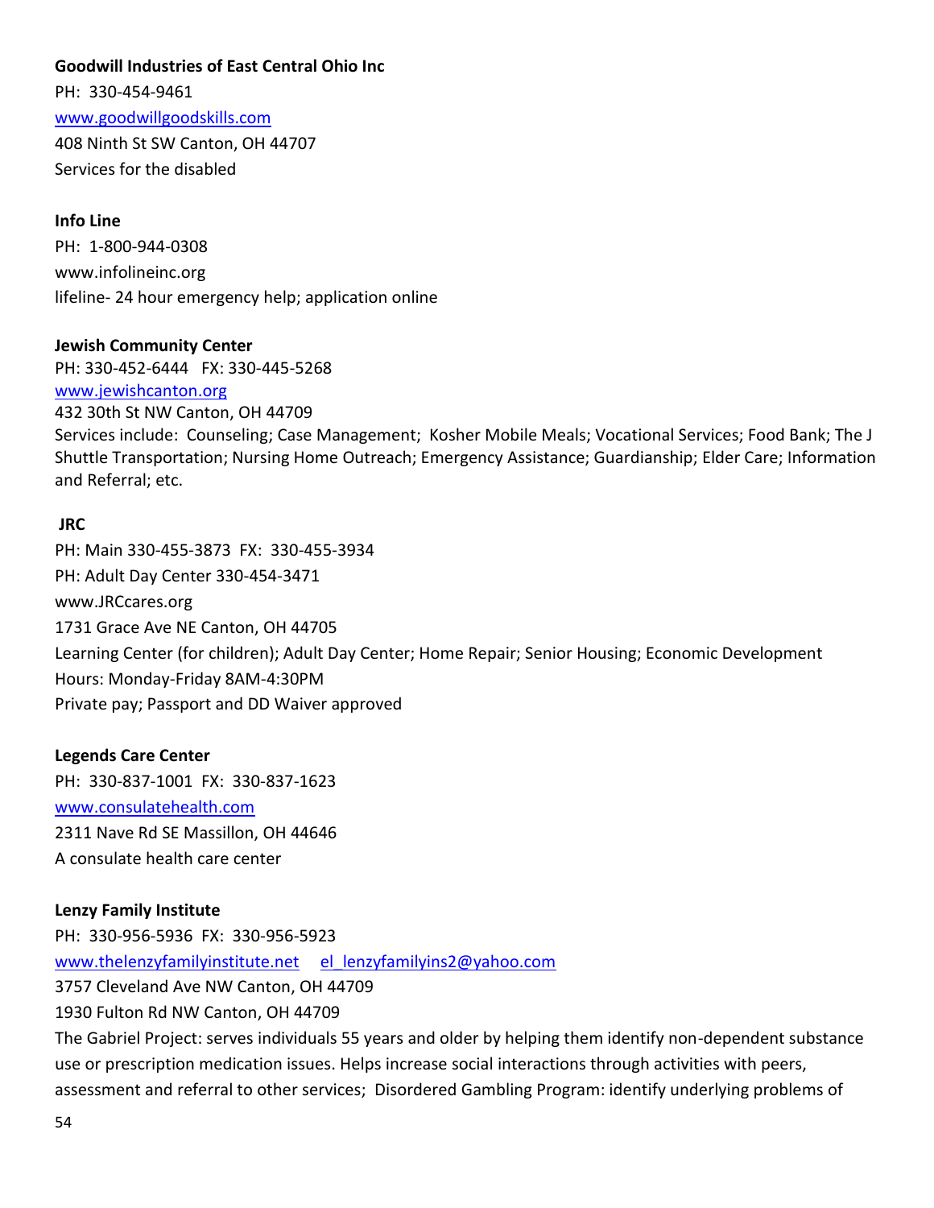**Goodwill Industries of East Central Ohio Inc**

PH: 330-454-9461

www.goodwillgoodskills.com

408 Ninth St SW Canton, OH 44707

Services for the disabled

**Info Line**

PH: 1-800-944-0308

www.infolineinc.org

lifeline- 24 hour emergency help; application online

**Jewish Community Center**

PH: 330-452-6444 FX: 330-445-5268

www.jewishcanton.org

432 30th St NW Canton, OH 44709

Services include: Counseling; Case Management; Kosher Mobile Meals; Vocational Services; Food Bank; The J Shuttle Transportation; Nursing Home Outreach; Emergency Assistance; Guardianship; Elder Care; Information and Referral; etc.

**JRC**

PH: Main 330-455-3873 FX: 330-455-3934

PH: Adult Day Center 330-454-3471

www.JRCcares.org

1731 Grace Ave NE Canton, OH 44705

Learning Center (for children); Adult Day Center; Home Repair; Senior Housing; Economic Development

Hours: Monday-Friday 8AM-4:30PM

Private pay; Passport and DD Waiver approved

**Legends Care Center**

PH: 330-837-1001 FX: 330-837-1623

www.consulatehealth.com

2311 Nave Rd SE Massillon, OH 44646

A consulate health care center

**Lenzy Family Institute**

PH: 330-956-5936 FX: 330-956-5923

www.thelenzyfamilyinstitute.net el_lenzyfamilyins2@yahoo.com

3757 Cleveland Ave NW Canton, OH 44709

1930 Fulton Rd NW Canton, OH 44709

The Gabriel Project: serves individuals 55 years and older by helping them identify non-dependent substance use or prescription medication issues. Helps increase social interactions through activities with peers, assessment and referral to other services; Disordered Gambling Program: identify underlying problems of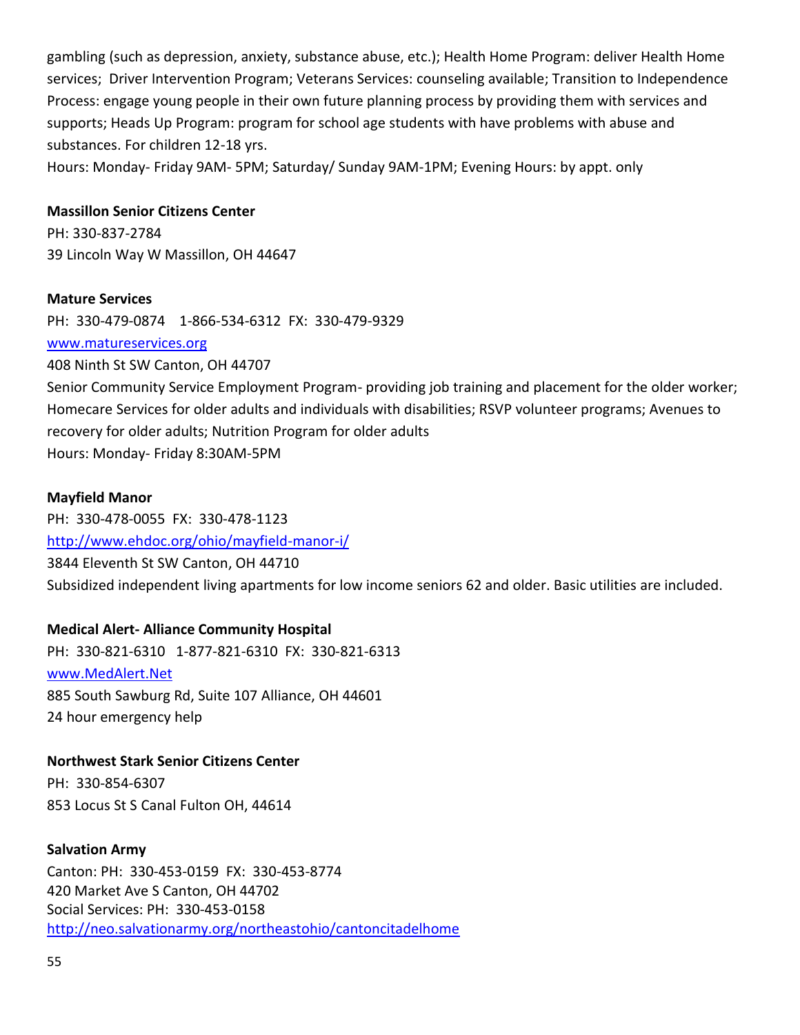gambling (such as depression, anxiety, substance abuse, etc.); Health Home Program: deliver Health Home services; Driver Intervention Program; Veterans Services: counseling available; Transition to Independence Process: engage young people in their own future planning process by providing them with services and supports; Heads Up Program: program for school age students with have problems with abuse and substances. For children 12-18 yrs.
Hours: Monday- Friday 9AM- 5PM; Saturday/ Sunday 9AM-1PM; Evening Hours: by appt. only

**Massillon Senior Citizens Center**
PH: 330-837-2784
39 Lincoln Way W Massillon, OH 44647

**Mature Services**
PH: 330-479-0874 1-866-534-6312 FX: 330-479-9329
www.matureservices.org
408 Ninth St SW Canton, OH 44707
Senior Community Service Employment Program- providing job training and placement for the older worker; Homecare Services for older adults and individuals with disabilities; RSVP volunteer programs; Avenues to recovery for older adults; Nutrition Program for older adults
Hours: Monday- Friday 8:30AM-5PM

**Mayfield Manor**
PH: 330-478-0055 FX: 330-478-1123
http://www.ehdoc.org/ohio/mayfield-manor-i/
3844 Eleventh St SW Canton, OH 44710
Subsidized independent living apartments for low income seniors 62 and older. Basic utilities are included.

**Medical Alert- Alliance Community Hospital**
PH: 330-821-6310 1-877-821-6310 FX: 330-821-6313
www.MedAlert.Net
885 South Sawburg Rd, Suite 107 Alliance, OH 44601
24 hour emergency help

**Northwest Stark Senior Citizens Center**
PH: 330-854-6307
853 Locus St S Canal Fulton OH, 44614

**Salvation Army**
Canton: PH: 330-453-0159 FX: 330-453-8774
420 Market Ave S Canton, OH 44702
Social Services: PH: 330-453-0158
http://neo.salvationarmy.org/northeastohio/cantoncitadelhome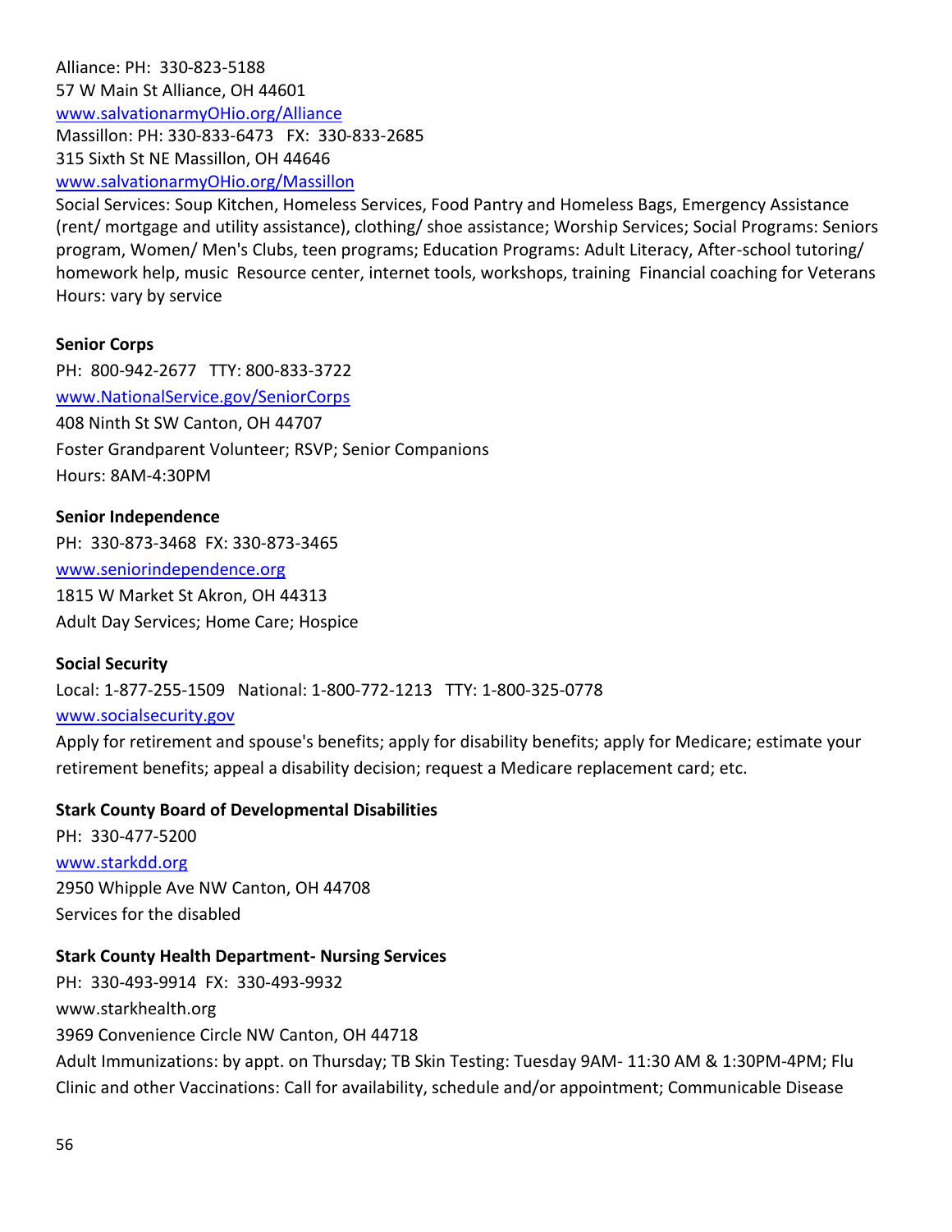Alliance: PH:  330-823-5188
57 W Main St Alliance, OH 44601
www.salvationarmyOHio.org/Alliance
Massillon: PH: 330-833-6473   FX:  330-833-2685
315 Sixth St NE Massillon, OH 44646
www.salvationarmyOHio.org/Massillon
Social Services: Soup Kitchen, Homeless Services, Food Pantry and Homeless Bags, Emergency Assistance (rent/ mortgage and utility assistance), clothing/ shoe assistance; Worship Services; Social Programs: Seniors program, Women/ Men's Clubs, teen programs; Education Programs: Adult Literacy, After-school tutoring/ homework help, music  Resource center, internet tools, workshops, training  Financial coaching for Veterans
Hours: vary by service

**Senior Corps**
PH:  800-942-2677   TTY: 800-833-3722
www.NationalService.gov/SeniorCorps
408 Ninth St SW Canton, OH 44707
Foster Grandparent Volunteer; RSVP; Senior Companions
Hours: 8AM-4:30PM

**Senior Independence**
PH:  330-873-3468  FX: 330-873-3465
www.seniorindependence.org
1815 W Market St Akron, OH 44313
Adult Day Services; Home Care; Hospice

**Social Security**
Local: 1-877-255-1509   National: 1-800-772-1213   TTY: 1-800-325-0778
www.socialsecurity.gov
Apply for retirement and spouse's benefits; apply for disability benefits; apply for Medicare; estimate your retirement benefits; appeal a disability decision; request a Medicare replacement card; etc.

**Stark County Board of Developmental Disabilities**
PH:  330-477-5200
www.starkdd.org
2950 Whipple Ave NW Canton, OH 44708
Services for the disabled

**Stark County Health Department- Nursing Services**
PH:  330-493-9914  FX:  330-493-9932
www.starkhealth.org
3969 Convenience Circle NW Canton, OH 44718
Adult Immunizations: by appt. on Thursday; TB Skin Testing: Tuesday 9AM- 11:30 AM & 1:30PM-4PM; Flu Clinic and other Vaccinations: Call for availability, schedule and/or appointment; Communicable Disease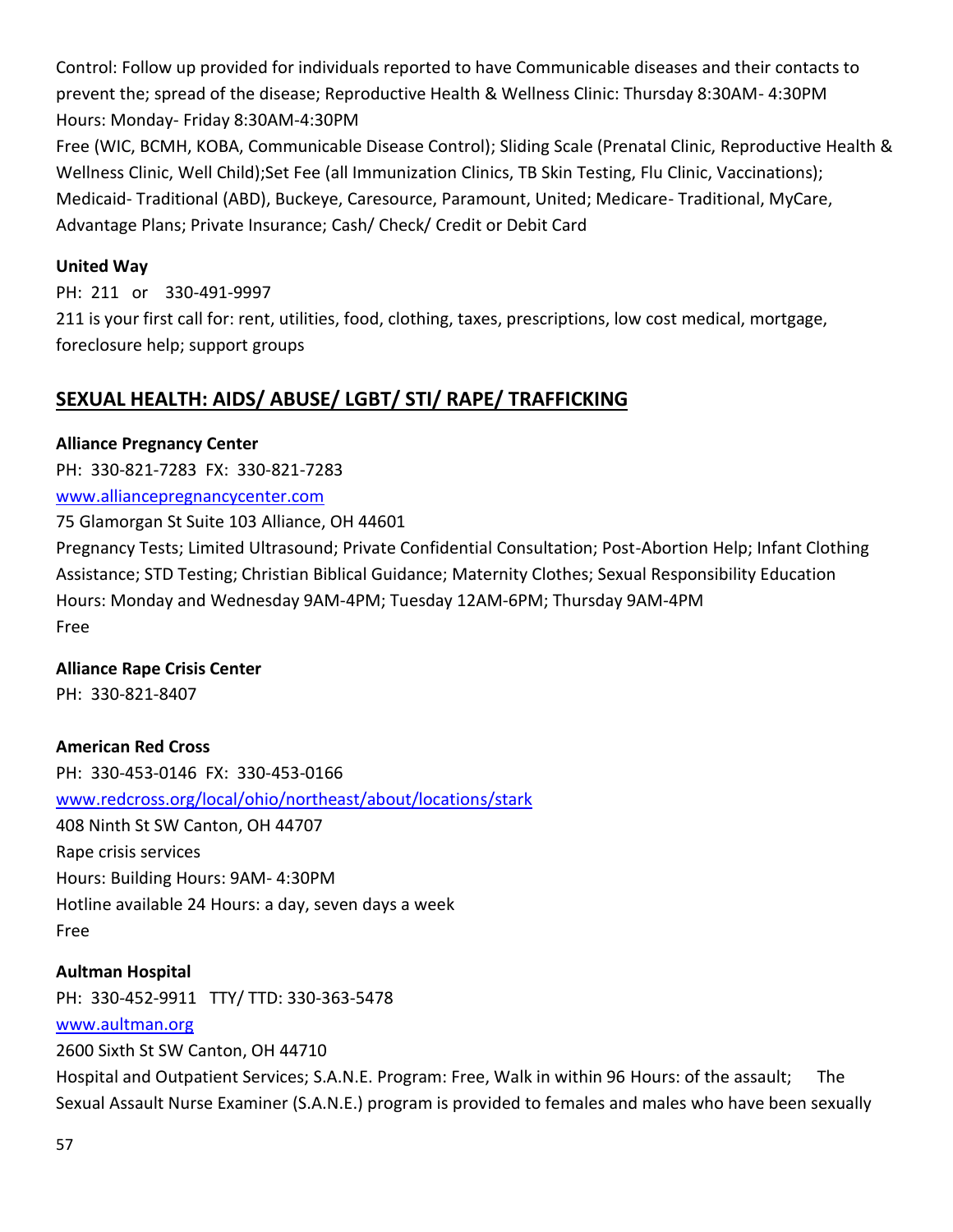Control: Follow up provided for individuals reported to have Communicable diseases and their contacts to prevent the; spread of the disease; Reproductive Health & Wellness Clinic: Thursday 8:30AM- 4:30PM
Hours: Monday- Friday 8:30AM-4:30PM
Free (WIC, BCMH, KOBA, Communicable Disease Control); Sliding Scale (Prenatal Clinic, Reproductive Health & Wellness Clinic, Well Child);Set Fee (all Immunization Clinics, TB Skin Testing, Flu Clinic, Vaccinations); Medicaid- Traditional (ABD), Buckeye, Caresource, Paramount, United; Medicare- Traditional, MyCare, Advantage Plans; Private Insurance; Cash/ Check/ Credit or Debit Card

**United Way**
PH: 211 or 330-491-9997
211 is your first call for: rent, utilities, food, clothing, taxes, prescriptions, low cost medical, mortgage, foreclosure help; support groups

## SEXUAL HEALTH: AIDS/ ABUSE/ LGBT/ STI/ RAPE/ TRAFFICKING

**Alliance Pregnancy Center**
PH: 330-821-7283 FX: 330-821-7283
www.alliancepregnancycenter.com
75 Glamorgan St Suite 103 Alliance, OH 44601
Pregnancy Tests; Limited Ultrasound; Private Confidential Consultation; Post-Abortion Help; Infant Clothing Assistance; STD Testing; Christian Biblical Guidance; Maternity Clothes; Sexual Responsibility Education
Hours: Monday and Wednesday 9AM-4PM; Tuesday 12AM-6PM; Thursday 9AM-4PM
Free

**Alliance Rape Crisis Center**
PH: 330-821-8407

**American Red Cross**
PH: 330-453-0146 FX: 330-453-0166
www.redcross.org/local/ohio/northeast/about/locations/stark
408 Ninth St SW Canton, OH 44707
Rape crisis services
Hours: Building Hours: 9AM- 4:30PM
Hotline available 24 Hours: a day, seven days a week
Free

**Aultman Hospital**
PH: 330-452-9911 TTY/ TTD: 330-363-5478
www.aultman.org
2600 Sixth St SW Canton, OH 44710
Hospital and Outpatient Services; S.A.N.E. Program: Free, Walk in within 96 Hours: of the assault; The Sexual Assault Nurse Examiner (S.A.N.E.) program is provided to females and males who have been sexually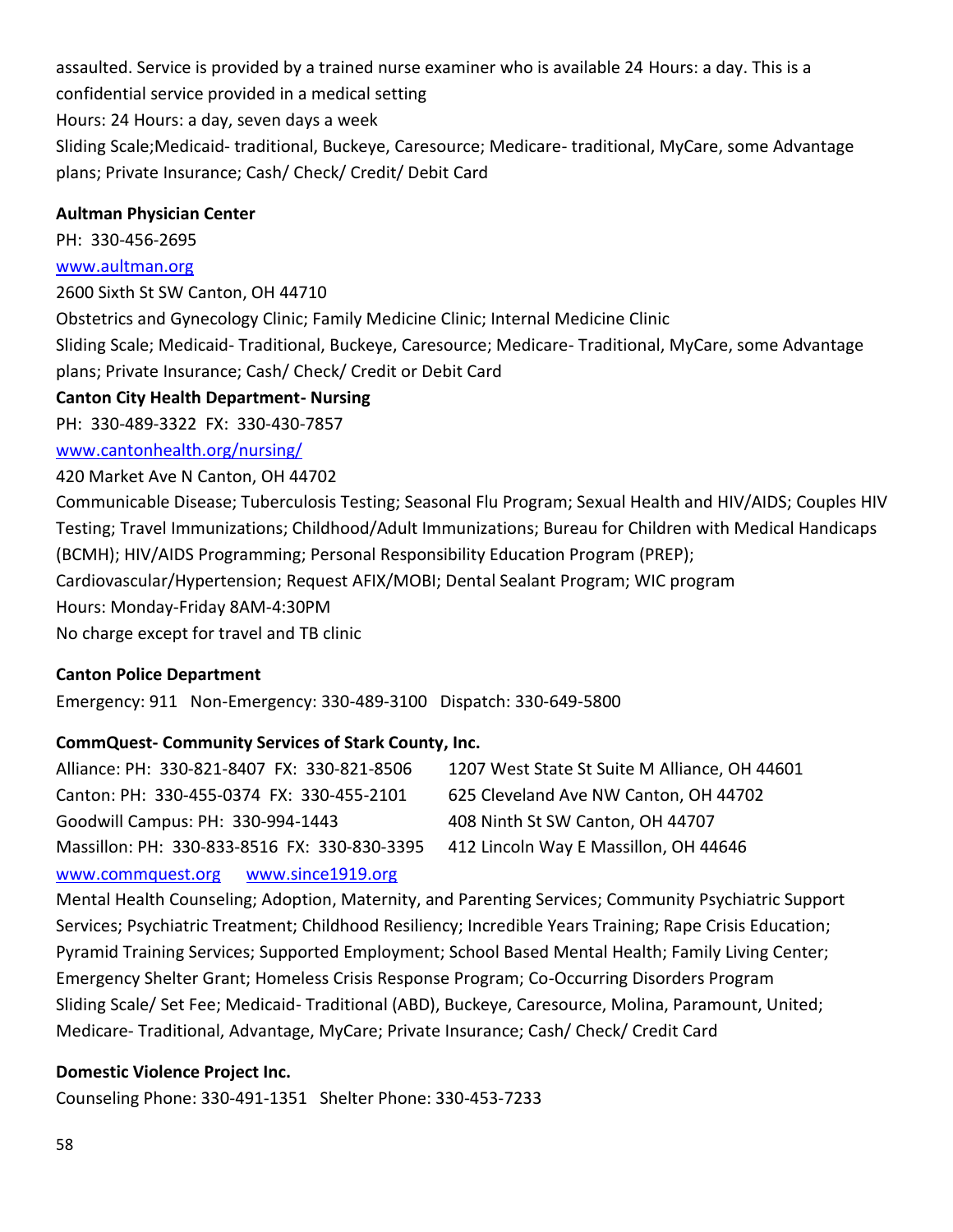assaulted. Service is provided by a trained nurse examiner who is available 24 Hours: a day. This is a confidential service provided in a medical setting

Hours: 24 Hours: a day, seven days a week

Sliding Scale;Medicaid- traditional, Buckeye, Caresource; Medicare- traditional, MyCare, some Advantage plans; Private Insurance; Cash/ Check/ Credit/ Debit Card

**Aultman Physician Center**

PH: 330-456-2695

www.aultman.org

2600 Sixth St SW Canton, OH 44710

Obstetrics and Gynecology Clinic; Family Medicine Clinic; Internal Medicine Clinic

Sliding Scale; Medicaid- Traditional, Buckeye, Caresource; Medicare- Traditional, MyCare, some Advantage plans; Private Insurance; Cash/ Check/ Credit or Debit Card

**Canton City Health Department- Nursing**

PH: 330-489-3322 FX: 330-430-7857

www.cantonhealth.org/nursing/

420 Market Ave N Canton, OH 44702

Communicable Disease; Tuberculosis Testing; Seasonal Flu Program; Sexual Health and HIV/AIDS; Couples HIV Testing; Travel Immunizations; Childhood/Adult Immunizations; Bureau for Children with Medical Handicaps (BCMH); HIV/AIDS Programming; Personal Responsibility Education Program (PREP); Cardiovascular/Hypertension; Request AFIX/MOBI; Dental Sealant Program; WIC program

Hours: Monday-Friday 8AM-4:30PM

No charge except for travel and TB clinic

**Canton Police Department**

Emergency: 911 Non-Emergency: 330-489-3100 Dispatch: 330-649-5800

**CommQuest- Community Services of Stark County, Inc.**

Alliance: PH: 330-821-8407 FX: 330-821-8506 — 1207 West State St Suite M Alliance, OH 44601

Canton: PH: 330-455-0374 FX: 330-455-2101 — 625 Cleveland Ave NW Canton, OH 44702

Goodwill Campus: PH: 330-994-1443 — 408 Ninth St SW Canton, OH 44707

Massillon: PH: 330-833-8516 FX: 330-830-3395 — 412 Lincoln Way E Massillon, OH 44646

www.commquest.org www.since1919.org

Mental Health Counseling; Adoption, Maternity, and Parenting Services; Community Psychiatric Support Services; Psychiatric Treatment; Childhood Resiliency; Incredible Years Training; Rape Crisis Education; Pyramid Training Services; Supported Employment; School Based Mental Health; Family Living Center; Emergency Shelter Grant; Homeless Crisis Response Program; Co-Occurring Disorders Program

Sliding Scale/ Set Fee; Medicaid- Traditional (ABD), Buckeye, Caresource, Molina, Paramount, United; Medicare- Traditional, Advantage, MyCare; Private Insurance; Cash/ Check/ Credit Card

**Domestic Violence Project Inc.**

Counseling Phone: 330-491-1351 Shelter Phone: 330-453-7233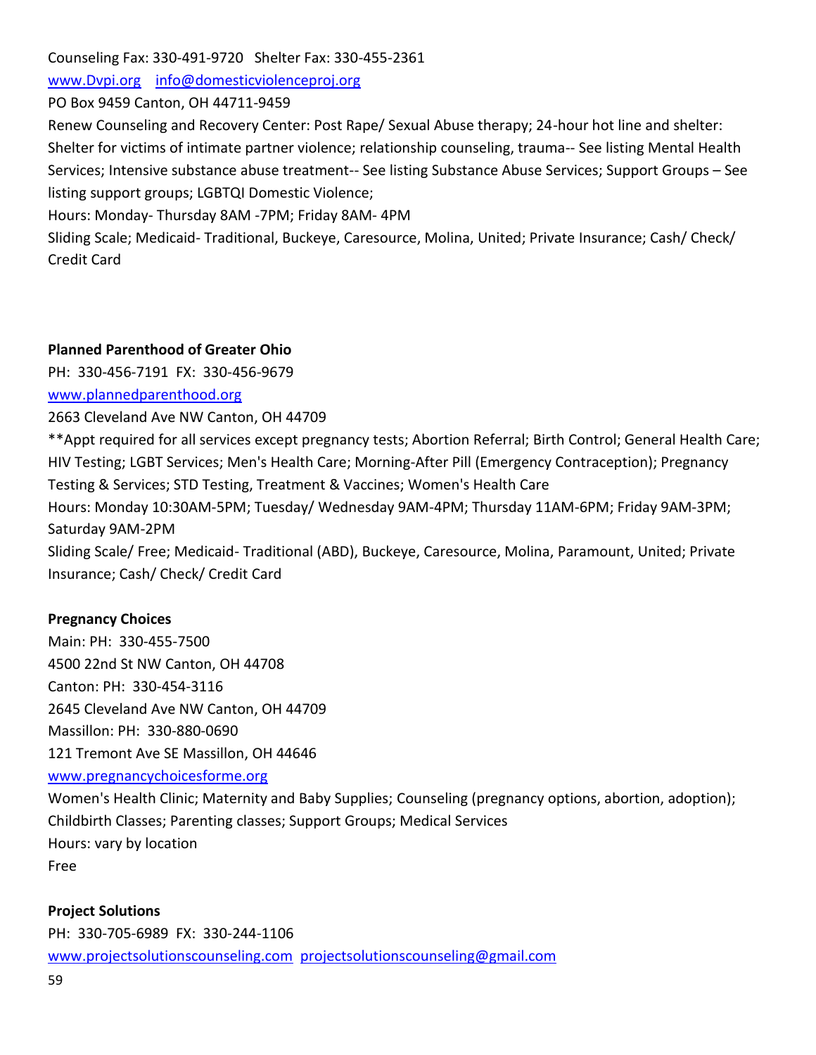Counseling Fax: 330-491-9720   Shelter Fax: 330-455-2361

www.Dvpi.org   info@domesticviolenceproj.org

PO Box 9459 Canton, OH 44711-9459

Renew Counseling and Recovery Center: Post Rape/ Sexual Abuse therapy; 24-hour hot line and shelter: Shelter for victims of intimate partner violence; relationship counseling, trauma-- See listing Mental Health Services; Intensive substance abuse treatment-- See listing Substance Abuse Services; Support Groups – See listing support groups; LGBTQI Domestic Violence;

Hours: Monday- Thursday 8AM -7PM; Friday 8AM- 4PM

Sliding Scale; Medicaid- Traditional, Buckeye, Caresource, Molina, United; Private Insurance; Cash/ Check/ Credit Card

**Planned Parenthood of Greater Ohio**

PH: 330-456-7191  FX: 330-456-9679

www.plannedparenthood.org

2663 Cleveland Ave NW Canton, OH 44709

**Appt required for all services except pregnancy tests; Abortion Referral; Birth Control; General Health Care; HIV Testing; LGBT Services; Men's Health Care; Morning-After Pill (Emergency Contraception); Pregnancy Testing & Services; STD Testing, Treatment & Vaccines; Women's Health Care

Hours: Monday 10:30AM-5PM; Tuesday/ Wednesday 9AM-4PM; Thursday 11AM-6PM; Friday 9AM-3PM; Saturday 9AM-2PM

Sliding Scale/ Free; Medicaid- Traditional (ABD), Buckeye, Caresource, Molina, Paramount, United; Private Insurance; Cash/ Check/ Credit Card

**Pregnancy Choices**

Main: PH: 330-455-7500

4500 22nd St NW Canton, OH 44708

Canton: PH: 330-454-3116

2645 Cleveland Ave NW Canton, OH 44709

Massillon: PH: 330-880-0690

121 Tremont Ave SE Massillon, OH 44646

www.pregnancychoicesforme.org

Women's Health Clinic; Maternity and Baby Supplies; Counseling (pregnancy options, abortion, adoption); Childbirth Classes; Parenting classes; Support Groups; Medical Services

Hours: vary by location

Free

**Project Solutions**

PH: 330-705-6989  FX: 330-244-1106

www.projectsolutionscounseling.com  projectsolutionscounseling@gmail.com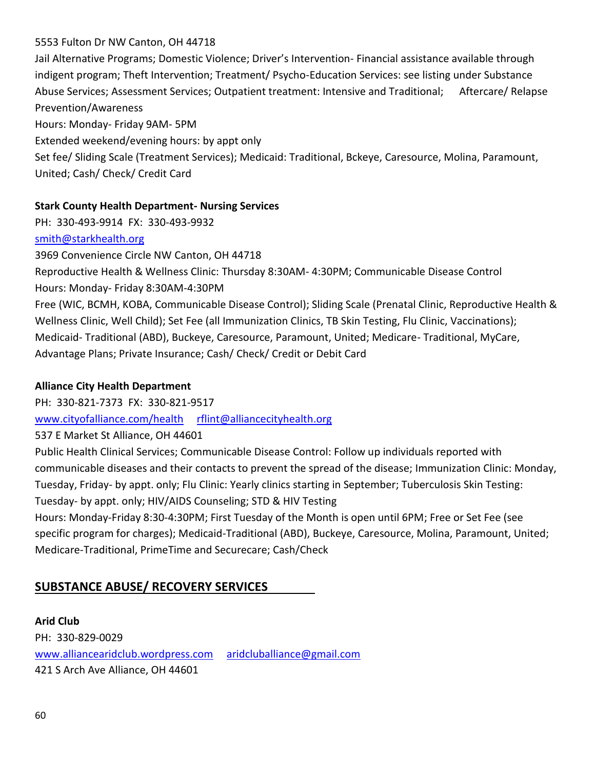5553 Fulton Dr NW Canton, OH 44718

Jail Alternative Programs; Domestic Violence; Driver's Intervention- Financial assistance available through indigent program; Theft Intervention; Treatment/ Psycho-Education Services: see listing under Substance Abuse Services; Assessment Services; Outpatient treatment: Intensive and Traditional; Aftercare/ Relapse Prevention/Awareness

Hours: Monday- Friday 9AM- 5PM

Extended weekend/evening hours: by appt only

Set fee/ Sliding Scale (Treatment Services); Medicaid: Traditional, Bckeye, Caresource, Molina, Paramount, United; Cash/ Check/ Credit Card

**Stark County Health Department- Nursing Services**

PH: 330-493-9914 FX: 330-493-9932

smith@starkhealth.org

3969 Convenience Circle NW Canton, OH 44718

Reproductive Health & Wellness Clinic: Thursday 8:30AM- 4:30PM; Communicable Disease Control

Hours: Monday- Friday 8:30AM-4:30PM

Free (WIC, BCMH, KOBA, Communicable Disease Control); Sliding Scale (Prenatal Clinic, Reproductive Health & Wellness Clinic, Well Child); Set Fee (all Immunization Clinics, TB Skin Testing, Flu Clinic, Vaccinations); Medicaid- Traditional (ABD), Buckeye, Caresource, Paramount, United; Medicare- Traditional, MyCare, Advantage Plans; Private Insurance; Cash/ Check/ Credit or Debit Card

**Alliance City Health Department**

PH: 330-821-7373 FX: 330-821-9517

www.cityofalliance.com/health rflint@alliancecityhealth.org

537 E Market St Alliance, OH 44601

Public Health Clinical Services; Communicable Disease Control: Follow up individuals reported with communicable diseases and their contacts to prevent the spread of the disease; Immunization Clinic: Monday, Tuesday, Friday- by appt. only; Flu Clinic: Yearly clinics starting in September; Tuberculosis Skin Testing: Tuesday- by appt. only; HIV/AIDS Counseling; STD & HIV Testing

Hours: Monday-Friday 8:30-4:30PM; First Tuesday of the Month is open until 6PM; Free or Set Fee (see specific program for charges); Medicaid-Traditional (ABD), Buckeye, Caresource, Molina, Paramount, United; Medicare-Traditional, PrimeTime and Securecare; Cash/Check

## SUBSTANCE ABUSE/ RECOVERY SERVICES

**Arid Club**

PH: 330-829-0029

www.alliancearidclub.wordpress.com aridcluballiance@gmail.com

421 S Arch Ave Alliance, OH 44601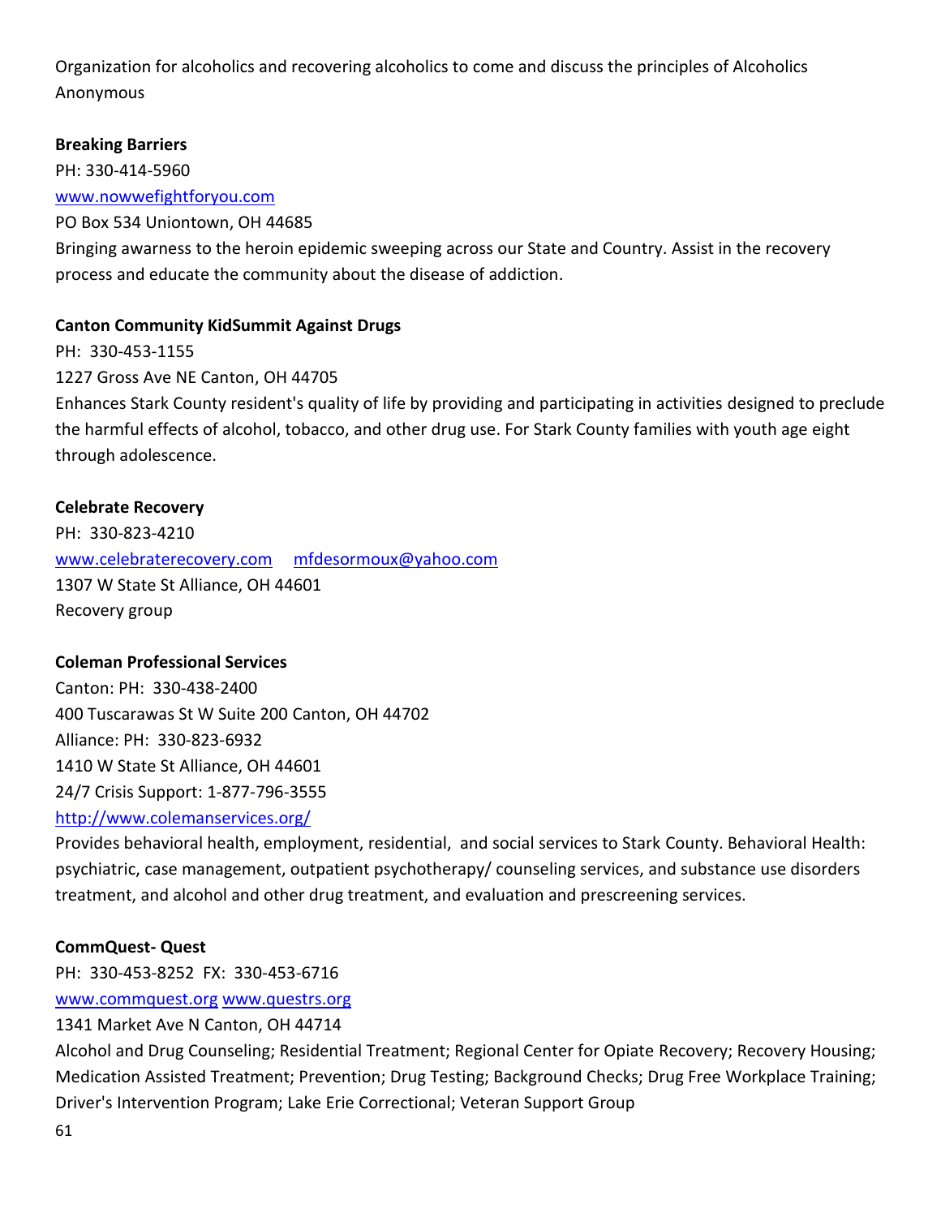Organization for alcoholics and recovering alcoholics to come and discuss the principles of Alcoholics Anonymous

**Breaking Barriers**
PH: 330-414-5960
[www.nowwefightforyou.com](http://www.nowwefightforyou.com)
PO Box 534 Uniontown, OH 44685
Bringing awarness to the heroin epidemic sweeping across our State and Country. Assist in the recovery process and educate the community about the disease of addiction.

**Canton Community KidSummit Against Drugs**
PH: 330-453-1155
1227 Gross Ave NE Canton, OH 44705
Enhances Stark County resident's quality of life by providing and participating in activities designed to preclude the harmful effects of alcohol, tobacco, and other drug use. For Stark County families with youth age eight through adolescence.

**Celebrate Recovery**
PH: 330-823-4210
[www.celebraterecovery.com](http://www.celebraterecovery.com) [mfdesormoux@yahoo.com](mailto:mfdesormoux@yahoo.com)
1307 W State St Alliance, OH 44601
Recovery group

**Coleman Professional Services**
Canton: PH: 330-438-2400
400 Tuscarawas St W Suite 200 Canton, OH 44702
Alliance: PH: 330-823-6932
1410 W State St Alliance, OH 44601
24/7 Crisis Support: 1-877-796-3555
[http://www.colemanservices.org/](http://www.colemanservices.org/)
Provides behavioral health, employment, residential, and social services to Stark County. Behavioral Health: psychiatric, case management, outpatient psychotherapy/ counseling services, and substance use disorders treatment, and alcohol and other drug treatment, and evaluation and prescreening services.

**CommQuest- Quest**
PH: 330-453-8252 FX: 330-453-6716
[www.commquest.org](http://www.commquest.org) [www.questrs.org](http://www.questrs.org)
1341 Market Ave N Canton, OH 44714
Alcohol and Drug Counseling; Residential Treatment; Regional Center for Opiate Recovery; Recovery Housing; Medication Assisted Treatment; Prevention; Drug Testing; Background Checks; Drug Free Workplace Training; Driver's Intervention Program; Lake Erie Correctional; Veteran Support Group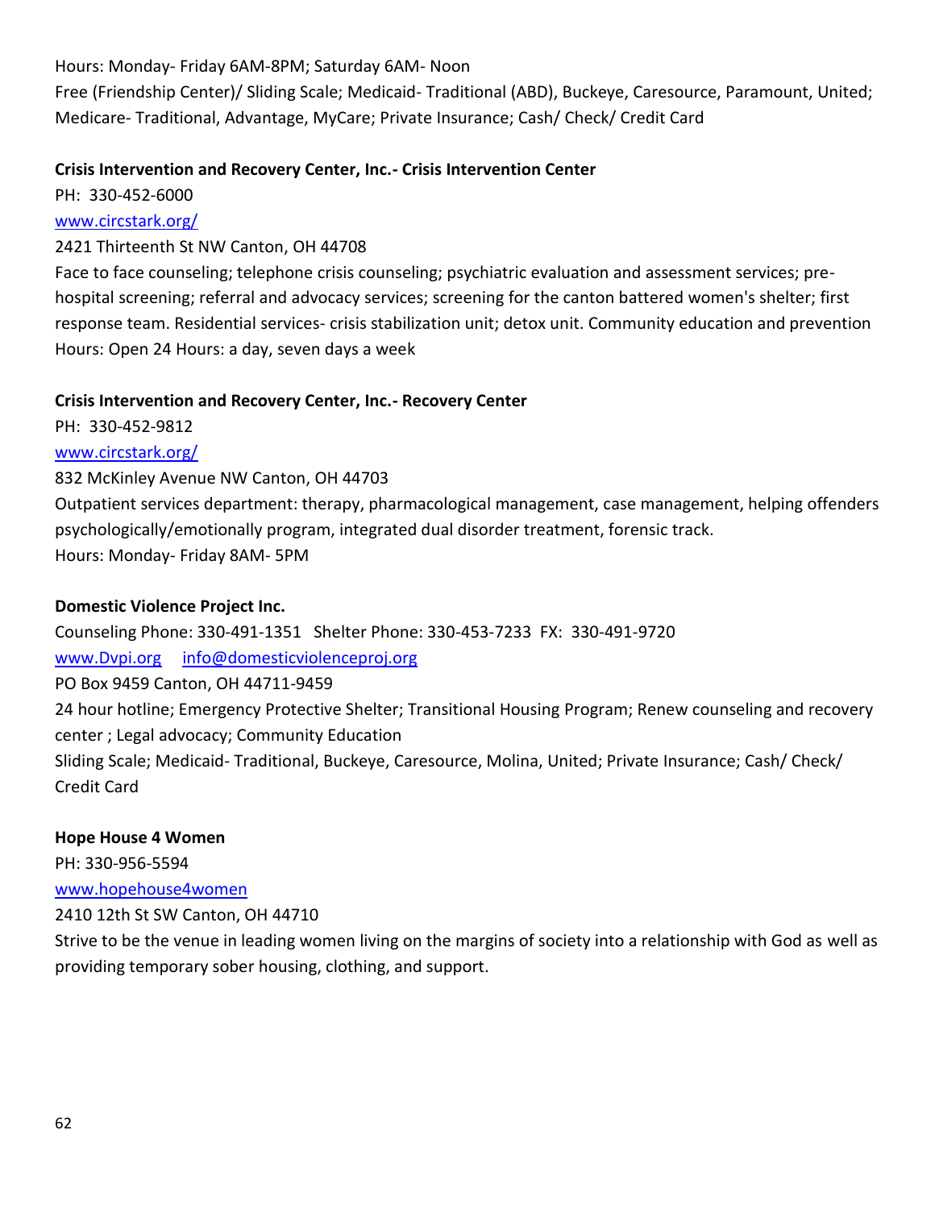Hours: Monday- Friday 6AM-8PM; Saturday 6AM- Noon
Free (Friendship Center)/ Sliding Scale; Medicaid- Traditional (ABD), Buckeye, Caresource, Paramount, United; Medicare- Traditional, Advantage, MyCare; Private Insurance; Cash/ Check/ Credit Card

**Crisis Intervention and Recovery Center, Inc.- Crisis Intervention Center**

PH: 330-452-6000
[www.circstark.org/](www.circstark.org/)
2421 Thirteenth St NW Canton, OH 44708
Face to face counseling; telephone crisis counseling; psychiatric evaluation and assessment services; pre-hospital screening; referral and advocacy services; screening for the canton battered women's shelter; first response team. Residential services- crisis stabilization unit; detox unit. Community education and prevention
Hours: Open 24 Hours: a day, seven days a week

**Crisis Intervention and Recovery Center, Inc.- Recovery Center**

PH: 330-452-9812
[www.circstark.org/](www.circstark.org/)
832 McKinley Avenue NW Canton, OH 44703
Outpatient services department: therapy, pharmacological management, case management, helping offenders psychologically/emotionally program, integrated dual disorder treatment, forensic track.
Hours: Monday- Friday 8AM- 5PM

**Domestic Violence Project Inc.**

Counseling Phone: 330-491-1351 Shelter Phone: 330-453-7233 FX: 330-491-9720
[www.Dvpi.org](www.Dvpi.org) [info@domesticviolenceproj.org](mailto:info@domesticviolenceproj.org)
PO Box 9459 Canton, OH 44711-9459
24 hour hotline; Emergency Protective Shelter; Transitional Housing Program; Renew counseling and recovery center ; Legal advocacy; Community Education
Sliding Scale; Medicaid- Traditional, Buckeye, Caresource, Molina, United; Private Insurance; Cash/ Check/ Credit Card

**Hope House 4 Women**

PH: 330-956-5594
[www.hopehouse4women](www.hopehouse4women)
2410 12th St SW Canton, OH 44710
Strive to be the venue in leading women living on the margins of society into a relationship with God as well as providing temporary sober housing, clothing, and support.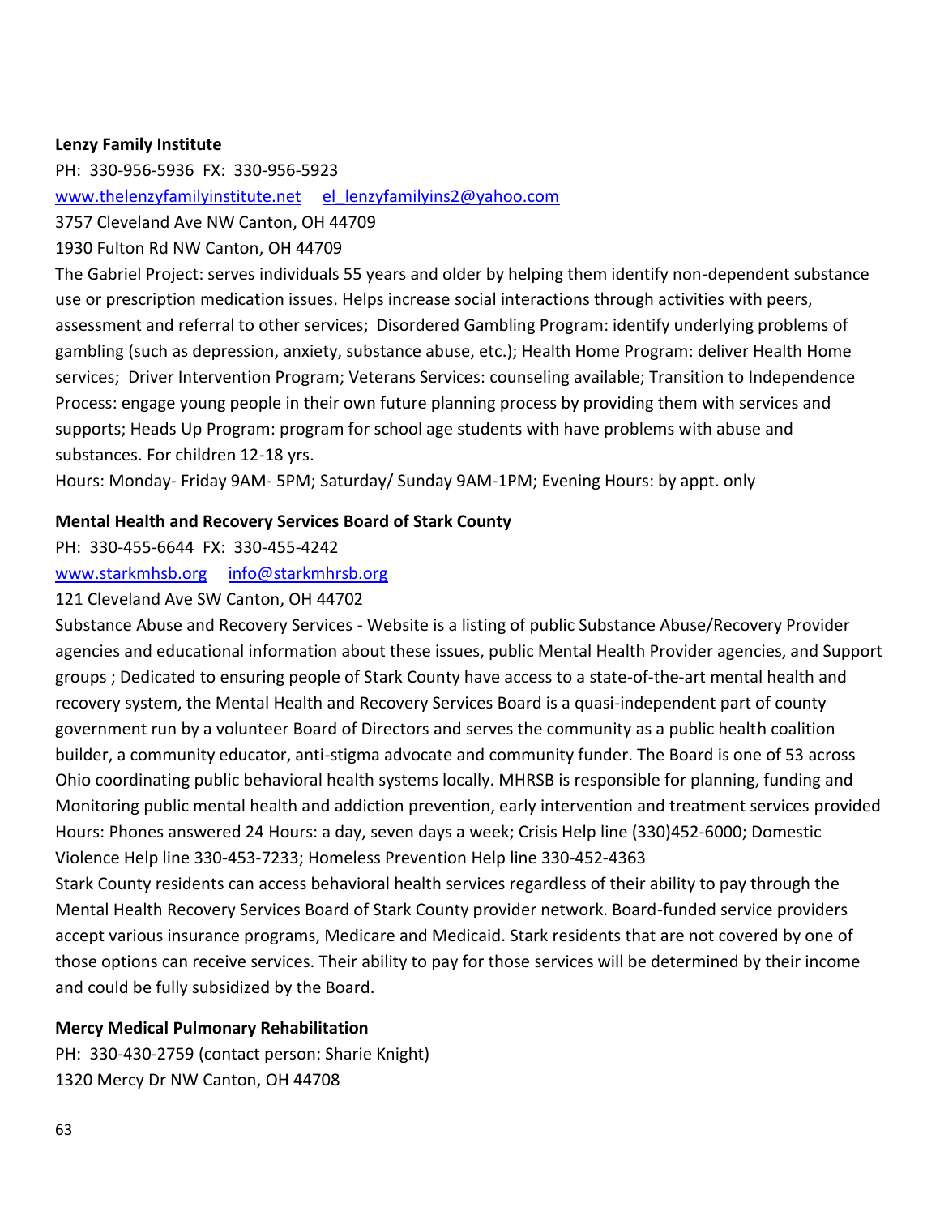**Lenzy Family Institute**

PH: 330-956-5936 FX: 330-956-5923

www.thelenzyfamilyinstitute.net  el_lenzyfamilyins2@yahoo.com

3757 Cleveland Ave NW Canton, OH 44709

1930 Fulton Rd NW Canton, OH 44709

The Gabriel Project: serves individuals 55 years and older by helping them identify non-dependent substance use or prescription medication issues. Helps increase social interactions through activities with peers, assessment and referral to other services; Disordered Gambling Program: identify underlying problems of gambling (such as depression, anxiety, substance abuse, etc.); Health Home Program: deliver Health Home services; Driver Intervention Program; Veterans Services: counseling available; Transition to Independence Process: engage young people in their own future planning process by providing them with services and supports; Heads Up Program: program for school age students with have problems with abuse and substances. For children 12-18 yrs.

Hours: Monday- Friday 9AM- 5PM; Saturday/ Sunday 9AM-1PM; Evening Hours: by appt. only

**Mental Health and Recovery Services Board of Stark County**

PH: 330-455-6644 FX: 330-455-4242

www.starkmhsb.org  info@starkmhrsb.org

121 Cleveland Ave SW Canton, OH 44702

Substance Abuse and Recovery Services - Website is a listing of public Substance Abuse/Recovery Provider agencies and educational information about these issues, public Mental Health Provider agencies, and Support groups ; Dedicated to ensuring people of Stark County have access to a state-of-the-art mental health and recovery system, the Mental Health and Recovery Services Board is a quasi-independent part of county government run by a volunteer Board of Directors and serves the community as a public health coalition builder, a community educator, anti-stigma advocate and community funder. The Board is one of 53 across Ohio coordinating public behavioral health systems locally. MHRSB is responsible for planning, funding and Monitoring public mental health and addiction prevention, early intervention and treatment services provided

Hours: Phones answered 24 Hours: a day, seven days a week; Crisis Help line (330)452-6000; Domestic Violence Help line 330-453-7233; Homeless Prevention Help line 330-452-4363

Stark County residents can access behavioral health services regardless of their ability to pay through the Mental Health Recovery Services Board of Stark County provider network. Board-funded service providers accept various insurance programs, Medicare and Medicaid. Stark residents that are not covered by one of those options can receive services. Their ability to pay for those services will be determined by their income and could be fully subsidized by the Board.

**Mercy Medical Pulmonary Rehabilitation**

PH: 330-430-2759 (contact person: Sharie Knight)

1320 Mercy Dr NW Canton, OH 44708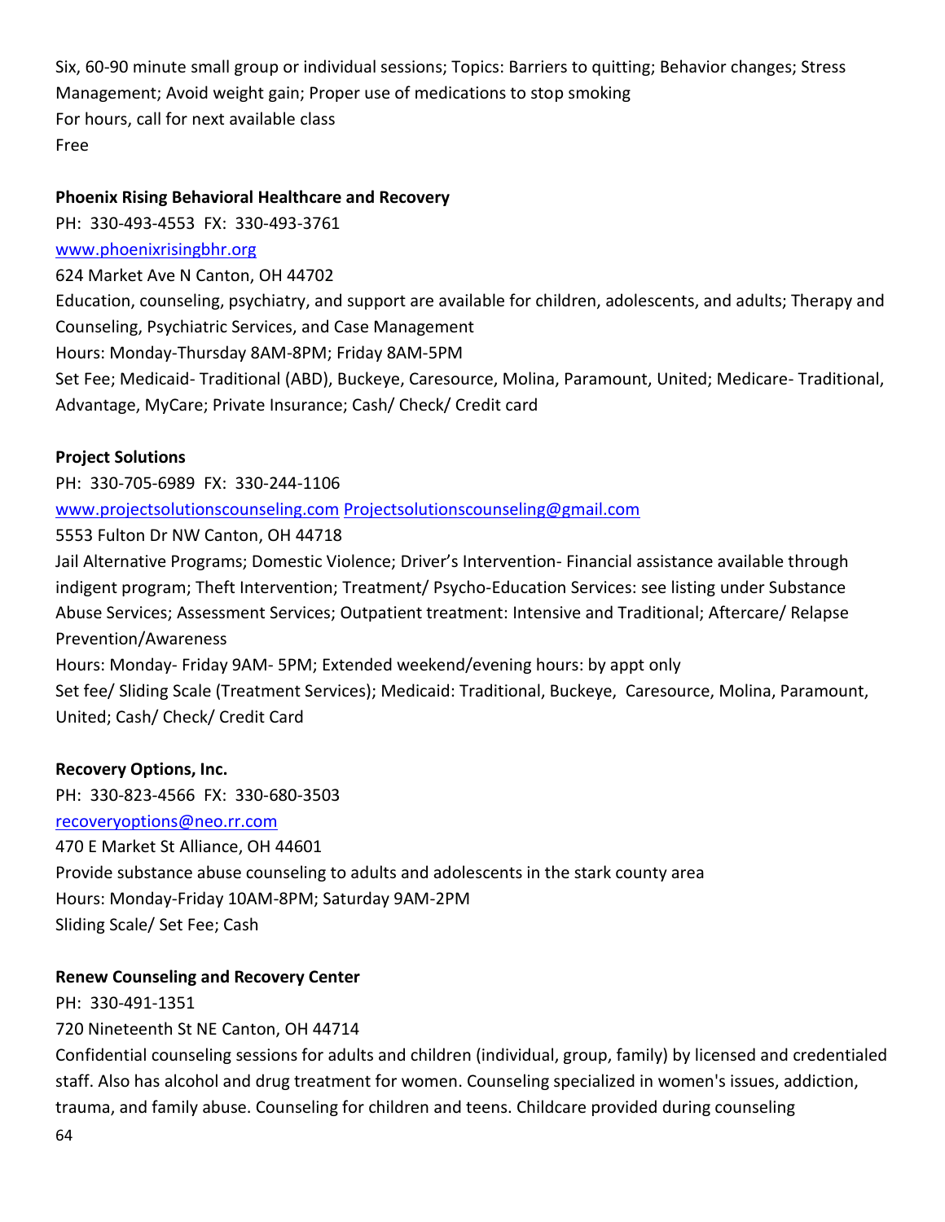Six, 60-90 minute small group or individual sessions; Topics: Barriers to quitting; Behavior changes; Stress Management; Avoid weight gain; Proper use of medications to stop smoking
For hours, call for next available class
Free

**Phoenix Rising Behavioral Healthcare and Recovery**
PH: 330-493-4553 FX: 330-493-3761
www.phoenixrisingbhr.org
624 Market Ave N Canton, OH 44702
Education, counseling, psychiatry, and support are available for children, adolescents, and adults; Therapy and Counseling, Psychiatric Services, and Case Management
Hours: Monday-Thursday 8AM-8PM; Friday 8AM-5PM
Set Fee; Medicaid- Traditional (ABD), Buckeye, Caresource, Molina, Paramount, United; Medicare- Traditional, Advantage, MyCare; Private Insurance; Cash/ Check/ Credit card

**Project Solutions**
PH: 330-705-6989 FX: 330-244-1106
www.projectsolutionscounseling.com Projectsolutionscounseling@gmail.com
5553 Fulton Dr NW Canton, OH 44718
Jail Alternative Programs; Domestic Violence; Driver's Intervention- Financial assistance available through indigent program; Theft Intervention; Treatment/ Psycho-Education Services: see listing under Substance Abuse Services; Assessment Services; Outpatient treatment: Intensive and Traditional; Aftercare/ Relapse Prevention/Awareness
Hours: Monday- Friday 9AM- 5PM; Extended weekend/evening hours: by appt only
Set fee/ Sliding Scale (Treatment Services); Medicaid: Traditional, Buckeye, Caresource, Molina, Paramount, United; Cash/ Check/ Credit Card

**Recovery Options, Inc.**
PH: 330-823-4566 FX: 330-680-3503
recoveryoptions@neo.rr.com
470 E Market St Alliance, OH 44601
Provide substance abuse counseling to adults and adolescents in the stark county area
Hours: Monday-Friday 10AM-8PM; Saturday 9AM-2PM
Sliding Scale/ Set Fee; Cash

**Renew Counseling and Recovery Center**
PH: 330-491-1351
720 Nineteenth St NE Canton, OH 44714
Confidential counseling sessions for adults and children (individual, group, family) by licensed and credentialed staff. Also has alcohol and drug treatment for women. Counseling specialized in women's issues, addiction, trauma, and family abuse. Counseling for children and teens. Childcare provided during counseling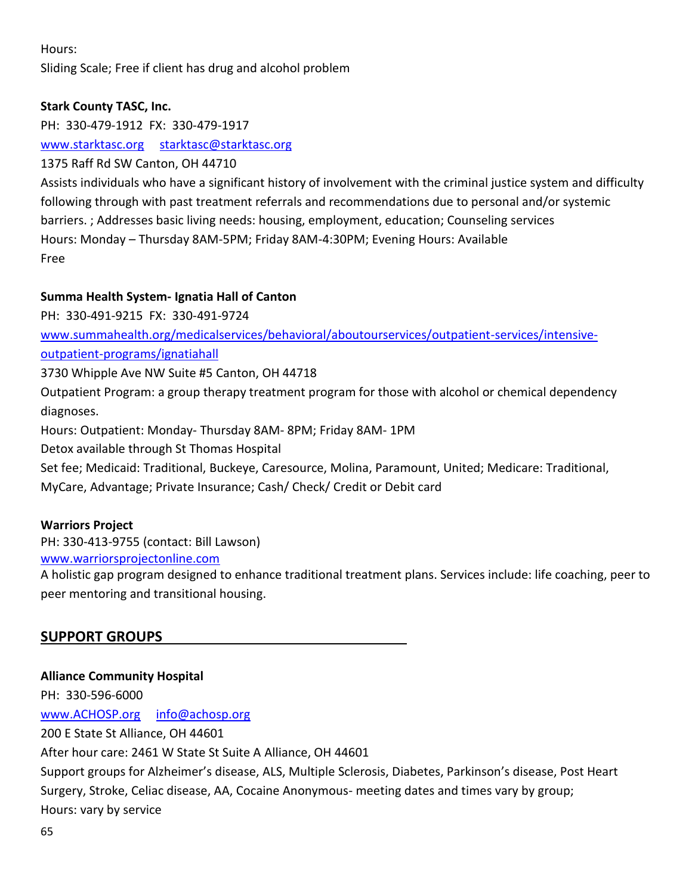Hours:
Sliding Scale; Free if client has drug and alcohol problem

**Stark County TASC, Inc.**
PH: 330-479-1912 FX: 330-479-1917
www.starktasc.org starktasc@starktasc.org
1375 Raff Rd SW Canton, OH 44710
Assists individuals who have a significant history of involvement with the criminal justice system and difficulty following through with past treatment referrals and recommendations due to personal and/or systemic barriers. ; Addresses basic living needs: housing, employment, education; Counseling services
Hours: Monday – Thursday 8AM-5PM; Friday 8AM-4:30PM; Evening Hours: Available
Free

**Summa Health System- Ignatia Hall of Canton**
PH: 330-491-9215 FX: 330-491-9724
www.summahealth.org/medicalservices/behavioral/aboutourservices/outpatient-services/intensive-outpatient-programs/ignatiahall
3730 Whipple Ave NW Suite #5 Canton, OH 44718
Outpatient Program: a group therapy treatment program for those with alcohol or chemical dependency diagnoses.
Hours: Outpatient: Monday- Thursday 8AM- 8PM; Friday 8AM- 1PM
Detox available through St Thomas Hospital
Set fee; Medicaid: Traditional, Buckeye, Caresource, Molina, Paramount, United; Medicare: Traditional, MyCare, Advantage; Private Insurance; Cash/ Check/ Credit or Debit card

**Warriors Project**
PH: 330-413-9755 (contact: Bill Lawson)
www.warriorsprojectonline.com
A holistic gap program designed to enhance traditional treatment plans. Services include: life coaching, peer to peer mentoring and transitional housing.

## SUPPORT GROUPS

**Alliance Community Hospital**
PH: 330-596-6000
www.ACHOSP.org info@achosp.org
200 E State St Alliance, OH 44601
After hour care: 2461 W State St Suite A Alliance, OH 44601
Support groups for Alzheimer's disease, ALS, Multiple Sclerosis, Diabetes, Parkinson's disease, Post Heart Surgery, Stroke, Celiac disease, AA, Cocaine Anonymous- meeting dates and times vary by group;
Hours: vary by service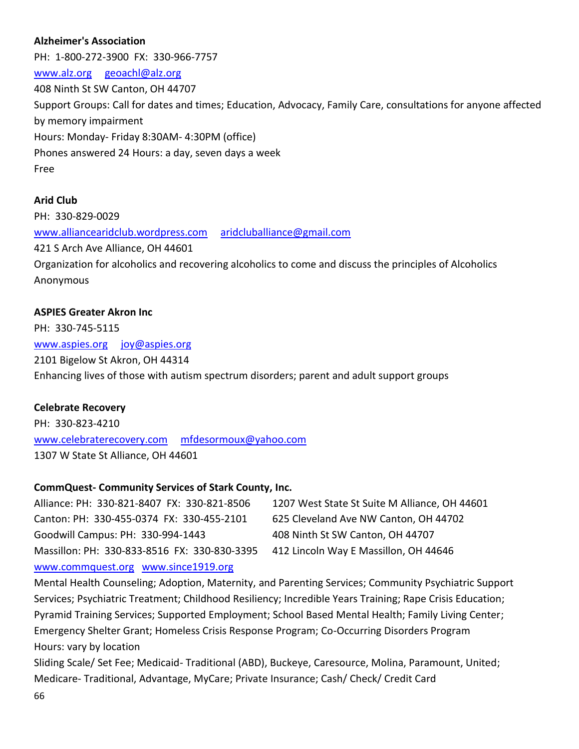**Alzheimer's Association**

PH: 1-800-272-3900 FX: 330-966-7757

www.alz.org geoachl@alz.org

408 Ninth St SW Canton, OH 44707

Support Groups: Call for dates and times; Education, Advocacy, Family Care, consultations for anyone affected by memory impairment

Hours: Monday- Friday 8:30AM- 4:30PM (office)

Phones answered 24 Hours: a day, seven days a week

Free

**Arid Club**

PH: 330-829-0029

www.alliancearidclub.wordpress.com aridcluballiance@gmail.com

421 S Arch Ave Alliance, OH 44601

Organization for alcoholics and recovering alcoholics to come and discuss the principles of Alcoholics Anonymous

**ASPIES Greater Akron Inc**

PH: 330-745-5115

www.aspies.org joy@aspies.org

2101 Bigelow St Akron, OH 44314

Enhancing lives of those with autism spectrum disorders; parent and adult support groups

**Celebrate Recovery**

PH: 330-823-4210

www.celebraterecovery.com mfdesormoux@yahoo.com

1307 W State St Alliance, OH 44601

**CommQuest- Community Services of Stark County, Inc.**

Alliance: PH: 330-821-8407 FX: 330-821-8506 — 1207 West State St Suite M Alliance, OH 44601

Canton: PH: 330-455-0374 FX: 330-455-2101 — 625 Cleveland Ave NW Canton, OH 44702

Goodwill Campus: PH: 330-994-1443 — 408 Ninth St SW Canton, OH 44707

Massillon: PH: 330-833-8516 FX: 330-830-3395 — 412 Lincoln Way E Massillon, OH 44646

www.commquest.org www.since1919.org

Mental Health Counseling; Adoption, Maternity, and Parenting Services; Community Psychiatric Support Services; Psychiatric Treatment; Childhood Resiliency; Incredible Years Training; Rape Crisis Education; Pyramid Training Services; Supported Employment; School Based Mental Health; Family Living Center; Emergency Shelter Grant; Homeless Crisis Response Program; Co-Occurring Disorders Program

Hours: vary by location

Sliding Scale/ Set Fee; Medicaid- Traditional (ABD), Buckeye, Caresource, Molina, Paramount, United; Medicare- Traditional, Advantage, MyCare; Private Insurance; Cash/ Check/ Credit Card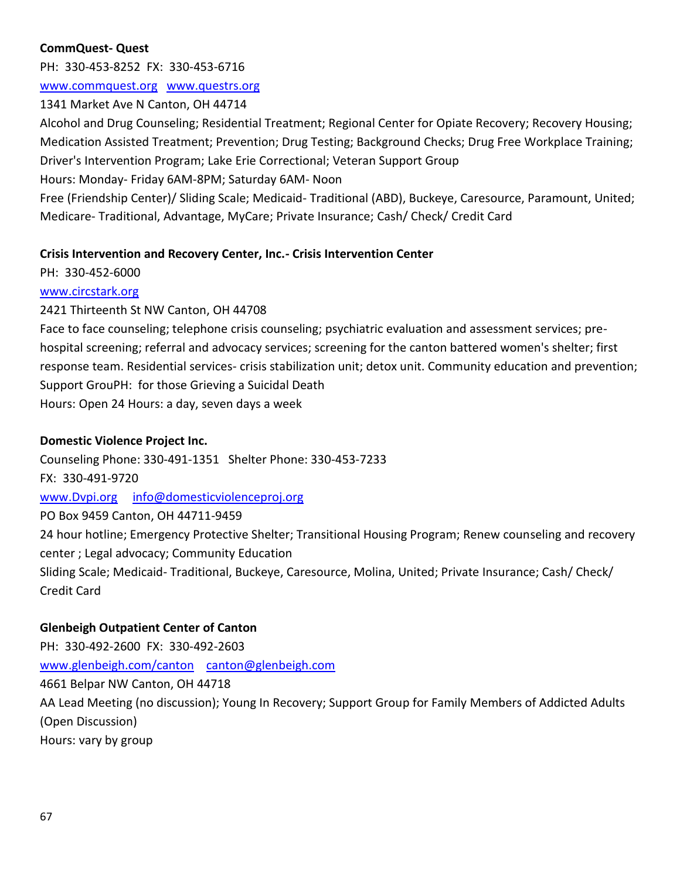**CommQuest- Quest**

PH: 330-453-8252 FX: 330-453-6716

www.commquest.org www.questrs.org

1341 Market Ave N Canton, OH 44714

Alcohol and Drug Counseling; Residential Treatment; Regional Center for Opiate Recovery; Recovery Housing; Medication Assisted Treatment; Prevention; Drug Testing; Background Checks; Drug Free Workplace Training; Driver's Intervention Program; Lake Erie Correctional; Veteran Support Group

Hours: Monday- Friday 6AM-8PM; Saturday 6AM- Noon

Free (Friendship Center)/ Sliding Scale; Medicaid- Traditional (ABD), Buckeye, Caresource, Paramount, United; Medicare- Traditional, Advantage, MyCare; Private Insurance; Cash/ Check/ Credit Card

**Crisis Intervention and Recovery Center, Inc.- Crisis Intervention Center**

PH: 330-452-6000

www.circstark.org

2421 Thirteenth St NW Canton, OH 44708

Face to face counseling; telephone crisis counseling; psychiatric evaluation and assessment services; pre-hospital screening; referral and advocacy services; screening for the canton battered women's shelter; first response team. Residential services- crisis stabilization unit; detox unit. Community education and prevention; Support GrouPH: for those Grieving a Suicidal Death

Hours: Open 24 Hours: a day, seven days a week

**Domestic Violence Project Inc.**

Counseling Phone: 330-491-1351 Shelter Phone: 330-453-7233

FX: 330-491-9720

www.Dvpi.org info@domesticviolenceproj.org

PO Box 9459 Canton, OH 44711-9459

24 hour hotline; Emergency Protective Shelter; Transitional Housing Program; Renew counseling and recovery center ; Legal advocacy; Community Education

Sliding Scale; Medicaid- Traditional, Buckeye, Caresource, Molina, United; Private Insurance; Cash/ Check/ Credit Card

**Glenbeigh Outpatient Center of Canton**

PH: 330-492-2600 FX: 330-492-2603

www.glenbeigh.com/canton canton@glenbeigh.com

4661 Belpar NW Canton, OH 44718

AA Lead Meeting (no discussion); Young In Recovery; Support Group for Family Members of Addicted Adults (Open Discussion)

Hours: vary by group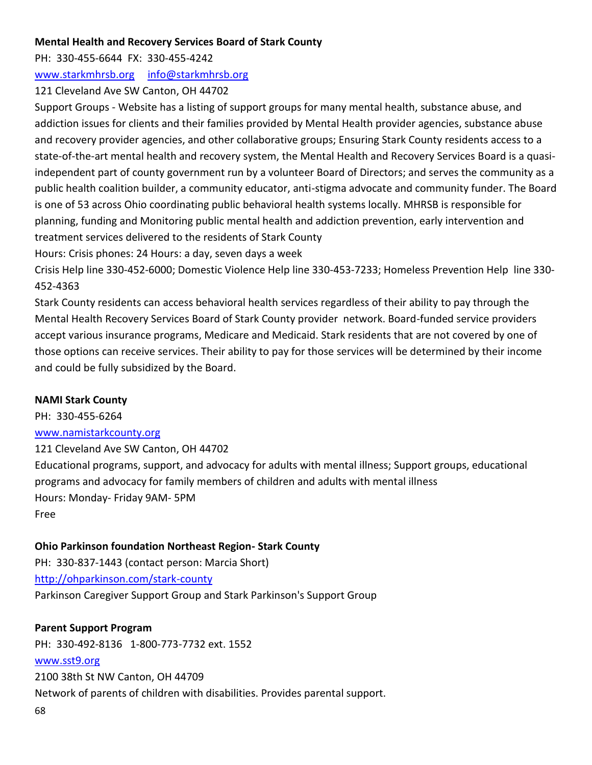**Mental Health and Recovery Services Board of Stark County**

PH: 330-455-6644 FX: 330-455-4242

[www.starkmhrsb.org](http://www.starkmhrsb.org) [info@starkmhrsb.org](mailto:info@starkmhrsb.org)

121 Cleveland Ave SW Canton, OH 44702

Support Groups - Website has a listing of support groups for many mental health, substance abuse, and addiction issues for clients and their families provided by Mental Health provider agencies, substance abuse and recovery provider agencies, and other collaborative groups; Ensuring Stark County residents access to a state-of-the-art mental health and recovery system, the Mental Health and Recovery Services Board is a quasi-independent part of county government run by a volunteer Board of Directors; and serves the community as a public health coalition builder, a community educator, anti-stigma advocate and community funder. The Board is one of 53 across Ohio coordinating public behavioral health systems locally. MHRSB is responsible for planning, funding and Monitoring public mental health and addiction prevention, early intervention and treatment services delivered to the residents of Stark County

Hours: Crisis phones: 24 Hours: a day, seven days a week

Crisis Help line 330-452-6000; Domestic Violence Help line 330-453-7233; Homeless Prevention Help line 330-452-4363

Stark County residents can access behavioral health services regardless of their ability to pay through the Mental Health Recovery Services Board of Stark County provider network. Board-funded service providers accept various insurance programs, Medicare and Medicaid. Stark residents that are not covered by one of those options can receive services. Their ability to pay for those services will be determined by their income and could be fully subsidized by the Board.

**NAMI Stark County**

PH: 330-455-6264

[www.namistarkcounty.org](http://www.namistarkcounty.org)

121 Cleveland Ave SW Canton, OH 44702

Educational programs, support, and advocacy for adults with mental illness; Support groups, educational programs and advocacy for family members of children and adults with mental illness

Hours: Monday- Friday 9AM- 5PM

Free

**Ohio Parkinson foundation Northeast Region- Stark County**

PH: 330-837-1443 (contact person: Marcia Short)

[http://ohparkinson.com/stark-county](http://ohparkinson.com/stark-county)

Parkinson Caregiver Support Group and Stark Parkinson's Support Group

**Parent Support Program**

PH: 330-492-8136 1-800-773-7732 ext. 1552

[www.sst9.org](http://www.sst9.org)

2100 38th St NW Canton, OH 44709

Network of parents of children with disabilities. Provides parental support.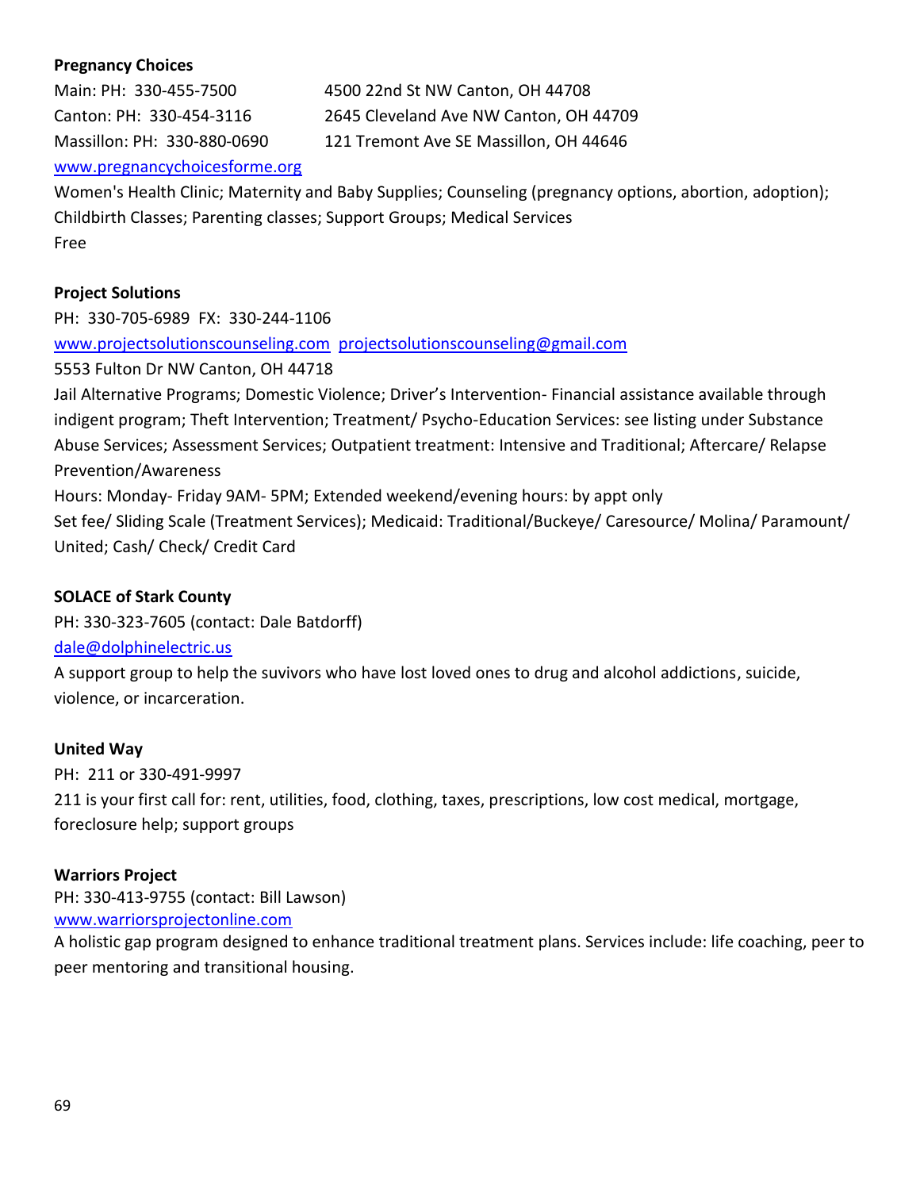**Pregnancy Choices**

Main: PH: 330-455-7500 4500 22nd St NW Canton, OH 44708

Canton: PH: 330-454-3116 2645 Cleveland Ave NW Canton, OH 44709

Massillon: PH: 330-880-0690 121 Tremont Ave SE Massillon, OH 44646

www.pregnancychoicesforme.org

Women's Health Clinic; Maternity and Baby Supplies; Counseling (pregnancy options, abortion, adoption); Childbirth Classes; Parenting classes; Support Groups; Medical Services

Free

**Project Solutions**

PH: 330-705-6989 FX: 330-244-1106

www.projectsolutionscounseling.com projectsolutionscounseling@gmail.com

5553 Fulton Dr NW Canton, OH 44718

Jail Alternative Programs; Domestic Violence; Driver's Intervention- Financial assistance available through indigent program; Theft Intervention; Treatment/ Psycho-Education Services: see listing under Substance Abuse Services; Assessment Services; Outpatient treatment: Intensive and Traditional; Aftercare/ Relapse Prevention/Awareness

Hours: Monday- Friday 9AM- 5PM; Extended weekend/evening hours: by appt only

Set fee/ Sliding Scale (Treatment Services); Medicaid: Traditional/Buckeye/ Caresource/ Molina/ Paramount/ United; Cash/ Check/ Credit Card

**SOLACE of Stark County**

PH: 330-323-7605 (contact: Dale Batdorff)

dale@dolphinelectric.us

A support group to help the suvivors who have lost loved ones to drug and alcohol addictions, suicide, violence, or incarceration.

**United Way**

PH: 211 or 330-491-9997

211 is your first call for: rent, utilities, food, clothing, taxes, prescriptions, low cost medical, mortgage, foreclosure help; support groups

**Warriors Project**

PH: 330-413-9755 (contact: Bill Lawson)

www.warriorsprojectonline.com

A holistic gap program designed to enhance traditional treatment plans. Services include: life coaching, peer to peer mentoring and transitional housing.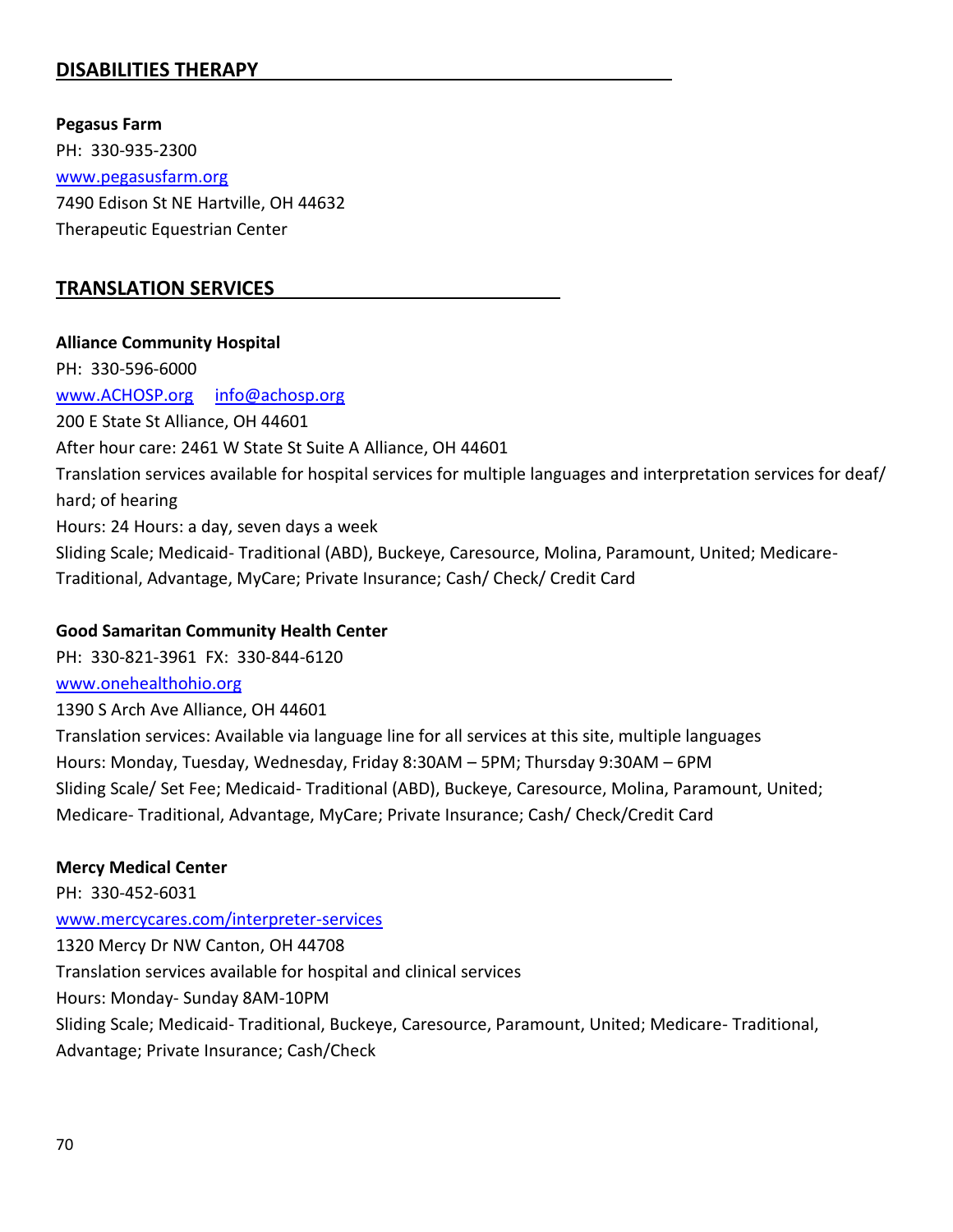## DISABILITIES THERAPY

**Pegasus Farm**
PH: 330-935-2300
www.pegasusfarm.org
7490 Edison St NE Hartville, OH 44632
Therapeutic Equestrian Center

## TRANSLATION SERVICES

**Alliance Community Hospital**
PH: 330-596-6000
www.ACHOSP.org info@achosp.org
200 E State St Alliance, OH 44601
After hour care: 2461 W State St Suite A Alliance, OH 44601
Translation services available for hospital services for multiple languages and interpretation services for deaf/ hard; of hearing
Hours: 24 Hours: a day, seven days a week
Sliding Scale; Medicaid- Traditional (ABD), Buckeye, Caresource, Molina, Paramount, United; Medicare- Traditional, Advantage, MyCare; Private Insurance; Cash/ Check/ Credit Card

**Good Samaritan Community Health Center**
PH: 330-821-3961 FX: 330-844-6120
www.onehealthohio.org
1390 S Arch Ave Alliance, OH 44601
Translation services: Available via language line for all services at this site, multiple languages
Hours: Monday, Tuesday, Wednesday, Friday 8:30AM – 5PM; Thursday 9:30AM – 6PM
Sliding Scale/ Set Fee; Medicaid- Traditional (ABD), Buckeye, Caresource, Molina, Paramount, United; Medicare- Traditional, Advantage, MyCare; Private Insurance; Cash/ Check/Credit Card

**Mercy Medical Center**
PH: 330-452-6031
www.mercycares.com/interpreter-services
1320 Mercy Dr NW Canton, OH 44708
Translation services available for hospital and clinical services
Hours: Monday- Sunday 8AM-10PM
Sliding Scale; Medicaid- Traditional, Buckeye, Caresource, Paramount, United; Medicare- Traditional, Advantage; Private Insurance; Cash/Check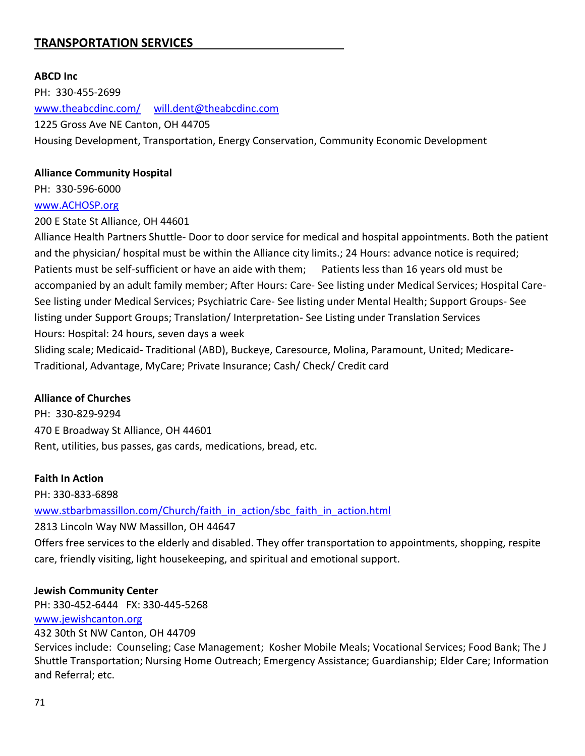## TRANSPORTATION SERVICES

**ABCD Inc**
PH: 330-455-2699
www.theabcdinc.com/ will.dent@theabcdinc.com
1225 Gross Ave NE Canton, OH 44705
Housing Development, Transportation, Energy Conservation, Community Economic Development

**Alliance Community Hospital**
PH: 330-596-6000
www.ACHOSP.org
200 E State St Alliance, OH 44601
Alliance Health Partners Shuttle- Door to door service for medical and hospital appointments. Both the patient and the physician/ hospital must be within the Alliance city limits.; 24 Hours: advance notice is required; Patients must be self-sufficient or have an aide with them; Patients less than 16 years old must be accompanied by an adult family member; After Hours: Care- See listing under Medical Services; Hospital Care- See listing under Medical Services; Psychiatric Care- See listing under Mental Health; Support Groups- See listing under Support Groups; Translation/ Interpretation- See Listing under Translation Services
Hours: Hospital: 24 hours, seven days a week
Sliding scale; Medicaid- Traditional (ABD), Buckeye, Caresource, Molina, Paramount, United; Medicare- Traditional, Advantage, MyCare; Private Insurance; Cash/ Check/ Credit card

**Alliance of Churches**
PH: 330-829-9294
470 E Broadway St Alliance, OH 44601
Rent, utilities, bus passes, gas cards, medications, bread, etc.

**Faith In Action**
PH: 330-833-6898
www.stbarbmassillon.com/Church/faith_in_action/sbc_faith_in_action.html
2813 Lincoln Way NW Massillon, OH 44647
Offers free services to the elderly and disabled. They offer transportation to appointments, shopping, respite care, friendly visiting, light housekeeping, and spiritual and emotional support.

**Jewish Community Center**
PH: 330-452-6444 FX: 330-445-5268
www.jewishcanton.org
432 30th St NW Canton, OH 44709
Services include: Counseling; Case Management; Kosher Mobile Meals; Vocational Services; Food Bank; The J Shuttle Transportation; Nursing Home Outreach; Emergency Assistance; Guardianship; Elder Care; Information and Referral; etc.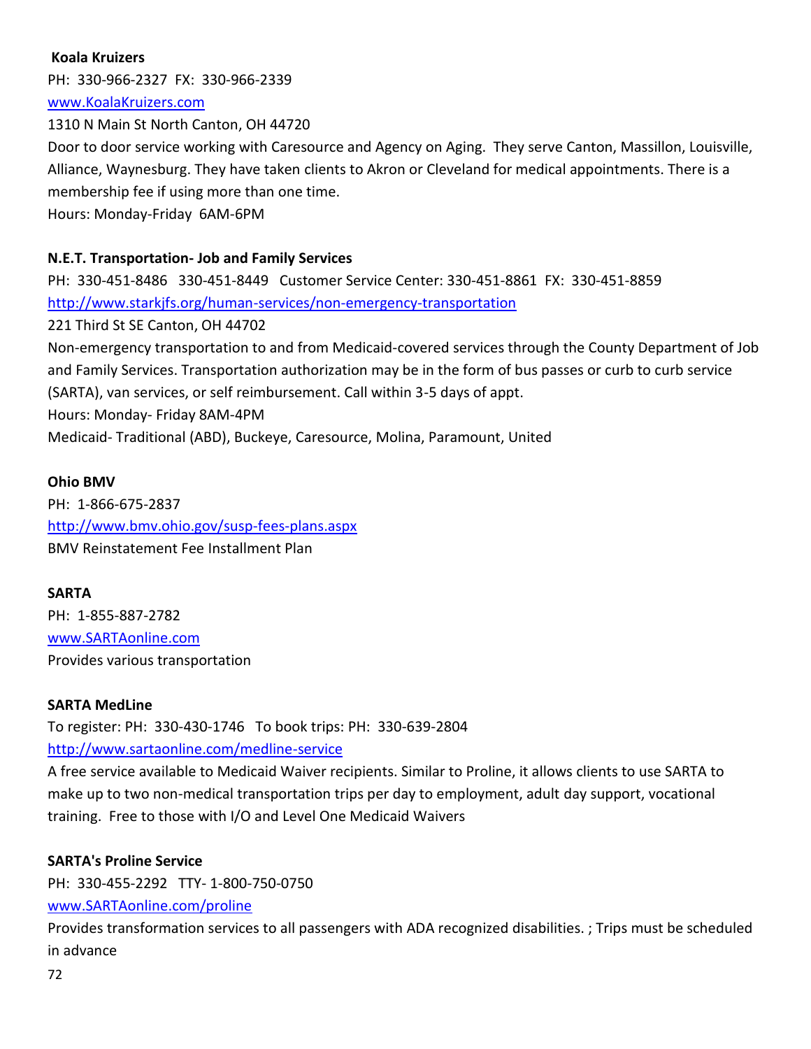**Koala Kruizers**

PH: 330-966-2327 FX: 330-966-2339

www.KoalaKruizers.com

1310 N Main St North Canton, OH 44720

Door to door service working with Caresource and Agency on Aging. They serve Canton, Massillon, Louisville, Alliance, Waynesburg. They have taken clients to Akron or Cleveland for medical appointments. There is a membership fee if using more than one time.

Hours: Monday-Friday 6AM-6PM

**N.E.T. Transportation- Job and Family Services**

PH: 330-451-8486 330-451-8449 Customer Service Center: 330-451-8861 FX: 330-451-8859

http://www.starkjfs.org/human-services/non-emergency-transportation

221 Third St SE Canton, OH 44702

Non-emergency transportation to and from Medicaid-covered services through the County Department of Job and Family Services. Transportation authorization may be in the form of bus passes or curb to curb service (SARTA), van services, or self reimbursement. Call within 3-5 days of appt.

Hours: Monday- Friday 8AM-4PM

Medicaid- Traditional (ABD), Buckeye, Caresource, Molina, Paramount, United

**Ohio BMV**

PH: 1-866-675-2837

http://www.bmv.ohio.gov/susp-fees-plans.aspx

BMV Reinstatement Fee Installment Plan

**SARTA**

PH: 1-855-887-2782

www.SARTAonline.com

Provides various transportation

**SARTA MedLine**

To register: PH: 330-430-1746 To book trips: PH: 330-639-2804

http://www.sartaonline.com/medline-service

A free service available to Medicaid Waiver recipients. Similar to Proline, it allows clients to use SARTA to make up to two non-medical transportation trips per day to employment, adult day support, vocational training. Free to those with I/O and Level One Medicaid Waivers

**SARTA's Proline Service**

PH: 330-455-2292 TTY- 1-800-750-0750

www.SARTAonline.com/proline

Provides transformation services to all passengers with ADA recognized disabilities. ; Trips must be scheduled in advance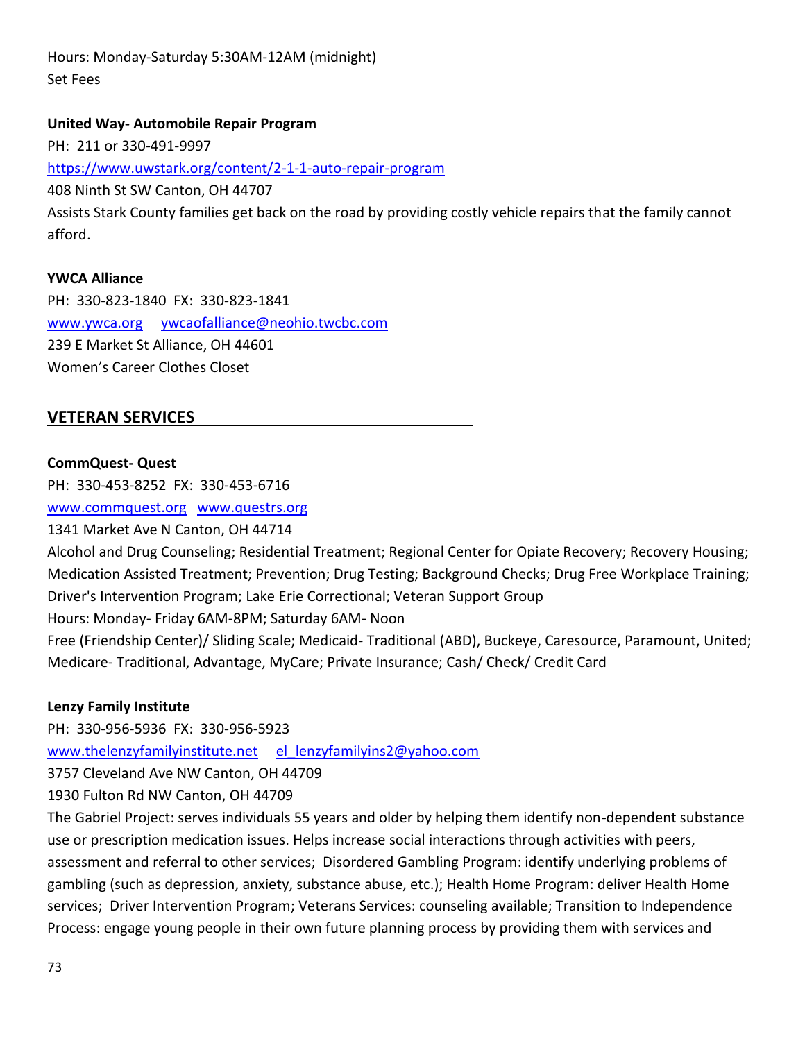Hours: Monday-Saturday 5:30AM-12AM (midnight)
Set Fees

**United Way- Automobile Repair Program**
PH: 211 or 330-491-9997
https://www.uwstark.org/content/2-1-1-auto-repair-program
408 Ninth St SW Canton, OH 44707
Assists Stark County families get back on the road by providing costly vehicle repairs that the family cannot afford.

**YWCA Alliance**
PH: 330-823-1840 FX: 330-823-1841
www.ywca.org ywcaofalliance@neohio.twcbc.com
239 E Market St Alliance, OH 44601
Women's Career Clothes Closet

## VETERAN SERVICES

**CommQuest- Quest**
PH: 330-453-8252 FX: 330-453-6716
www.commquest.org www.questrs.org
1341 Market Ave N Canton, OH 44714
Alcohol and Drug Counseling; Residential Treatment; Regional Center for Opiate Recovery; Recovery Housing; Medication Assisted Treatment; Prevention; Drug Testing; Background Checks; Drug Free Workplace Training; Driver's Intervention Program; Lake Erie Correctional; Veteran Support Group
Hours: Monday- Friday 6AM-8PM; Saturday 6AM- Noon
Free (Friendship Center)/ Sliding Scale; Medicaid- Traditional (ABD), Buckeye, Caresource, Paramount, United; Medicare- Traditional, Advantage, MyCare; Private Insurance; Cash/ Check/ Credit Card

**Lenzy Family Institute**
PH: 330-956-5936 FX: 330-956-5923
www.thelenzyfamilyinstitute.net el_lenzyfamilyins2@yahoo.com
3757 Cleveland Ave NW Canton, OH 44709
1930 Fulton Rd NW Canton, OH 44709
The Gabriel Project: serves individuals 55 years and older by helping them identify non-dependent substance use or prescription medication issues. Helps increase social interactions through activities with peers, assessment and referral to other services; Disordered Gambling Program: identify underlying problems of gambling (such as depression, anxiety, substance abuse, etc.); Health Home Program: deliver Health Home services; Driver Intervention Program; Veterans Services: counseling available; Transition to Independence Process: engage young people in their own future planning process by providing them with services and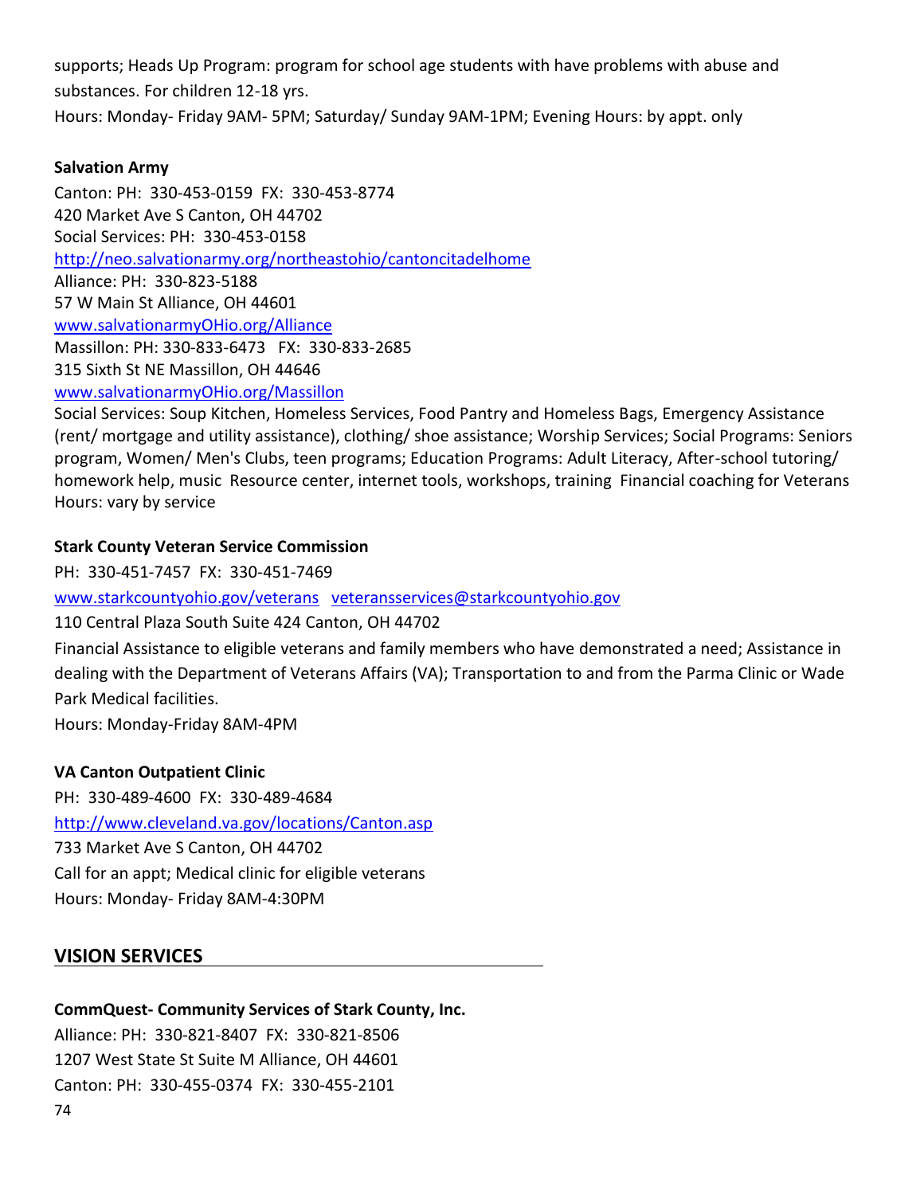supports; Heads Up Program: program for school age students with have problems with abuse and substances. For children 12-18 yrs.
Hours: Monday- Friday 9AM- 5PM; Saturday/ Sunday 9AM-1PM; Evening Hours: by appt. only

**Salvation Army**

Canton: PH: 330-453-0159 FX: 330-453-8774
420 Market Ave S Canton, OH 44702
Social Services: PH: 330-453-0158
http://neo.salvationarmy.org/northeastohio/cantoncitadelhome
Alliance: PH: 330-823-5188
57 W Main St Alliance, OH 44601
www.salvationarmyOHio.org/Alliance
Massillon: PH: 330-833-6473 FX: 330-833-2685
315 Sixth St NE Massillon, OH 44646
www.salvationarmyOHio.org/Massillon
Social Services: Soup Kitchen, Homeless Services, Food Pantry and Homeless Bags, Emergency Assistance (rent/ mortgage and utility assistance), clothing/ shoe assistance; Worship Services; Social Programs: Seniors program, Women/ Men's Clubs, teen programs; Education Programs: Adult Literacy, After-school tutoring/ homework help, music Resource center, internet tools, workshops, training Financial coaching for Veterans
Hours: vary by service

**Stark County Veteran Service Commission**

PH: 330-451-7457 FX: 330-451-7469
www.starkcountyohio.gov/veterans veteransservices@starkcountyohio.gov
110 Central Plaza South Suite 424 Canton, OH 44702
Financial Assistance to eligible veterans and family members who have demonstrated a need; Assistance in dealing with the Department of Veterans Affairs (VA); Transportation to and from the Parma Clinic or Wade Park Medical facilities.
Hours: Monday-Friday 8AM-4PM

**VA Canton Outpatient Clinic**

PH: 330-489-4600 FX: 330-489-4684
http://www.cleveland.va.gov/locations/Canton.asp
733 Market Ave S Canton, OH 44702
Call for an appt; Medical clinic for eligible veterans
Hours: Monday- Friday 8AM-4:30PM

## VISION SERVICES

**CommQuest- Community Services of Stark County, Inc.**

Alliance: PH: 330-821-8407 FX: 330-821-8506
1207 West State St Suite M Alliance, OH 44601
Canton: PH: 330-455-0374 FX: 330-455-2101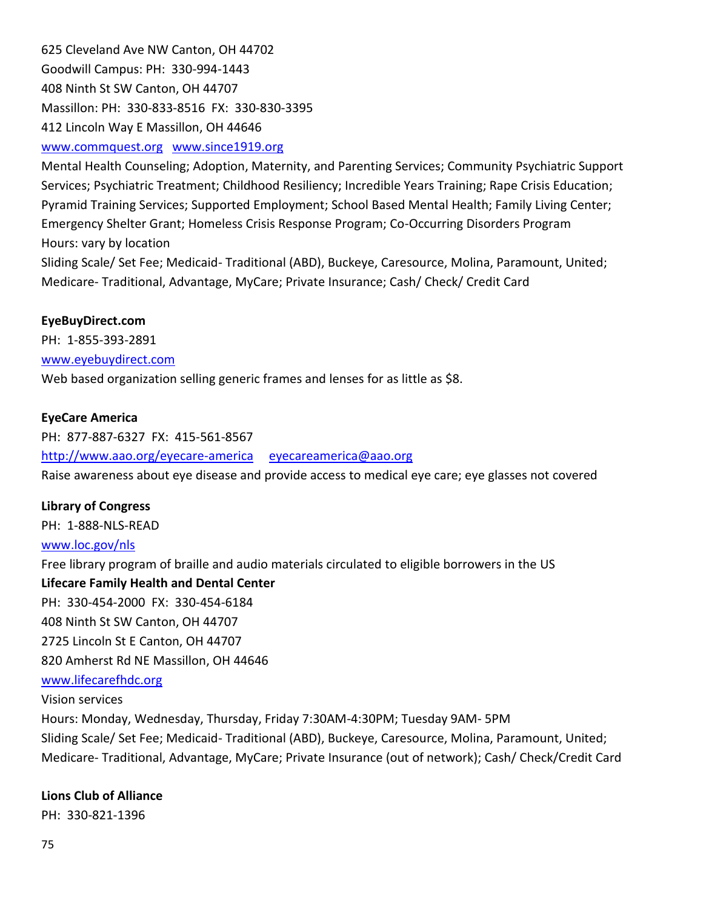625 Cleveland Ave NW Canton, OH 44702
Goodwill Campus: PH: 330-994-1443
408 Ninth St SW Canton, OH 44707
Massillon: PH: 330-833-8516 FX: 330-830-3395
412 Lincoln Way E Massillon, OH 44646
www.commquest.org www.since1919.org
Mental Health Counseling; Adoption, Maternity, and Parenting Services; Community Psychiatric Support Services; Psychiatric Treatment; Childhood Resiliency; Incredible Years Training; Rape Crisis Education; Pyramid Training Services; Supported Employment; School Based Mental Health; Family Living Center; Emergency Shelter Grant; Homeless Crisis Response Program; Co-Occurring Disorders Program
Hours: vary by location
Sliding Scale/ Set Fee; Medicaid- Traditional (ABD), Buckeye, Caresource, Molina, Paramount, United; Medicare- Traditional, Advantage, MyCare; Private Insurance; Cash/ Check/ Credit Card

**EyeBuyDirect.com**
PH: 1-855-393-2891
www.eyebuydirect.com
Web based organization selling generic frames and lenses for as little as $8.

**EyeCare America**
PH: 877-887-6327 FX: 415-561-8567
http://www.aao.org/eyecare-america eyecareamerica@aao.org
Raise awareness about eye disease and provide access to medical eye care; eye glasses not covered

**Library of Congress**
PH: 1-888-NLS-READ
www.loc.gov/nls
Free library program of braille and audio materials circulated to eligible borrowers in the US

**Lifecare Family Health and Dental Center**
PH: 330-454-2000 FX: 330-454-6184
408 Ninth St SW Canton, OH 44707
2725 Lincoln St E Canton, OH 44707
820 Amherst Rd NE Massillon, OH 44646
www.lifecarefhdc.org
Vision services
Hours: Monday, Wednesday, Thursday, Friday 7:30AM-4:30PM; Tuesday 9AM- 5PM
Sliding Scale/ Set Fee; Medicaid- Traditional (ABD), Buckeye, Caresource, Molina, Paramount, United; Medicare- Traditional, Advantage, MyCare; Private Insurance (out of network); Cash/ Check/Credit Card

**Lions Club of Alliance**
PH: 330-821-1396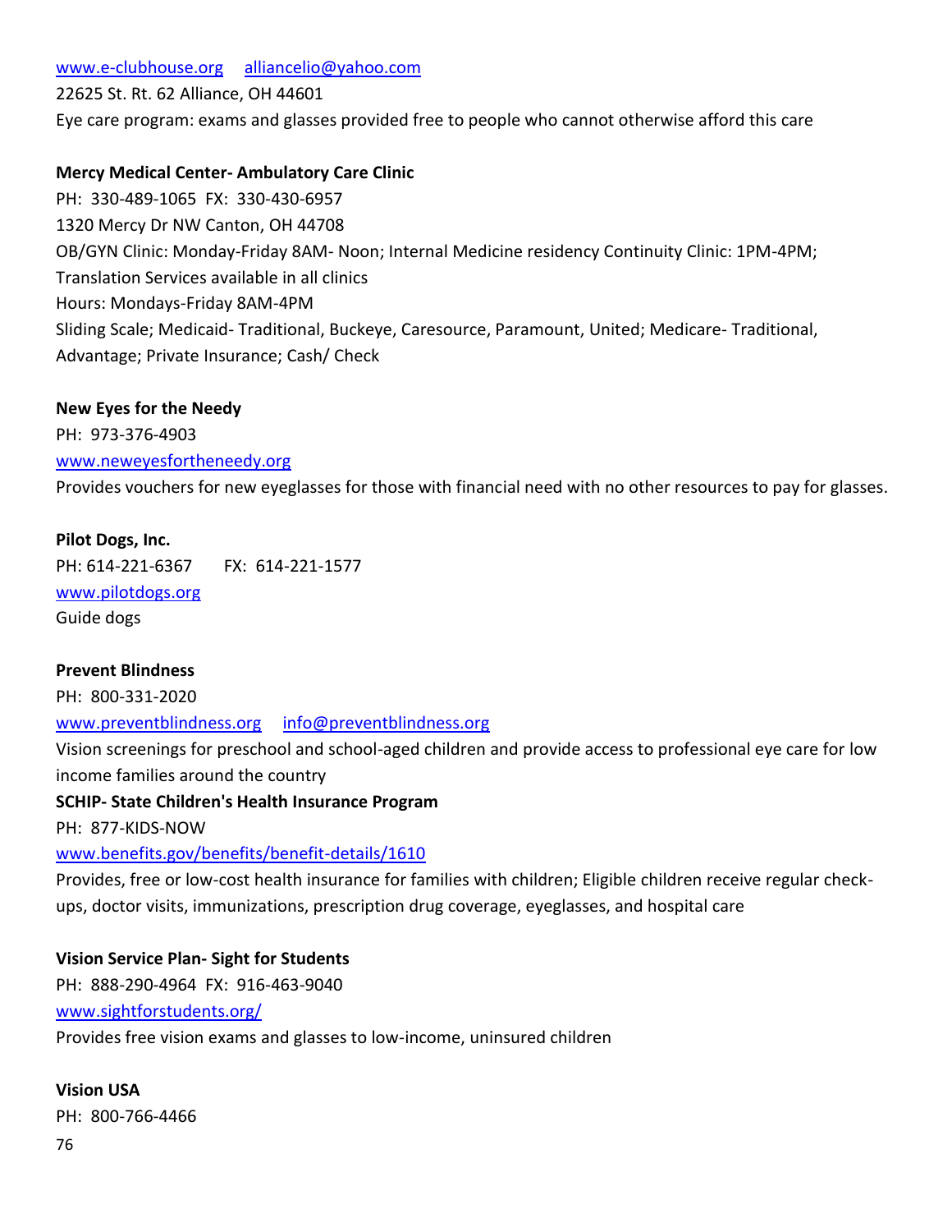[www.e-clubhouse.org](http://www.e-clubhouse.org) [alliancelio@yahoo.com](mailto:alliancelio@yahoo.com)
22625 St. Rt. 62 Alliance, OH 44601
Eye care program: exams and glasses provided free to people who cannot otherwise afford this care

**Mercy Medical Center- Ambulatory Care Clinic**
PH: 330-489-1065 FX: 330-430-6957
1320 Mercy Dr NW Canton, OH 44708
OB/GYN Clinic: Monday-Friday 8AM- Noon; Internal Medicine residency Continuity Clinic: 1PM-4PM; Translation Services available in all clinics
Hours: Mondays-Friday 8AM-4PM
Sliding Scale; Medicaid- Traditional, Buckeye, Caresource, Paramount, United; Medicare- Traditional, Advantage; Private Insurance; Cash/ Check

**New Eyes for the Needy**
PH: 973-376-4903
[www.neweyesfortheneedy.org](http://www.neweyesfortheneedy.org)
Provides vouchers for new eyeglasses for those with financial need with no other resources to pay for glasses.

**Pilot Dogs, Inc.**
PH: 614-221-6367 FX: 614-221-1577
[www.pilotdogs.org](http://www.pilotdogs.org)
Guide dogs

**Prevent Blindness**
PH: 800-331-2020
[www.preventblindness.org](http://www.preventblindness.org) [info@preventblindness.org](mailto:info@preventblindness.org)
Vision screenings for preschool and school-aged children and provide access to professional eye care for low income families around the country

**SCHIP- State Children's Health Insurance Program**
PH: 877-KIDS-NOW
[www.benefits.gov/benefits/benefit-details/1610](http://www.benefits.gov/benefits/benefit-details/1610)
Provides, free or low-cost health insurance for families with children; Eligible children receive regular check-ups, doctor visits, immunizations, prescription drug coverage, eyeglasses, and hospital care

**Vision Service Plan- Sight for Students**
PH: 888-290-4964 FX: 916-463-9040
[www.sightforstudents.org/](http://www.sightforstudents.org/)
Provides free vision exams and glasses to low-income, uninsured children

**Vision USA**
PH: 800-766-4466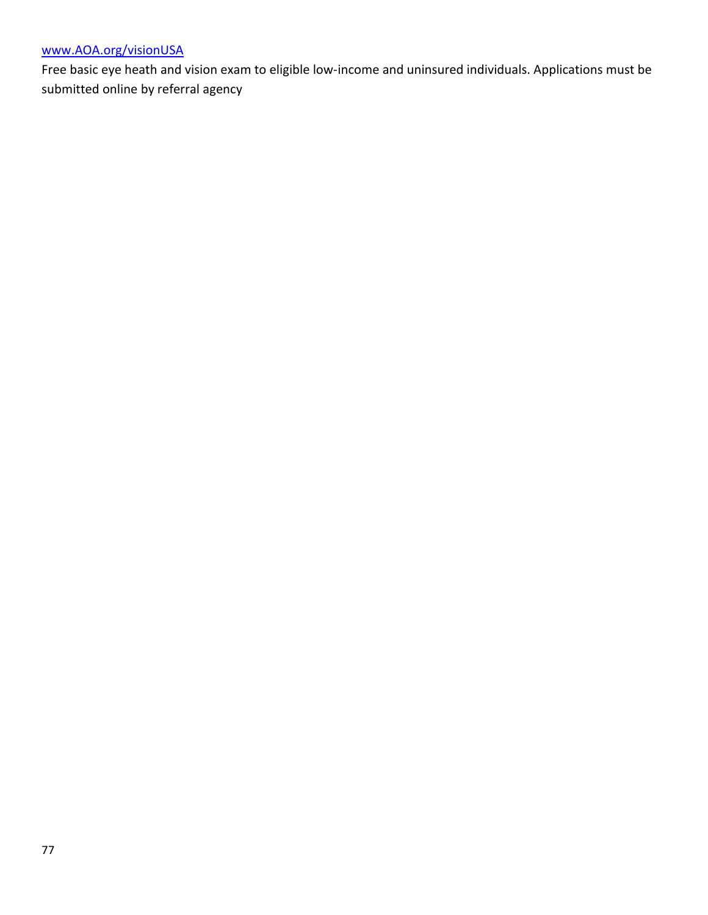[www.AOA.org/visionUSA](http://www.AOA.org/visionUSA)

Free basic eye heath and vision exam to eligible low-income and uninsured individuals. Applications must be submitted online by referral agency